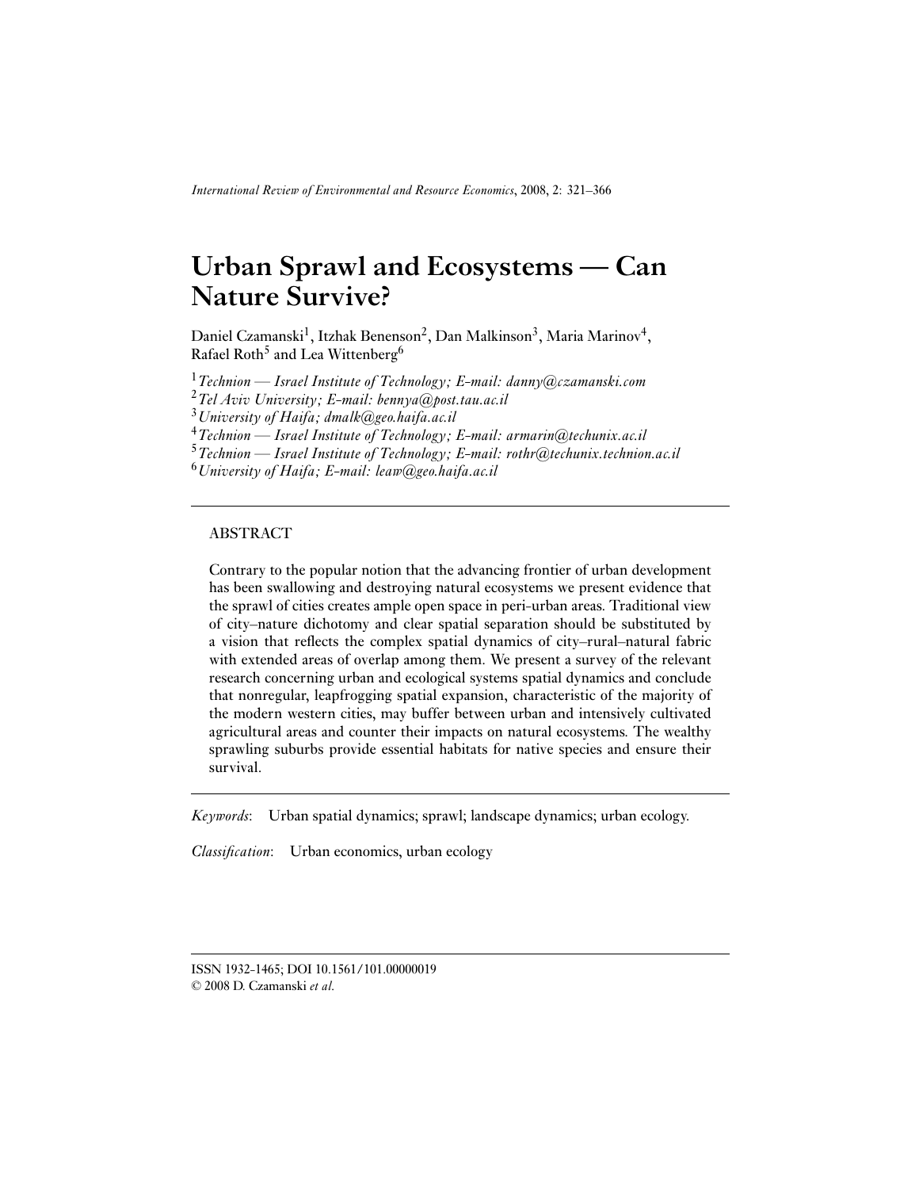# Urban Sprawl and Ecosystems — Can Nature Survive?

Daniel Czamanski[1], Itzhak Benenson[2], Dan Malkinson[3], Maria Marinov[4], Rafael Roth[5] and Lea Wittenberg[6]

[1] *Technion — Israel Institute of Technology; E-mail: danny@czamanski.com*
[2] *Tel Aviv University; E-mail: bennya@post.tau.ac.il*
[3] *University of Haifa; dmalk@geo.haifa.ac.il*
[4] *Technion — Israel Institute of Technology; E-mail: armarin@techunix.ac.il*
[5] *Technion — Israel Institute of Technology; E-mail: rothr@techunix.technion.ac.il*
[6] *University of Haifa; E-mail: leaw@geo.haifa.ac.il*

---

ABSTRACT

Contrary to the popular notion that the advancing frontier of urban development has been swallowing and destroying natural ecosystems we present evidence that the sprawl of cities creates ample open space in peri-urban areas. Traditional view of city–nature dichotomy and clear spatial separation should be substituted by a vision that reflects the complex spatial dynamics of city–rural–natural fabric with extended areas of overlap among them. We present a survey of the relevant research concerning urban and ecological systems spatial dynamics and conclude that nonregular, leapfrogging spatial expansion, characteristic of the majority of the modern western cities, may buffer between urban and intensively cultivated agricultural areas and counter their impacts on natural ecosystems. The wealthy sprawling suburbs provide essential habitats for native species and ensure their survival.

---

*Keywords*: Urban spatial dynamics; sprawl; landscape dynamics; urban ecology.

*Classification*: Urban economics, urban ecology

---

ISSN 1932-1465; DOI 10.1561/101.00000019
© 2008 D. Czamanski *et al.*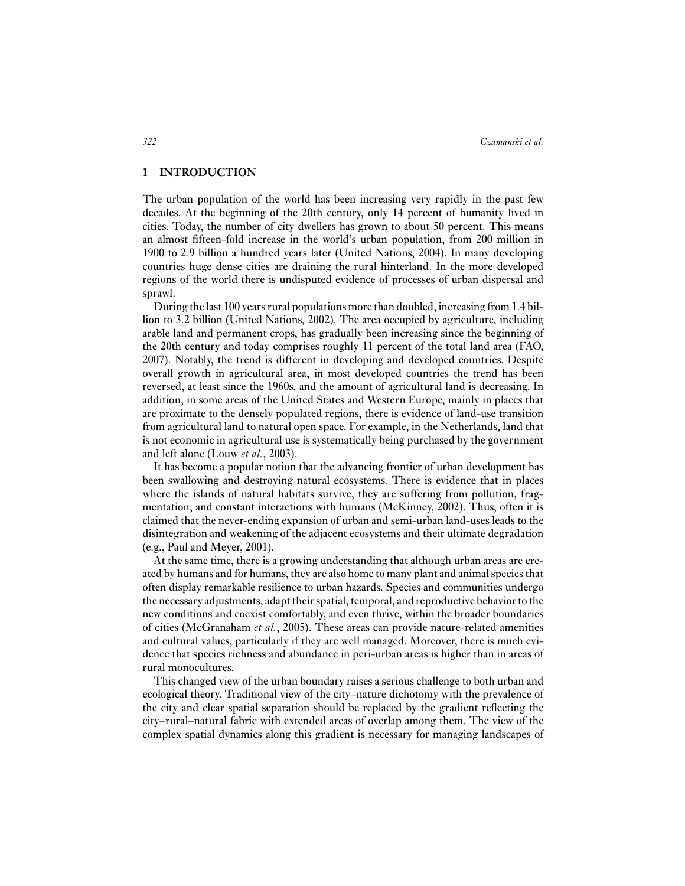## 1 INTRODUCTION

The urban population of the world has been increasing very rapidly in the past few decades. At the beginning of the 20th century, only 14 percent of humanity lived in cities. Today, the number of city dwellers has grown to about 50 percent. This means an almost fifteen-fold increase in the world's urban population, from 200 million in 1900 to 2.9 billion a hundred years later (United Nations, 2004). In many developing countries huge dense cities are draining the rural hinterland. In the more developed regions of the world there is undisputed evidence of processes of urban dispersal and sprawl.

During the last 100 years rural populations more than doubled, increasing from 1.4 billion to 3.2 billion (United Nations, 2002). The area occupied by agriculture, including arable land and permanent crops, has gradually been increasing since the beginning of the 20th century and today comprises roughly 11 percent of the total land area (FAO, 2007). Notably, the trend is different in developing and developed countries. Despite overall growth in agricultural area, in most developed countries the trend has been reversed, at least since the 1960s, and the amount of agricultural land is decreasing. In addition, in some areas of the United States and Western Europe, mainly in places that are proximate to the densely populated regions, there is evidence of land-use transition from agricultural land to natural open space. For example, in the Netherlands, land that is not economic in agricultural use is systematically being purchased by the government and left alone (Louw *et al.*, 2003).

It has become a popular notion that the advancing frontier of urban development has been swallowing and destroying natural ecosystems. There is evidence that in places where the islands of natural habitats survive, they are suffering from pollution, fragmentation, and constant interactions with humans (McKinney, 2002). Thus, often it is claimed that the never-ending expansion of urban and semi-urban land-uses leads to the disintegration and weakening of the adjacent ecosystems and their ultimate degradation (e.g., Paul and Meyer, 2001).

At the same time, there is a growing understanding that although urban areas are created by humans and for humans, they are also home to many plant and animal species that often display remarkable resilience to urban hazards. Species and communities undergo the necessary adjustments, adapt their spatial, temporal, and reproductive behavior to the new conditions and coexist comfortably, and even thrive, within the broader boundaries of cities (McGranaham *et al.*, 2005). These areas can provide nature-related amenities and cultural values, particularly if they are well managed. Moreover, there is much evidence that species richness and abundance in peri-urban areas is higher than in areas of rural monocultures.

This changed view of the urban boundary raises a serious challenge to both urban and ecological theory. Traditional view of the city–nature dichotomy with the prevalence of the city and clear spatial separation should be replaced by the gradient reflecting the city–rural–natural fabric with extended areas of overlap among them. The view of the complex spatial dynamics along this gradient is necessary for managing landscapes of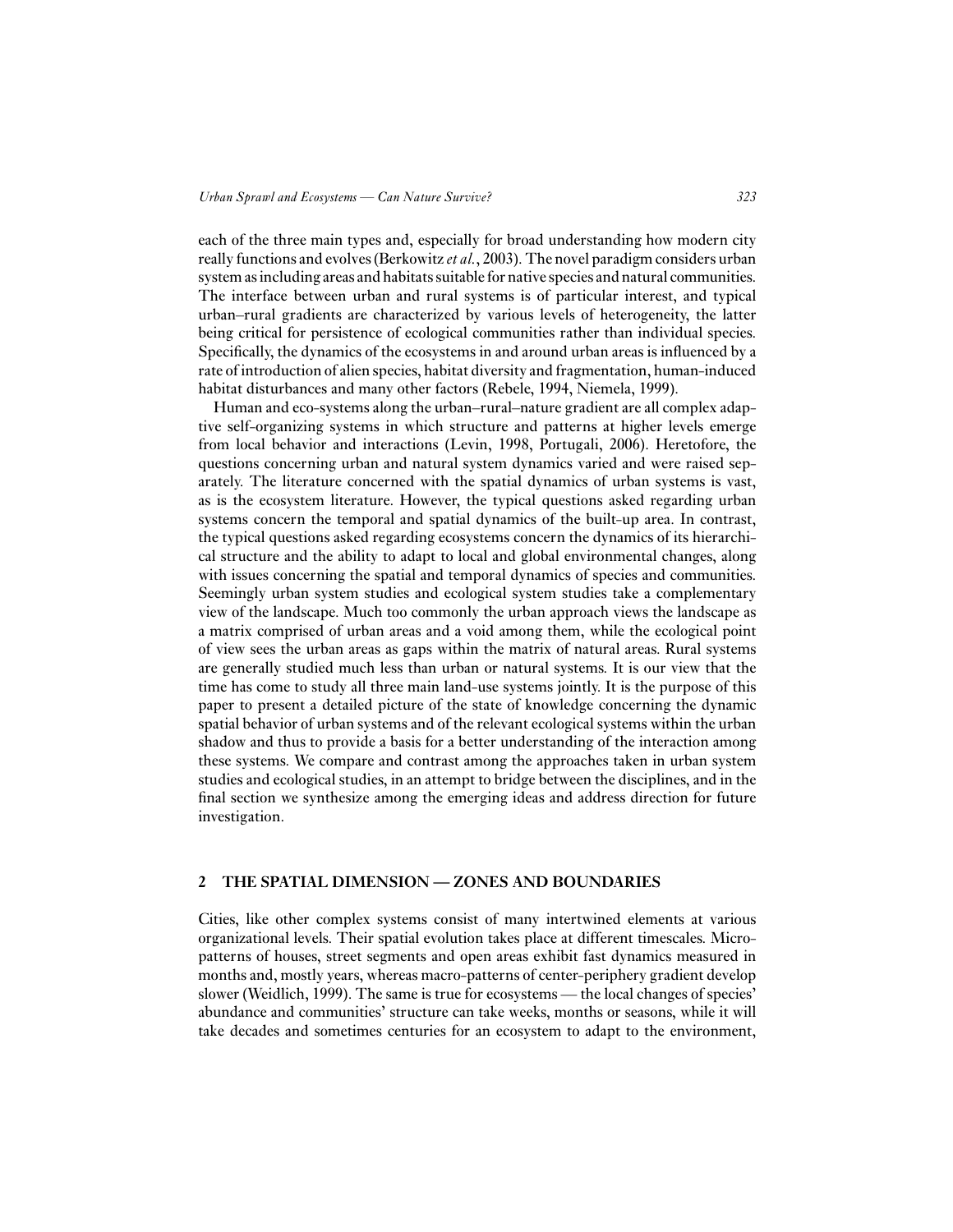each of the three main types and, especially for broad understanding how modern city really functions and evolves (Berkowitz *et al.*, 2003). The novel paradigm considers urban system as including areas and habitats suitable for native species and natural communities. The interface between urban and rural systems is of particular interest, and typical urban–rural gradients are characterized by various levels of heterogeneity, the latter being critical for persistence of ecological communities rather than individual species. Specifically, the dynamics of the ecosystems in and around urban areas is influenced by a rate of introduction of alien species, habitat diversity and fragmentation, human-induced habitat disturbances and many other factors (Rebele, 1994, Niemela, 1999).

Human and eco-systems along the urban–rural–nature gradient are all complex adaptive self-organizing systems in which structure and patterns at higher levels emerge from local behavior and interactions (Levin, 1998, Portugali, 2006). Heretofore, the questions concerning urban and natural system dynamics varied and were raised separately. The literature concerned with the spatial dynamics of urban systems is vast, as is the ecosystem literature. However, the typical questions asked regarding urban systems concern the temporal and spatial dynamics of the built-up area. In contrast, the typical questions asked regarding ecosystems concern the dynamics of its hierarchical structure and the ability to adapt to local and global environmental changes, along with issues concerning the spatial and temporal dynamics of species and communities. Seemingly urban system studies and ecological system studies take a complementary view of the landscape. Much too commonly the urban approach views the landscape as a matrix comprised of urban areas and a void among them, while the ecological point of view sees the urban areas as gaps within the matrix of natural areas. Rural systems are generally studied much less than urban or natural systems. It is our view that the time has come to study all three main land-use systems jointly. It is the purpose of this paper to present a detailed picture of the state of knowledge concerning the dynamic spatial behavior of urban systems and of the relevant ecological systems within the urban shadow and thus to provide a basis for a better understanding of the interaction among these systems. We compare and contrast among the approaches taken in urban system studies and ecological studies, in an attempt to bridge between the disciplines, and in the final section we synthesize among the emerging ideas and address direction for future investigation.

## 2 THE SPATIAL DIMENSION — ZONES AND BOUNDARIES

Cities, like other complex systems consist of many intertwined elements at various organizational levels. Their spatial evolution takes place at different timescales. Micro-patterns of houses, street segments and open areas exhibit fast dynamics measured in months and, mostly years, whereas macro-patterns of center-periphery gradient develop slower (Weidlich, 1999). The same is true for ecosystems — the local changes of species' abundance and communities' structure can take weeks, months or seasons, while it will take decades and sometimes centuries for an ecosystem to adapt to the environment,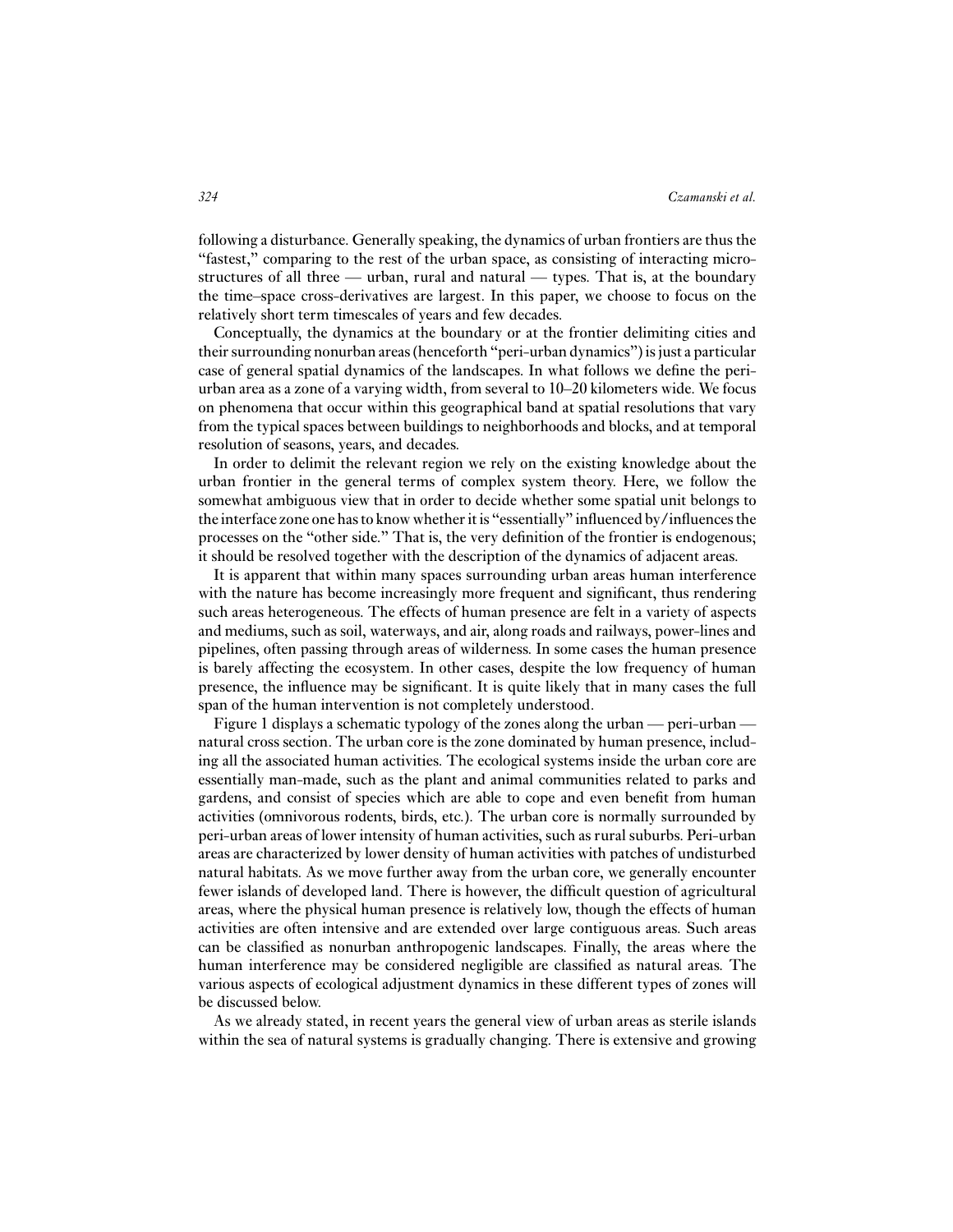following a disturbance. Generally speaking, the dynamics of urban frontiers are thus the "fastest," comparing to the rest of the urban space, as consisting of interacting micro-structures of all three — urban, rural and natural — types. That is, at the boundary the time–space cross-derivatives are largest. In this paper, we choose to focus on the relatively short term timescales of years and few decades.

Conceptually, the dynamics at the boundary or at the frontier delimiting cities and their surrounding nonurban areas (henceforth "peri-urban dynamics") is just a particular case of general spatial dynamics of the landscapes. In what follows we define the peri-urban area as a zone of a varying width, from several to 10–20 kilometers wide. We focus on phenomena that occur within this geographical band at spatial resolutions that vary from the typical spaces between buildings to neighborhoods and blocks, and at temporal resolution of seasons, years, and decades.

In order to delimit the relevant region we rely on the existing knowledge about the urban frontier in the general terms of complex system theory. Here, we follow the somewhat ambiguous view that in order to decide whether some spatial unit belongs to the interface zone one has to know whether it is "essentially" influenced by/influences the processes on the "other side." That is, the very definition of the frontier is endogenous; it should be resolved together with the description of the dynamics of adjacent areas.

It is apparent that within many spaces surrounding urban areas human interference with the nature has become increasingly more frequent and significant, thus rendering such areas heterogeneous. The effects of human presence are felt in a variety of aspects and mediums, such as soil, waterways, and air, along roads and railways, power-lines and pipelines, often passing through areas of wilderness. In some cases the human presence is barely affecting the ecosystem. In other cases, despite the low frequency of human presence, the influence may be significant. It is quite likely that in many cases the full span of the human intervention is not completely understood.

Figure 1 displays a schematic typology of the zones along the urban — peri-urban — natural cross section. The urban core is the zone dominated by human presence, including all the associated human activities. The ecological systems inside the urban core are essentially man-made, such as the plant and animal communities related to parks and gardens, and consist of species which are able to cope and even benefit from human activities (omnivorous rodents, birds, etc.). The urban core is normally surrounded by peri-urban areas of lower intensity of human activities, such as rural suburbs. Peri-urban areas are characterized by lower density of human activities with patches of undisturbed natural habitats. As we move further away from the urban core, we generally encounter fewer islands of developed land. There is however, the difficult question of agricultural areas, where the physical human presence is relatively low, though the effects of human activities are often intensive and are extended over large contiguous areas. Such areas can be classified as nonurban anthropogenic landscapes. Finally, the areas where the human interference may be considered negligible are classified as natural areas. The various aspects of ecological adjustment dynamics in these different types of zones will be discussed below.

As we already stated, in recent years the general view of urban areas as sterile islands within the sea of natural systems is gradually changing. There is extensive and growing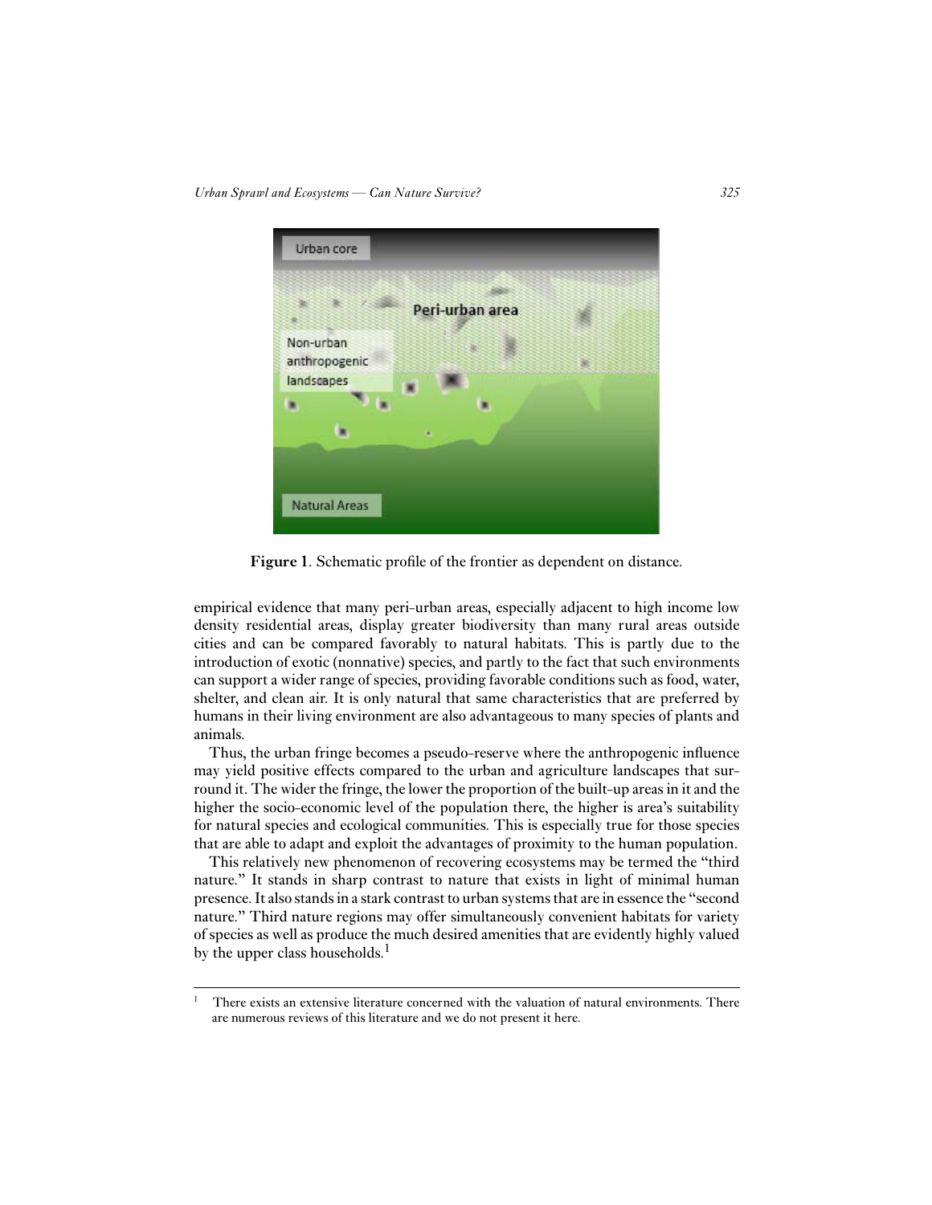Figure 1. Schematic profile of the frontier as dependent on distance.

empirical evidence that many peri-urban areas, especially adjacent to high income low density residential areas, display greater biodiversity than many rural areas outside cities and can be compared favorably to natural habitats. This is partly due to the introduction of exotic (nonnative) species, and partly to the fact that such environments can support a wider range of species, providing favorable conditions such as food, water, shelter, and clean air. It is only natural that same characteristics that are preferred by humans in their living environment are also advantageous to many species of plants and animals.

Thus, the urban fringe becomes a pseudo-reserve where the anthropogenic influence may yield positive effects compared to the urban and agriculture landscapes that surround it. The wider the fringe, the lower the proportion of the built-up areas in it and the higher the socio-economic level of the population there, the higher is area's suitability for natural species and ecological communities. This is especially true for those species that are able to adapt and exploit the advantages of proximity to the human population.

This relatively new phenomenon of recovering ecosystems may be termed the "third nature." It stands in sharp contrast to nature that exists in light of minimal human presence. It also stands in a stark contrast to urban systems that are in essence the "second nature." Third nature regions may offer simultaneously convenient habitats for variety of species as well as produce the much desired amenities that are evidently highly valued by the upper class households.[1]

[1] There exists an extensive literature concerned with the valuation of natural environments. There are numerous reviews of this literature and we do not present it here.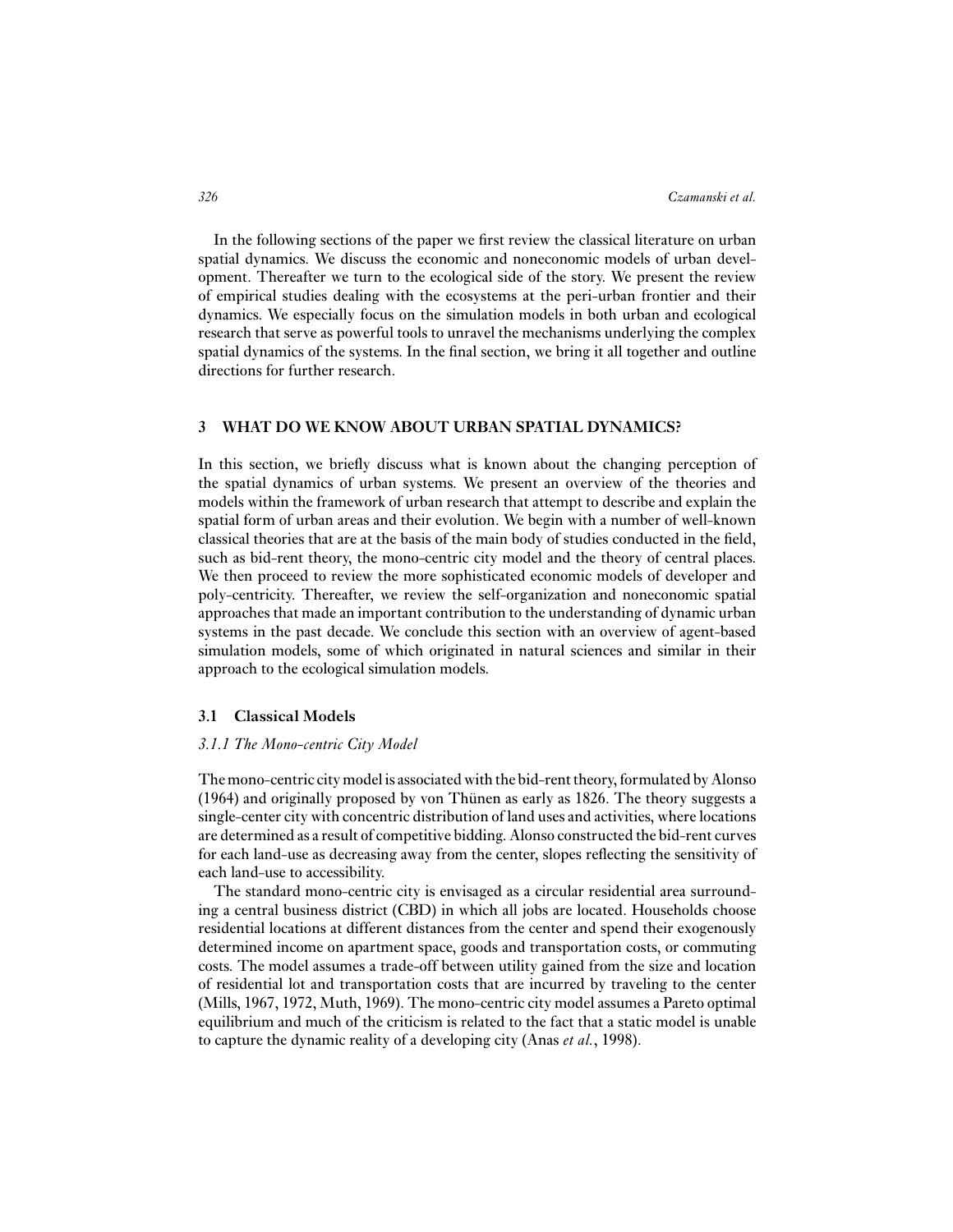In the following sections of the paper we first review the classical literature on urban spatial dynamics. We discuss the economic and noneconomic models of urban development. Thereafter we turn to the ecological side of the story. We present the review of empirical studies dealing with the ecosystems at the peri-urban frontier and their dynamics. We especially focus on the simulation models in both urban and ecological research that serve as powerful tools to unravel the mechanisms underlying the complex spatial dynamics of the systems. In the final section, we bring it all together and outline directions for further research.

## 3 WHAT DO WE KNOW ABOUT URBAN SPATIAL DYNAMICS?

In this section, we briefly discuss what is known about the changing perception of the spatial dynamics of urban systems. We present an overview of the theories and models within the framework of urban research that attempt to describe and explain the spatial form of urban areas and their evolution. We begin with a number of well-known classical theories that are at the basis of the main body of studies conducted in the field, such as bid-rent theory, the mono-centric city model and the theory of central places. We then proceed to review the more sophisticated economic models of developer and poly-centricity. Thereafter, we review the self-organization and noneconomic spatial approaches that made an important contribution to the understanding of dynamic urban systems in the past decade. We conclude this section with an overview of agent-based simulation models, some of which originated in natural sciences and similar in their approach to the ecological simulation models.

### 3.1 Classical Models

#### *3.1.1 The Mono-centric City Model*

The mono-centric city model is associated with the bid-rent theory, formulated by Alonso (1964) and originally proposed by von Thünen as early as 1826. The theory suggests a single-center city with concentric distribution of land uses and activities, where locations are determined as a result of competitive bidding. Alonso constructed the bid-rent curves for each land-use as decreasing away from the center, slopes reflecting the sensitivity of each land-use to accessibility.

The standard mono-centric city is envisaged as a circular residential area surrounding a central business district (CBD) in which all jobs are located. Households choose residential locations at different distances from the center and spend their exogenously determined income on apartment space, goods and transportation costs, or commuting costs. The model assumes a trade-off between utility gained from the size and location of residential lot and transportation costs that are incurred by traveling to the center (Mills, 1967, 1972, Muth, 1969). The mono-centric city model assumes a Pareto optimal equilibrium and much of the criticism is related to the fact that a static model is unable to capture the dynamic reality of a developing city (Anas *et al.*, 1998).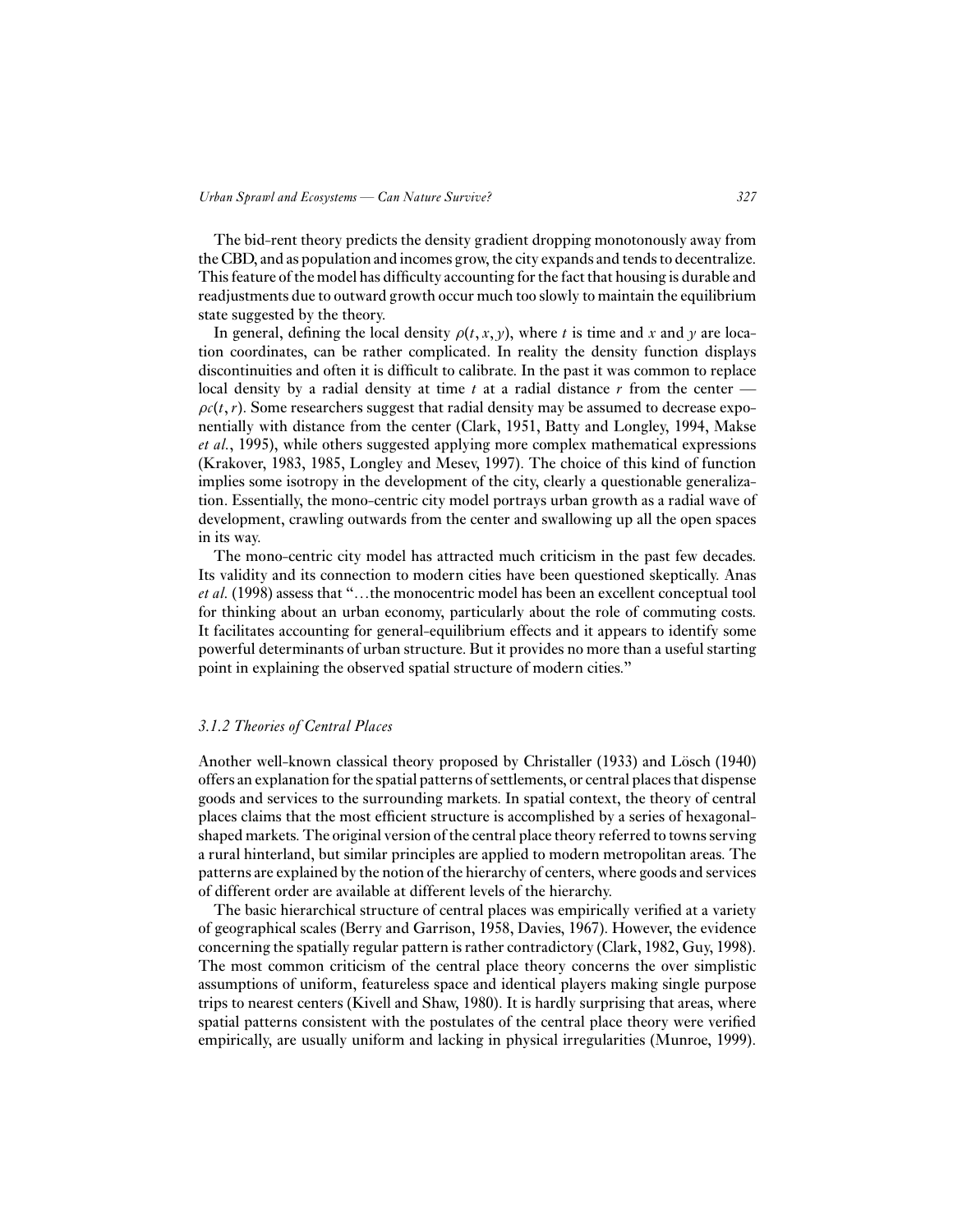The bid-rent theory predicts the density gradient dropping monotonously away from the CBD, and as population and incomes grow, the city expands and tends to decentralize. This feature of the model has difficulty accounting for the fact that housing is durable and readjustments due to outward growth occur much too slowly to maintain the equilibrium state suggested by the theory.

In general, defining the local density $\rho(t, x, y)$, where $t$ is time and $x$ and $y$ are location coordinates, can be rather complicated. In reality the density function displays discontinuities and often it is difficult to calibrate. In the past it was common to replace local density by a radial density at time $t$ at a radial distance $r$ from the center — $\rho c(t, r)$. Some researchers suggest that radial density may be assumed to decrease exponentially with distance from the center (Clark, 1951, Batty and Longley, 1994, Makse *et al.*, 1995), while others suggested applying more complex mathematical expressions (Krakover, 1983, 1985, Longley and Mesev, 1997). The choice of this kind of function implies some isotropy in the development of the city, clearly a questionable generalization. Essentially, the mono-centric city model portrays urban growth as a radial wave of development, crawling outwards from the center and swallowing up all the open spaces in its way.

The mono-centric city model has attracted much criticism in the past few decades. Its validity and its connection to modern cities have been questioned skeptically. Anas *et al*. (1998) assess that "…the monocentric model has been an excellent conceptual tool for thinking about an urban economy, particularly about the role of commuting costs. It facilitates accounting for general-equilibrium effects and it appears to identify some powerful determinants of urban structure. But it provides no more than a useful starting point in explaining the observed spatial structure of modern cities."

### *3.1.2 Theories of Central Places*

Another well-known classical theory proposed by Christaller (1933) and Lösch (1940) offers an explanation for the spatial patterns of settlements, or central places that dispense goods and services to the surrounding markets. In spatial context, the theory of central places claims that the most efficient structure is accomplished by a series of hexagonal-shaped markets. The original version of the central place theory referred to towns serving a rural hinterland, but similar principles are applied to modern metropolitan areas. The patterns are explained by the notion of the hierarchy of centers, where goods and services of different order are available at different levels of the hierarchy.

The basic hierarchical structure of central places was empirically verified at a variety of geographical scales (Berry and Garrison, 1958, Davies, 1967). However, the evidence concerning the spatially regular pattern is rather contradictory (Clark, 1982, Guy, 1998). The most common criticism of the central place theory concerns the over simplistic assumptions of uniform, featureless space and identical players making single purpose trips to nearest centers (Kivell and Shaw, 1980). It is hardly surprising that areas, where spatial patterns consistent with the postulates of the central place theory were verified empirically, are usually uniform and lacking in physical irregularities (Munroe, 1999).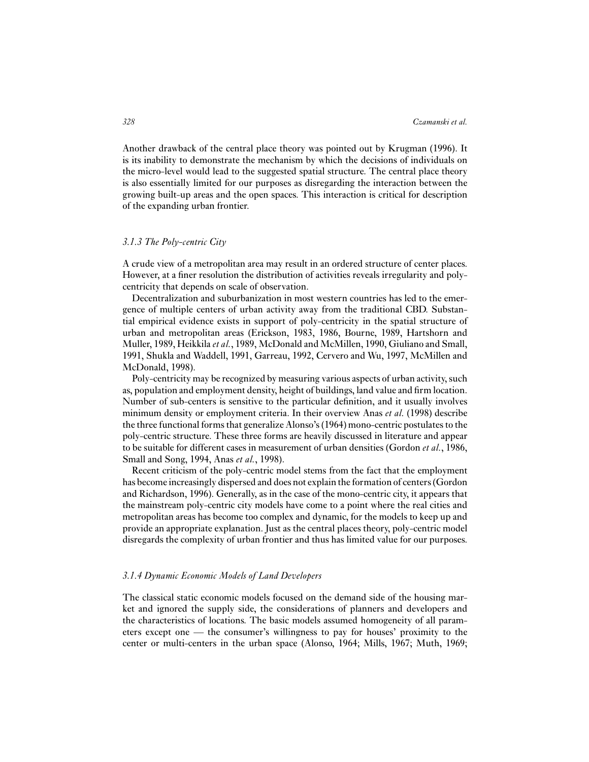Another drawback of the central place theory was pointed out by Krugman (1996). It is its inability to demonstrate the mechanism by which the decisions of individuals on the micro-level would lead to the suggested spatial structure. The central place theory is also essentially limited for our purposes as disregarding the interaction between the growing built-up areas and the open spaces. This interaction is critical for description of the expanding urban frontier.

### *3.1.3 The Poly-centric City*

A crude view of a metropolitan area may result in an ordered structure of center places. However, at a finer resolution the distribution of activities reveals irregularity and poly-centricity that depends on scale of observation.

Decentralization and suburbanization in most western countries has led to the emergence of multiple centers of urban activity away from the traditional CBD. Substantial empirical evidence exists in support of poly-centricity in the spatial structure of urban and metropolitan areas (Erickson, 1983, 1986, Bourne, 1989, Hartshorn and Muller, 1989, Heikkila *et al.*, 1989, McDonald and McMillen, 1990, Giuliano and Small, 1991, Shukla and Waddell, 1991, Garreau, 1992, Cervero and Wu, 1997, McMillen and McDonald, 1998).

Poly-centricity may be recognized by measuring various aspects of urban activity, such as, population and employment density, height of buildings, land value and firm location. Number of sub-centers is sensitive to the particular definition, and it usually involves minimum density or employment criteria. In their overview Anas *et al.* (1998) describe the three functional forms that generalize Alonso's (1964) mono-centric postulates to the poly-centric structure. These three forms are heavily discussed in literature and appear to be suitable for different cases in measurement of urban densities (Gordon *et al.*, 1986, Small and Song, 1994, Anas *et al.*, 1998).

Recent criticism of the poly-centric model stems from the fact that the employment has become increasingly dispersed and does not explain the formation of centers (Gordon and Richardson, 1996). Generally, as in the case of the mono-centric city, it appears that the mainstream poly-centric city models have come to a point where the real cities and metropolitan areas has become too complex and dynamic, for the models to keep up and provide an appropriate explanation. Just as the central places theory, poly-centric model disregards the complexity of urban frontier and thus has limited value for our purposes.

### *3.1.4 Dynamic Economic Models of Land Developers*

The classical static economic models focused on the demand side of the housing market and ignored the supply side, the considerations of planners and developers and the characteristics of locations. The basic models assumed homogeneity of all parameters except one — the consumer's willingness to pay for houses' proximity to the center or multi-centers in the urban space (Alonso, 1964; Mills, 1967; Muth, 1969;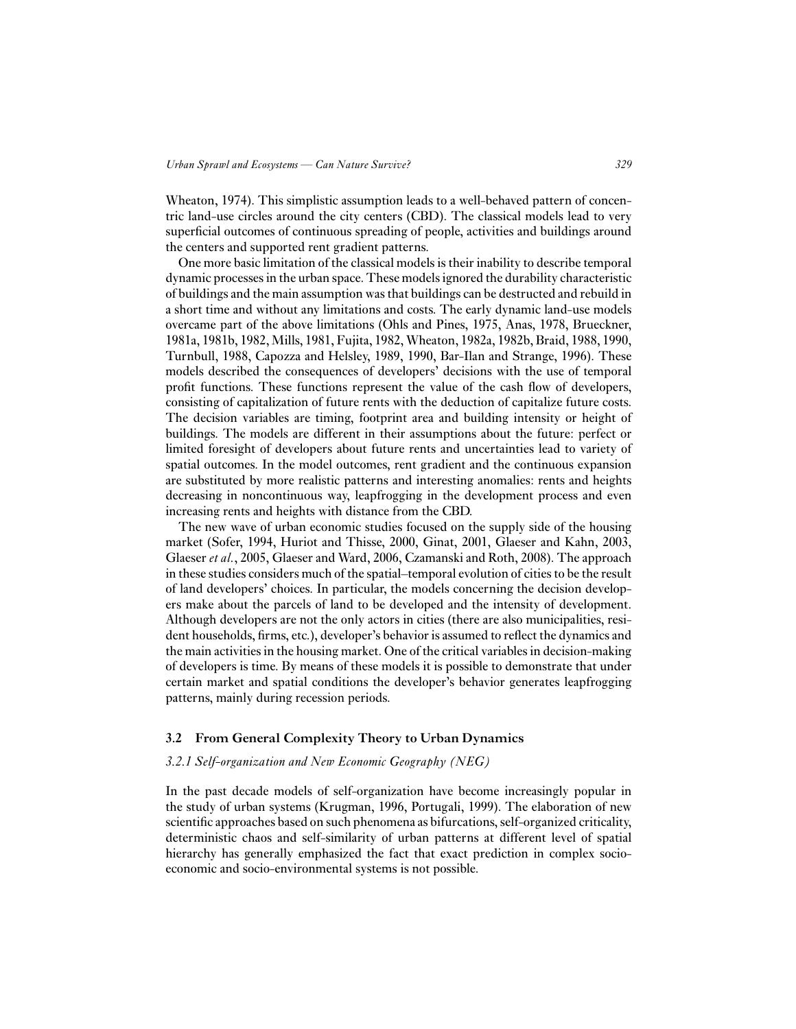Wheaton, 1974). This simplistic assumption leads to a well-behaved pattern of concentric land-use circles around the city centers (CBD). The classical models lead to very superficial outcomes of continuous spreading of people, activities and buildings around the centers and supported rent gradient patterns.

One more basic limitation of the classical models is their inability to describe temporal dynamic processes in the urban space. These models ignored the durability characteristic of buildings and the main assumption was that buildings can be destructed and rebuild in a short time and without any limitations and costs. The early dynamic land-use models overcame part of the above limitations (Ohls and Pines, 1975, Anas, 1978, Brueckner, 1981a, 1981b, 1982, Mills, 1981, Fujita, 1982, Wheaton, 1982a, 1982b, Braid, 1988, 1990, Turnbull, 1988, Capozza and Helsley, 1989, 1990, Bar-Ilan and Strange, 1996). These models described the consequences of developers' decisions with the use of temporal profit functions. These functions represent the value of the cash flow of developers, consisting of capitalization of future rents with the deduction of capitalize future costs. The decision variables are timing, footprint area and building intensity or height of buildings. The models are different in their assumptions about the future: perfect or limited foresight of developers about future rents and uncertainties lead to variety of spatial outcomes. In the model outcomes, rent gradient and the continuous expansion are substituted by more realistic patterns and interesting anomalies: rents and heights decreasing in noncontinuous way, leapfrogging in the development process and even increasing rents and heights with distance from the CBD.

The new wave of urban economic studies focused on the supply side of the housing market (Sofer, 1994, Huriot and Thisse, 2000, Ginat, 2001, Glaeser and Kahn, 2003, Glaeser *et al.*, 2005, Glaeser and Ward, 2006, Czamanski and Roth, 2008). The approach in these studies considers much of the spatial–temporal evolution of cities to be the result of land developers' choices. In particular, the models concerning the decision developers make about the parcels of land to be developed and the intensity of development. Although developers are not the only actors in cities (there are also municipalities, resident households, firms, etc.), developer's behavior is assumed to reflect the dynamics and the main activities in the housing market. One of the critical variables in decision-making of developers is time. By means of these models it is possible to demonstrate that under certain market and spatial conditions the developer's behavior generates leapfrogging patterns, mainly during recession periods.

## 3.2 From General Complexity Theory to Urban Dynamics

### *3.2.1 Self-organization and New Economic Geography (NEG)*

In the past decade models of self-organization have become increasingly popular in the study of urban systems (Krugman, 1996, Portugali, 1999). The elaboration of new scientific approaches based on such phenomena as bifurcations, self-organized criticality, deterministic chaos and self-similarity of urban patterns at different level of spatial hierarchy has generally emphasized the fact that exact prediction in complex socio-economic and socio-environmental systems is not possible.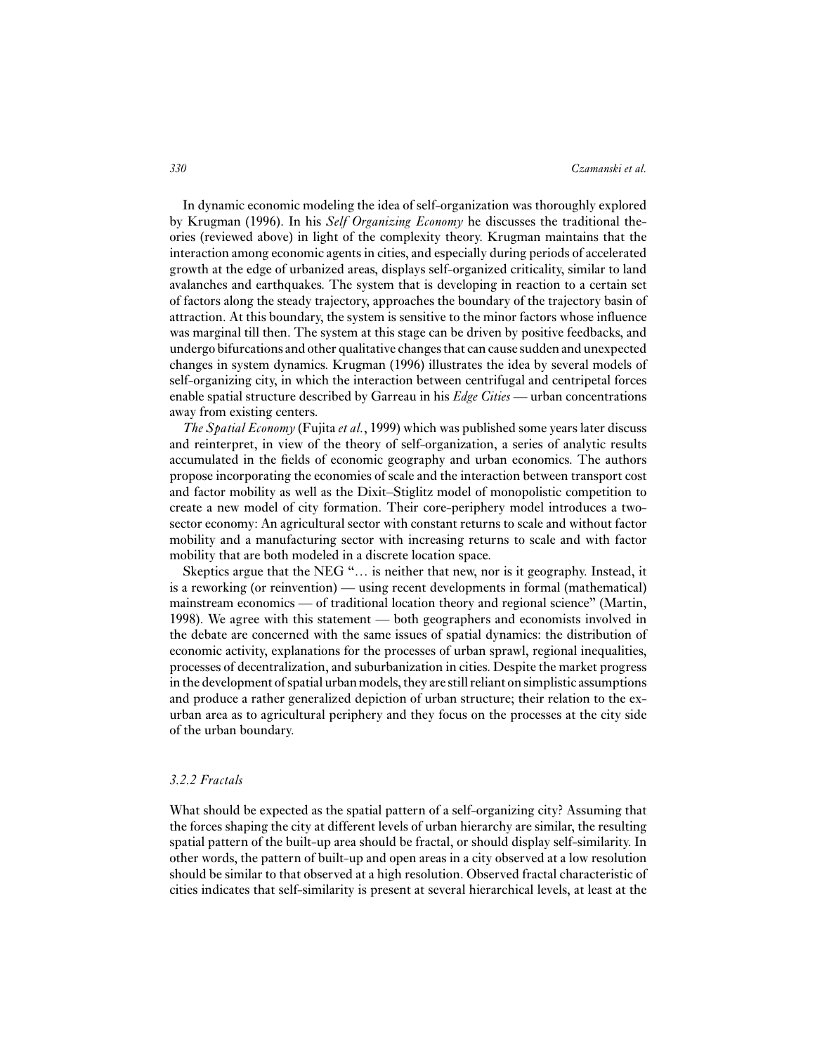In dynamic economic modeling the idea of self-organization was thoroughly explored by Krugman (1996). In his *Self Organizing Economy* he discusses the traditional theories (reviewed above) in light of the complexity theory. Krugman maintains that the interaction among economic agents in cities, and especially during periods of accelerated growth at the edge of urbanized areas, displays self-organized criticality, similar to land avalanches and earthquakes. The system that is developing in reaction to a certain set of factors along the steady trajectory, approaches the boundary of the trajectory basin of attraction. At this boundary, the system is sensitive to the minor factors whose influence was marginal till then. The system at this stage can be driven by positive feedbacks, and undergo bifurcations and other qualitative changes that can cause sudden and unexpected changes in system dynamics. Krugman (1996) illustrates the idea by several models of self-organizing city, in which the interaction between centrifugal and centripetal forces enable spatial structure described by Garreau in his *Edge Cities* — urban concentrations away from existing centers.

*The Spatial Economy* (Fujita *et al.*, 1999) which was published some years later discuss and reinterpret, in view of the theory of self-organization, a series of analytic results accumulated in the fields of economic geography and urban economics. The authors propose incorporating the economies of scale and the interaction between transport cost and factor mobility as well as the Dixit–Stiglitz model of monopolistic competition to create a new model of city formation. Their core-periphery model introduces a two-sector economy: An agricultural sector with constant returns to scale and without factor mobility and a manufacturing sector with increasing returns to scale and with factor mobility that are both modeled in a discrete location space.

Skeptics argue that the NEG "… is neither that new, nor is it geography. Instead, it is a reworking (or reinvention) — using recent developments in formal (mathematical) mainstream economics — of traditional location theory and regional science" (Martin, 1998). We agree with this statement — both geographers and economists involved in the debate are concerned with the same issues of spatial dynamics: the distribution of economic activity, explanations for the processes of urban sprawl, regional inequalities, processes of decentralization, and suburbanization in cities. Despite the market progress in the development of spatial urban models, they are still reliant on simplistic assumptions and produce a rather generalized depiction of urban structure; their relation to the ex-urban area as to agricultural periphery and they focus on the processes at the city side of the urban boundary.

### 3.2.2 Fractals

What should be expected as the spatial pattern of a self-organizing city? Assuming that the forces shaping the city at different levels of urban hierarchy are similar, the resulting spatial pattern of the built-up area should be fractal, or should display self-similarity. In other words, the pattern of built-up and open areas in a city observed at a low resolution should be similar to that observed at a high resolution. Observed fractal characteristic of cities indicates that self-similarity is present at several hierarchical levels, at least at the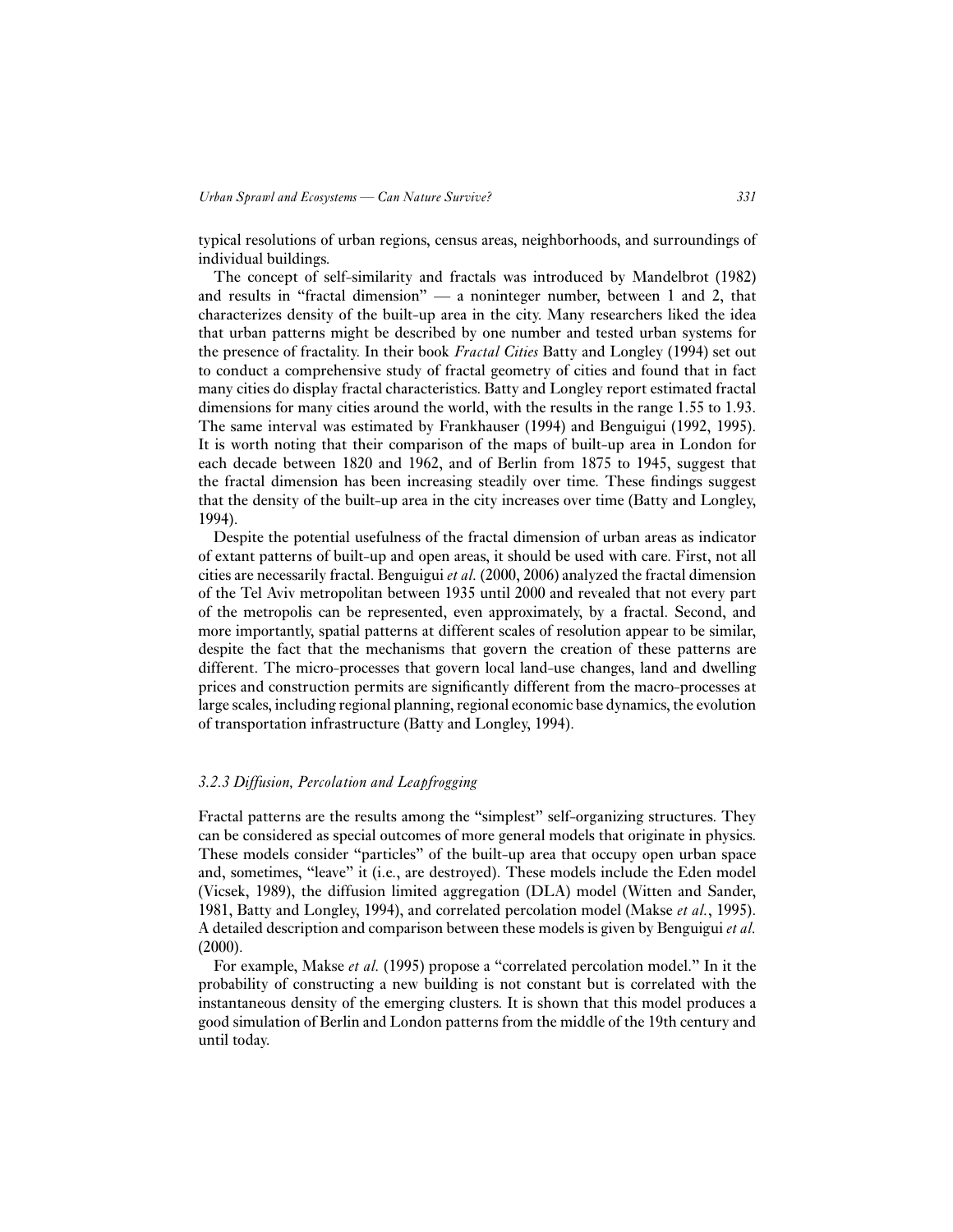typical resolutions of urban regions, census areas, neighborhoods, and surroundings of individual buildings.

The concept of self-similarity and fractals was introduced by Mandelbrot (1982) and results in "fractal dimension" — a noninteger number, between 1 and 2, that characterizes density of the built-up area in the city. Many researchers liked the idea that urban patterns might be described by one number and tested urban systems for the presence of fractality. In their book *Fractal Cities* Batty and Longley (1994) set out to conduct a comprehensive study of fractal geometry of cities and found that in fact many cities do display fractal characteristics. Batty and Longley report estimated fractal dimensions for many cities around the world, with the results in the range 1.55 to 1.93. The same interval was estimated by Frankhauser (1994) and Benguigui (1992, 1995). It is worth noting that their comparison of the maps of built-up area in London for each decade between 1820 and 1962, and of Berlin from 1875 to 1945, suggest that the fractal dimension has been increasing steadily over time. These findings suggest that the density of the built-up area in the city increases over time (Batty and Longley, 1994).

Despite the potential usefulness of the fractal dimension of urban areas as indicator of extant patterns of built-up and open areas, it should be used with care. First, not all cities are necessarily fractal. Benguigui *et al.* (2000, 2006) analyzed the fractal dimension of the Tel Aviv metropolitan between 1935 until 2000 and revealed that not every part of the metropolis can be represented, even approximately, by a fractal. Second, and more importantly, spatial patterns at different scales of resolution appear to be similar, despite the fact that the mechanisms that govern the creation of these patterns are different. The micro-processes that govern local land-use changes, land and dwelling prices and construction permits are significantly different from the macro-processes at large scales, including regional planning, regional economic base dynamics, the evolution of transportation infrastructure (Batty and Longley, 1994).

### *3.2.3 Diffusion, Percolation and Leapfrogging*

Fractal patterns are the results among the "simplest" self-organizing structures. They can be considered as special outcomes of more general models that originate in physics. These models consider "particles" of the built-up area that occupy open urban space and, sometimes, "leave" it (i.e., are destroyed). These models include the Eden model (Vicsek, 1989), the diffusion limited aggregation (DLA) model (Witten and Sander, 1981, Batty and Longley, 1994), and correlated percolation model (Makse *et al.*, 1995). A detailed description and comparison between these models is given by Benguigui *et al.* (2000).

For example, Makse *et al.* (1995) propose a "correlated percolation model." In it the probability of constructing a new building is not constant but is correlated with the instantaneous density of the emerging clusters. It is shown that this model produces a good simulation of Berlin and London patterns from the middle of the 19th century and until today.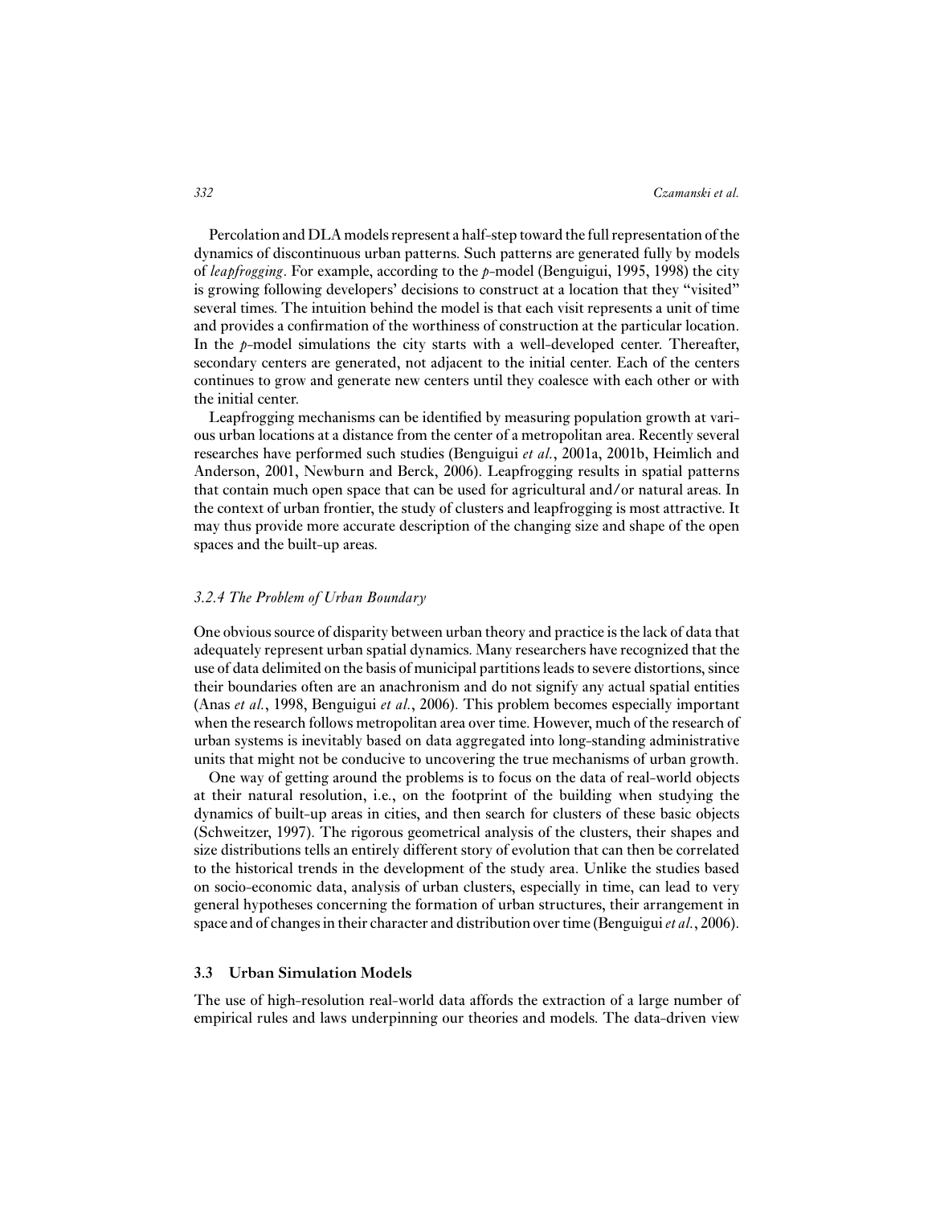Percolation and DLA models represent a half-step toward the full representation of the dynamics of discontinuous urban patterns. Such patterns are generated fully by models of *leapfrogging*. For example, according to the *p*-model (Benguigui, 1995, 1998) the city is growing following developers' decisions to construct at a location that they "visited" several times. The intuition behind the model is that each visit represents a unit of time and provides a confirmation of the worthiness of construction at the particular location. In the *p*-model simulations the city starts with a well-developed center. Thereafter, secondary centers are generated, not adjacent to the initial center. Each of the centers continues to grow and generate new centers until they coalesce with each other or with the initial center.

Leapfrogging mechanisms can be identified by measuring population growth at various urban locations at a distance from the center of a metropolitan area. Recently several researches have performed such studies (Benguigui *et al.*, 2001a, 2001b, Heimlich and Anderson, 2001, Newburn and Berck, 2006). Leapfrogging results in spatial patterns that contain much open space that can be used for agricultural and/or natural areas. In the context of urban frontier, the study of clusters and leapfrogging is most attractive. It may thus provide more accurate description of the changing size and shape of the open spaces and the built-up areas.

#### *3.2.4 The Problem of Urban Boundary*

One obvious source of disparity between urban theory and practice is the lack of data that adequately represent urban spatial dynamics. Many researchers have recognized that the use of data delimited on the basis of municipal partitions leads to severe distortions, since their boundaries often are an anachronism and do not signify any actual spatial entities (Anas *et al.*, 1998, Benguigui *et al.*, 2006). This problem becomes especially important when the research follows metropolitan area over time. However, much of the research of urban systems is inevitably based on data aggregated into long-standing administrative units that might not be conducive to uncovering the true mechanisms of urban growth.

One way of getting around the problems is to focus on the data of real-world objects at their natural resolution, i.e., on the footprint of the building when studying the dynamics of built-up areas in cities, and then search for clusters of these basic objects (Schweitzer, 1997). The rigorous geometrical analysis of the clusters, their shapes and size distributions tells an entirely different story of evolution that can then be correlated to the historical trends in the development of the study area. Unlike the studies based on socio-economic data, analysis of urban clusters, especially in time, can lead to very general hypotheses concerning the formation of urban structures, their arrangement in space and of changes in their character and distribution over time (Benguigui *et al.*, 2006).

### 3.3 Urban Simulation Models

The use of high-resolution real-world data affords the extraction of a large number of empirical rules and laws underpinning our theories and models. The data-driven view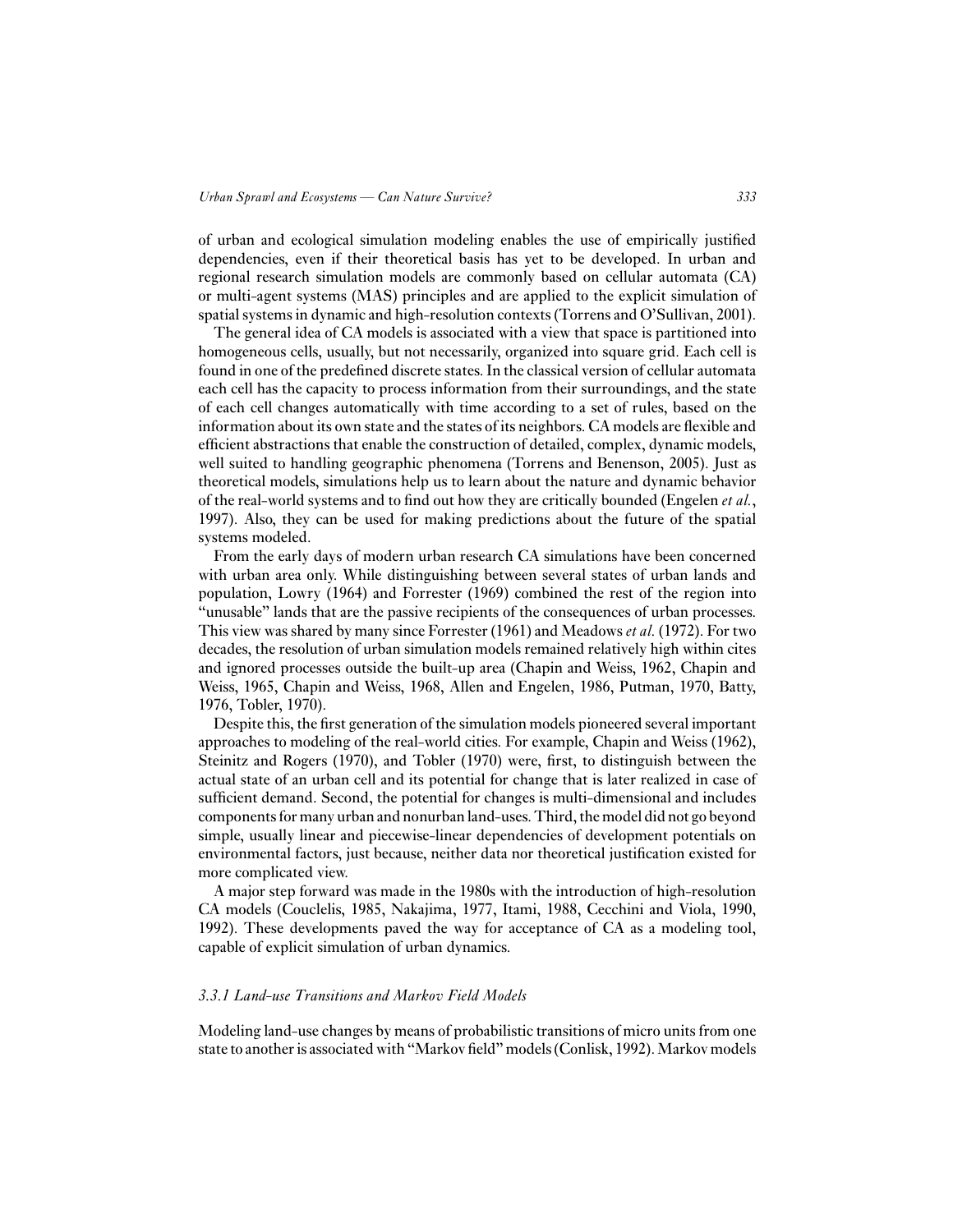of urban and ecological simulation modeling enables the use of empirically justified dependencies, even if their theoretical basis has yet to be developed. In urban and regional research simulation models are commonly based on cellular automata (CA) or multi-agent systems (MAS) principles and are applied to the explicit simulation of spatial systems in dynamic and high-resolution contexts (Torrens and O'Sullivan, 2001).

The general idea of CA models is associated with a view that space is partitioned into homogeneous cells, usually, but not necessarily, organized into square grid. Each cell is found in one of the predefined discrete states. In the classical version of cellular automata each cell has the capacity to process information from their surroundings, and the state of each cell changes automatically with time according to a set of rules, based on the information about its own state and the states of its neighbors. CA models are flexible and efficient abstractions that enable the construction of detailed, complex, dynamic models, well suited to handling geographic phenomena (Torrens and Benenson, 2005). Just as theoretical models, simulations help us to learn about the nature and dynamic behavior of the real-world systems and to find out how they are critically bounded (Engelen *et al.*, 1997). Also, they can be used for making predictions about the future of the spatial systems modeled.

From the early days of modern urban research CA simulations have been concerned with urban area only. While distinguishing between several states of urban lands and population, Lowry (1964) and Forrester (1969) combined the rest of the region into "unusable" lands that are the passive recipients of the consequences of urban processes. This view was shared by many since Forrester (1961) and Meadows *et al.* (1972). For two decades, the resolution of urban simulation models remained relatively high within cites and ignored processes outside the built-up area (Chapin and Weiss, 1962, Chapin and Weiss, 1965, Chapin and Weiss, 1968, Allen and Engelen, 1986, Putman, 1970, Batty, 1976, Tobler, 1970).

Despite this, the first generation of the simulation models pioneered several important approaches to modeling of the real-world cities. For example, Chapin and Weiss (1962), Steinitz and Rogers (1970), and Tobler (1970) were, first, to distinguish between the actual state of an urban cell and its potential for change that is later realized in case of sufficient demand. Second, the potential for changes is multi-dimensional and includes components for many urban and nonurban land-uses. Third, the model did not go beyond simple, usually linear and piecewise-linear dependencies of development potentials on environmental factors, just because, neither data nor theoretical justification existed for more complicated view.

A major step forward was made in the 1980s with the introduction of high-resolution CA models (Couclelis, 1985, Nakajima, 1977, Itami, 1988, Cecchini and Viola, 1990, 1992). These developments paved the way for acceptance of CA as a modeling tool, capable of explicit simulation of urban dynamics.

### *3.3.1 Land-use Transitions and Markov Field Models*

Modeling land-use changes by means of probabilistic transitions of micro units from one state to another is associated with "Markov field" models (Conlisk, 1992). Markov models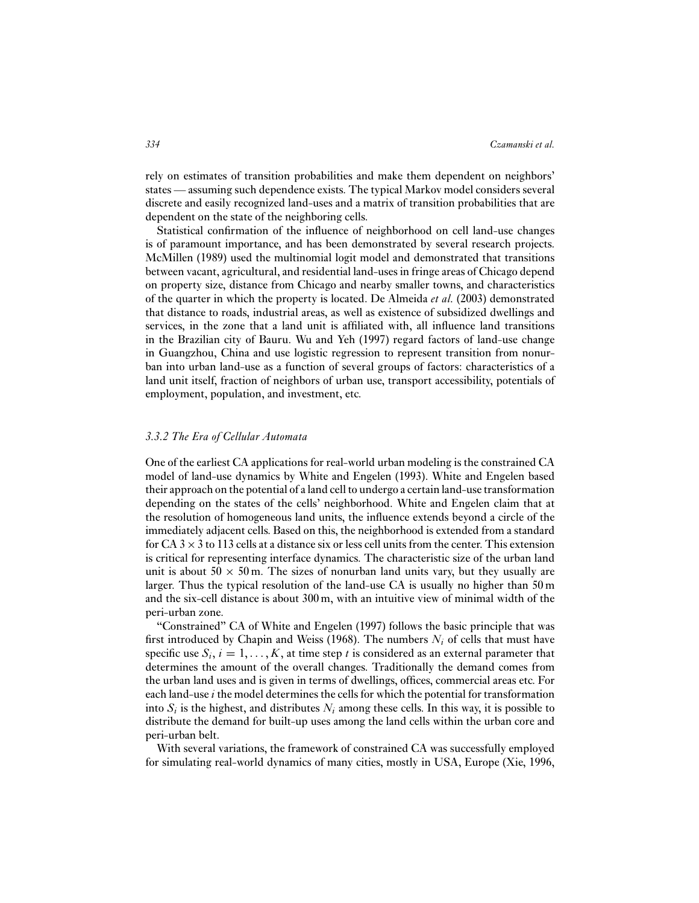rely on estimates of transition probabilities and make them dependent on neighbors' states — assuming such dependence exists. The typical Markov model considers several discrete and easily recognized land-uses and a matrix of transition probabilities that are dependent on the state of the neighboring cells.

Statistical confirmation of the influence of neighborhood on cell land-use changes is of paramount importance, and has been demonstrated by several research projects. McMillen (1989) used the multinomial logit model and demonstrated that transitions between vacant, agricultural, and residential land-uses in fringe areas of Chicago depend on property size, distance from Chicago and nearby smaller towns, and characteristics of the quarter in which the property is located. De Almeida *et al.* (2003) demonstrated that distance to roads, industrial areas, as well as existence of subsidized dwellings and services, in the zone that a land unit is affiliated with, all influence land transitions in the Brazilian city of Bauru. Wu and Yeh (1997) regard factors of land-use change in Guangzhou, China and use logistic regression to represent transition from nonurban into urban land-use as a function of several groups of factors: characteristics of a land unit itself, fraction of neighbors of urban use, transport accessibility, potentials of employment, population, and investment, etc.

### *3.3.2 The Era of Cellular Automata*

One of the earliest CA applications for real-world urban modeling is the constrained CA model of land-use dynamics by White and Engelen (1993). White and Engelen based their approach on the potential of a land cell to undergo a certain land-use transformation depending on the states of the cells' neighborhood. White and Engelen claim that at the resolution of homogeneous land units, the influence extends beyond a circle of the immediately adjacent cells. Based on this, the neighborhood is extended from a standard for CA $3 \times 3$ to 113 cells at a distance six or less cell units from the center. This extension is critical for representing interface dynamics. The characteristic size of the urban land unit is about $50 \times 50$ m. The sizes of nonurban land units vary, but they usually are larger. Thus the typical resolution of the land-use CA is usually no higher than 50 m and the six-cell distance is about 300 m, with an intuitive view of minimal width of the peri-urban zone.

"Constrained" CA of White and Engelen (1997) follows the basic principle that was first introduced by Chapin and Weiss (1968). The numbers $N_i$ of cells that must have specific use $S_i$, $i = 1, \ldots, K$, at time step $t$ is considered as an external parameter that determines the amount of the overall changes. Traditionally the demand comes from the urban land uses and is given in terms of dwellings, offices, commercial areas etc. For each land-use $i$ the model determines the cells for which the potential for transformation into $S_i$ is the highest, and distributes $N_i$ among these cells. In this way, it is possible to distribute the demand for built-up uses among the land cells within the urban core and peri-urban belt.

With several variations, the framework of constrained CA was successfully employed for simulating real-world dynamics of many cities, mostly in USA, Europe (Xie, 1996,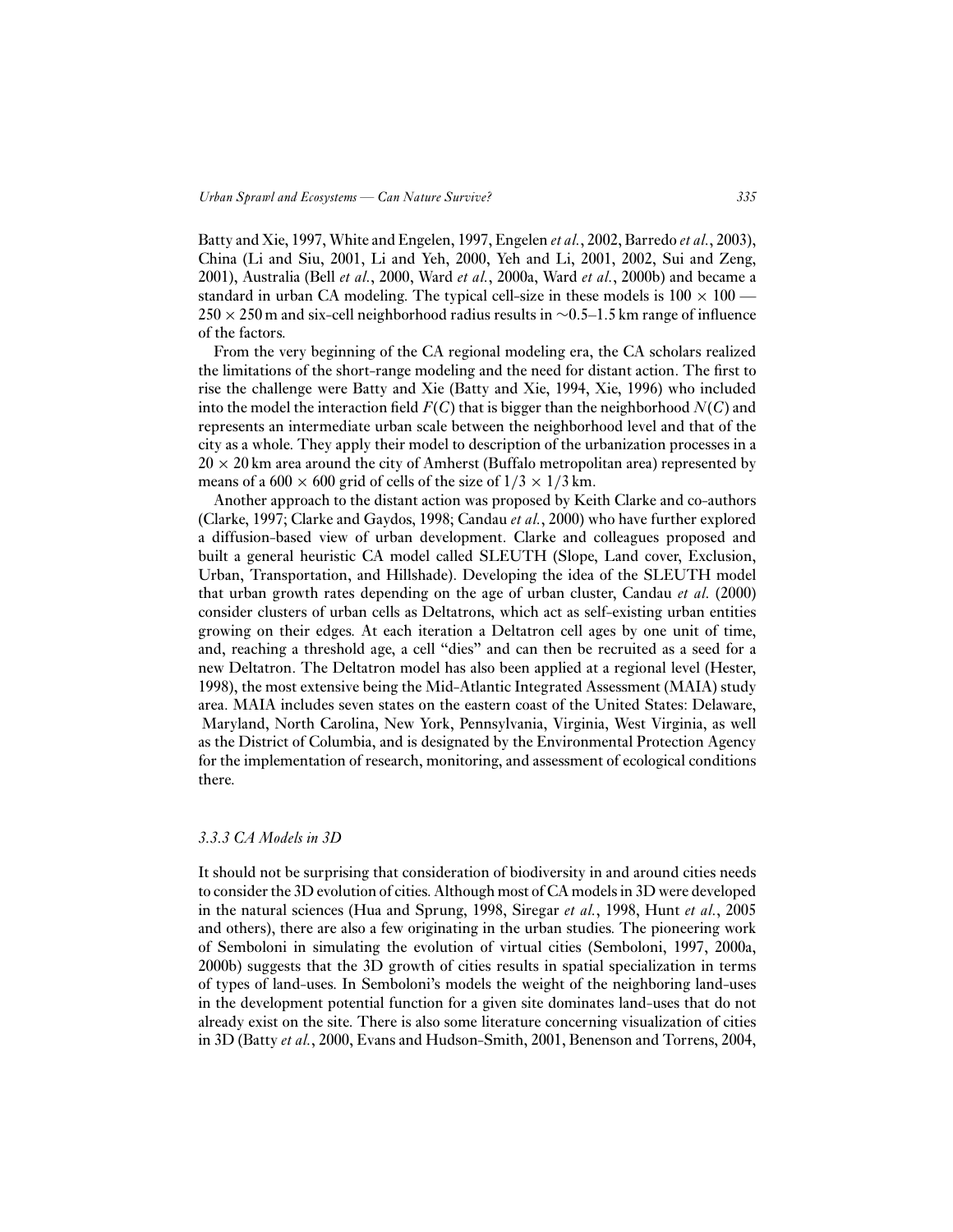Batty and Xie, 1997, White and Engelen, 1997, Engelen *et al.*, 2002, Barredo *et al.*, 2003), China (Li and Siu, 2001, Li and Yeh, 2000, Yeh and Li, 2001, 2002, Sui and Zeng, 2001), Australia (Bell *et al.*, 2000, Ward *et al.*, 2000a, Ward *et al.*, 2000b) and became a standard in urban CA modeling. The typical cell-size in these models is $100 \times 100$ — $250 \times 250$ m and six-cell neighborhood radius results in $\sim$0.5–1.5 km range of influence of the factors.

From the very beginning of the CA regional modeling era, the CA scholars realized the limitations of the short-range modeling and the need for distant action. The first to rise the challenge were Batty and Xie (Batty and Xie, 1994, Xie, 1996) who included into the model the interaction field $F(C)$ that is bigger than the neighborhood $N(C)$ and represents an intermediate urban scale between the neighborhood level and that of the city as a whole. They apply their model to description of the urbanization processes in a $20 \times 20$ km area around the city of Amherst (Buffalo metropolitan area) represented by means of a $600 \times 600$ grid of cells of the size of $1/3 \times 1/3$ km.

Another approach to the distant action was proposed by Keith Clarke and co-authors (Clarke, 1997; Clarke and Gaydos, 1998; Candau *et al.*, 2000) who have further explored a diffusion-based view of urban development. Clarke and colleagues proposed and built a general heuristic CA model called SLEUTH (Slope, Land cover, Exclusion, Urban, Transportation, and Hillshade). Developing the idea of the SLEUTH model that urban growth rates depending on the age of urban cluster, Candau *et al.* (2000) consider clusters of urban cells as Deltatrons, which act as self-existing urban entities growing on their edges. At each iteration a Deltatron cell ages by one unit of time, and, reaching a threshold age, a cell "dies" and can then be recruited as a seed for a new Deltatron. The Deltatron model has also been applied at a regional level (Hester, 1998), the most extensive being the Mid-Atlantic Integrated Assessment (MAIA) study area. MAIA includes seven states on the eastern coast of the United States: Delaware, Maryland, North Carolina, New York, Pennsylvania, Virginia, West Virginia, as well as the District of Columbia, and is designated by the Environmental Protection Agency for the implementation of research, monitoring, and assessment of ecological conditions there.

### *3.3.3 CA Models in 3D*

It should not be surprising that consideration of biodiversity in and around cities needs to consider the 3D evolution of cities. Although most of CA models in 3D were developed in the natural sciences (Hua and Sprung, 1998, Siregar *et al.*, 1998, Hunt *et al.*, 2005 and others), there are also a few originating in the urban studies. The pioneering work of Semboloni in simulating the evolution of virtual cities (Semboloni, 1997, 2000a, 2000b) suggests that the 3D growth of cities results in spatial specialization in terms of types of land-uses. In Semboloni's models the weight of the neighboring land-uses in the development potential function for a given site dominates land-uses that do not already exist on the site. There is also some literature concerning visualization of cities in 3D (Batty *et al.*, 2000, Evans and Hudson-Smith, 2001, Benenson and Torrens, 2004,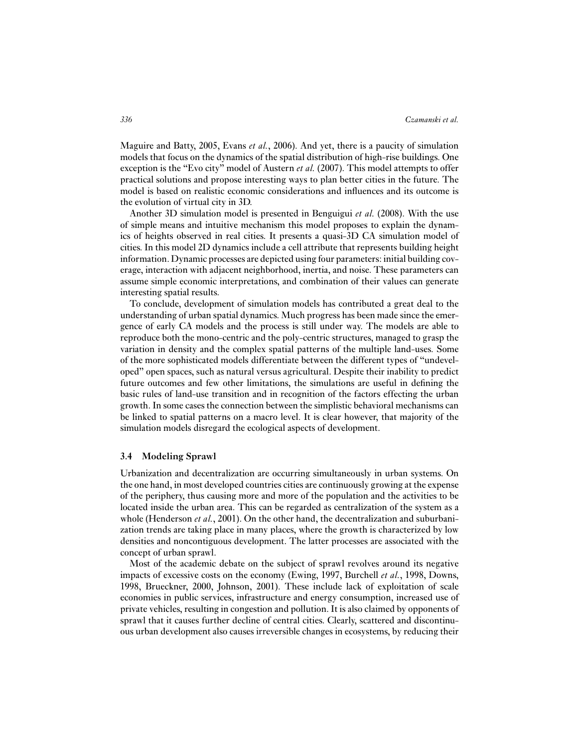Maguire and Batty, 2005, Evans *et al.*, 2006). And yet, there is a paucity of simulation models that focus on the dynamics of the spatial distribution of high-rise buildings. One exception is the "Evo city" model of Austern *et al.* (2007). This model attempts to offer practical solutions and propose interesting ways to plan better cities in the future. The model is based on realistic economic considerations and influences and its outcome is the evolution of virtual city in 3D.

Another 3D simulation model is presented in Benguigui *et al.* (2008). With the use of simple means and intuitive mechanism this model proposes to explain the dynamics of heights observed in real cities. It presents a quasi-3D CA simulation model of cities. In this model 2D dynamics include a cell attribute that represents building height information. Dynamic processes are depicted using four parameters: initial building coverage, interaction with adjacent neighborhood, inertia, and noise. These parameters can assume simple economic interpretations, and combination of their values can generate interesting spatial results.

To conclude, development of simulation models has contributed a great deal to the understanding of urban spatial dynamics. Much progress has been made since the emergence of early CA models and the process is still under way. The models are able to reproduce both the mono-centric and the poly-centric structures, managed to grasp the variation in density and the complex spatial patterns of the multiple land-uses. Some of the more sophisticated models differentiate between the different types of "undeveloped" open spaces, such as natural versus agricultural. Despite their inability to predict future outcomes and few other limitations, the simulations are useful in defining the basic rules of land-use transition and in recognition of the factors effecting the urban growth. In some cases the connection between the simplistic behavioral mechanisms can be linked to spatial patterns on a macro level. It is clear however, that majority of the simulation models disregard the ecological aspects of development.

### 3.4 Modeling Sprawl

Urbanization and decentralization are occurring simultaneously in urban systems. On the one hand, in most developed countries cities are continuously growing at the expense of the periphery, thus causing more and more of the population and the activities to be located inside the urban area. This can be regarded as centralization of the system as a whole (Henderson *et al.*, 2001). On the other hand, the decentralization and suburbanization trends are taking place in many places, where the growth is characterized by low densities and noncontiguous development. The latter processes are associated with the concept of urban sprawl.

Most of the academic debate on the subject of sprawl revolves around its negative impacts of excessive costs on the economy (Ewing, 1997, Burchell *et al.*, 1998, Downs, 1998, Brueckner, 2000, Johnson, 2001). These include lack of exploitation of scale economies in public services, infrastructure and energy consumption, increased use of private vehicles, resulting in congestion and pollution. It is also claimed by opponents of sprawl that it causes further decline of central cities. Clearly, scattered and discontinuous urban development also causes irreversible changes in ecosystems, by reducing their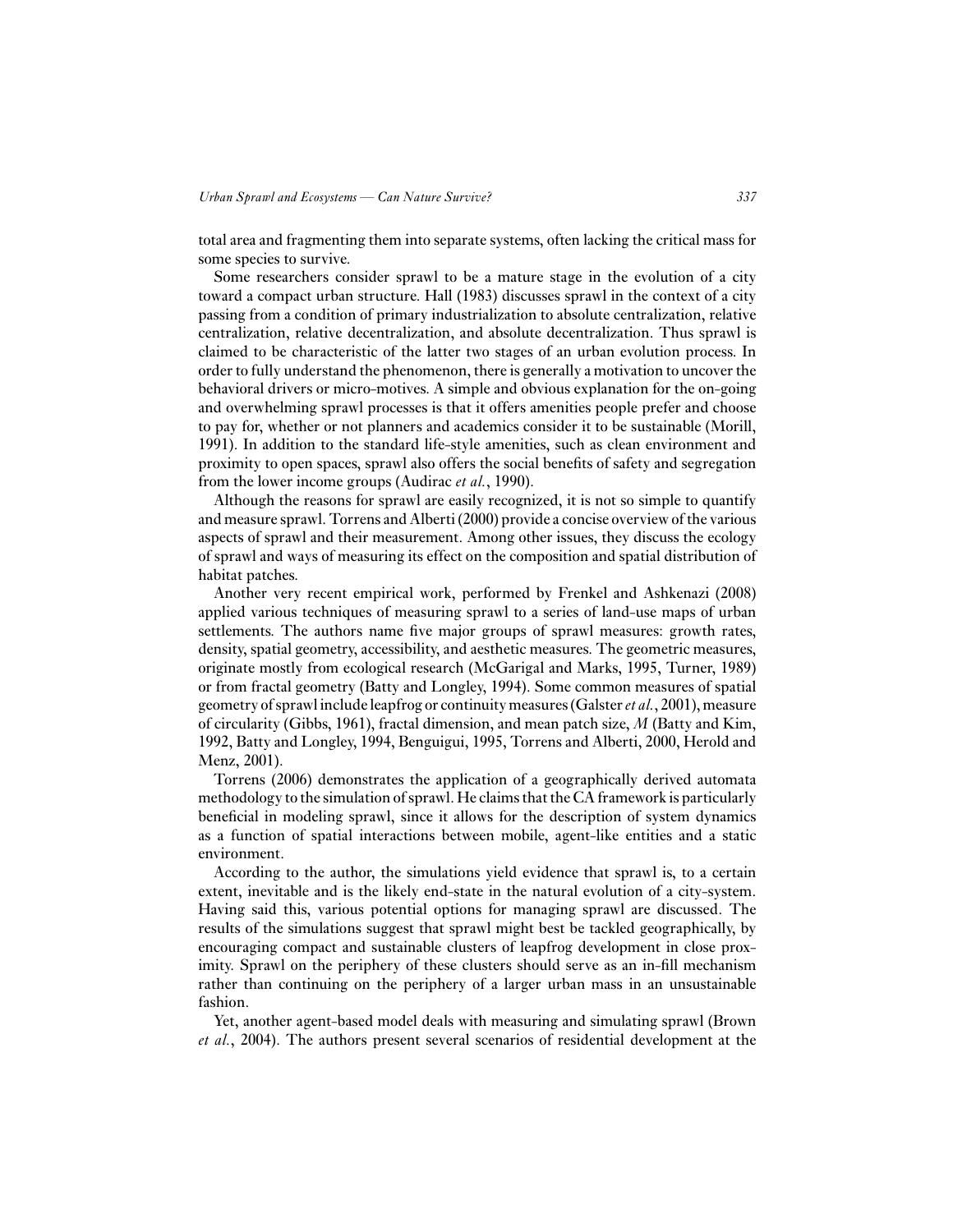total area and fragmenting them into separate systems, often lacking the critical mass for some species to survive.

Some researchers consider sprawl to be a mature stage in the evolution of a city toward a compact urban structure. Hall (1983) discusses sprawl in the context of a city passing from a condition of primary industrialization to absolute centralization, relative centralization, relative decentralization, and absolute decentralization. Thus sprawl is claimed to be characteristic of the latter two stages of an urban evolution process. In order to fully understand the phenomenon, there is generally a motivation to uncover the behavioral drivers or micro-motives. A simple and obvious explanation for the on-going and overwhelming sprawl processes is that it offers amenities people prefer and choose to pay for, whether or not planners and academics consider it to be sustainable (Morill, 1991). In addition to the standard life-style amenities, such as clean environment and proximity to open spaces, sprawl also offers the social benefits of safety and segregation from the lower income groups (Audirac *et al.*, 1990).

Although the reasons for sprawl are easily recognized, it is not so simple to quantify and measure sprawl. Torrens and Alberti (2000) provide a concise overview of the various aspects of sprawl and their measurement. Among other issues, they discuss the ecology of sprawl and ways of measuring its effect on the composition and spatial distribution of habitat patches.

Another very recent empirical work, performed by Frenkel and Ashkenazi (2008) applied various techniques of measuring sprawl to a series of land-use maps of urban settlements. The authors name five major groups of sprawl measures: growth rates, density, spatial geometry, accessibility, and aesthetic measures. The geometric measures, originate mostly from ecological research (McGarigal and Marks, 1995, Turner, 1989) or from fractal geometry (Batty and Longley, 1994). Some common measures of spatial geometry of sprawl include leapfrog or continuity measures (Galster *et al.*, 2001), measure of circularity (Gibbs, 1961), fractal dimension, and mean patch size, $M$ (Batty and Kim, 1992, Batty and Longley, 1994, Benguigui, 1995, Torrens and Alberti, 2000, Herold and Menz, 2001).

Torrens (2006) demonstrates the application of a geographically derived automata methodology to the simulation of sprawl. He claims that the CA framework is particularly beneficial in modeling sprawl, since it allows for the description of system dynamics as a function of spatial interactions between mobile, agent-like entities and a static environment.

According to the author, the simulations yield evidence that sprawl is, to a certain extent, inevitable and is the likely end-state in the natural evolution of a city-system. Having said this, various potential options for managing sprawl are discussed. The results of the simulations suggest that sprawl might best be tackled geographically, by encouraging compact and sustainable clusters of leapfrog development in close proximity. Sprawl on the periphery of these clusters should serve as an in-fill mechanism rather than continuing on the periphery of a larger urban mass in an unsustainable fashion.

Yet, another agent-based model deals with measuring and simulating sprawl (Brown *et al.*, 2004). The authors present several scenarios of residential development at the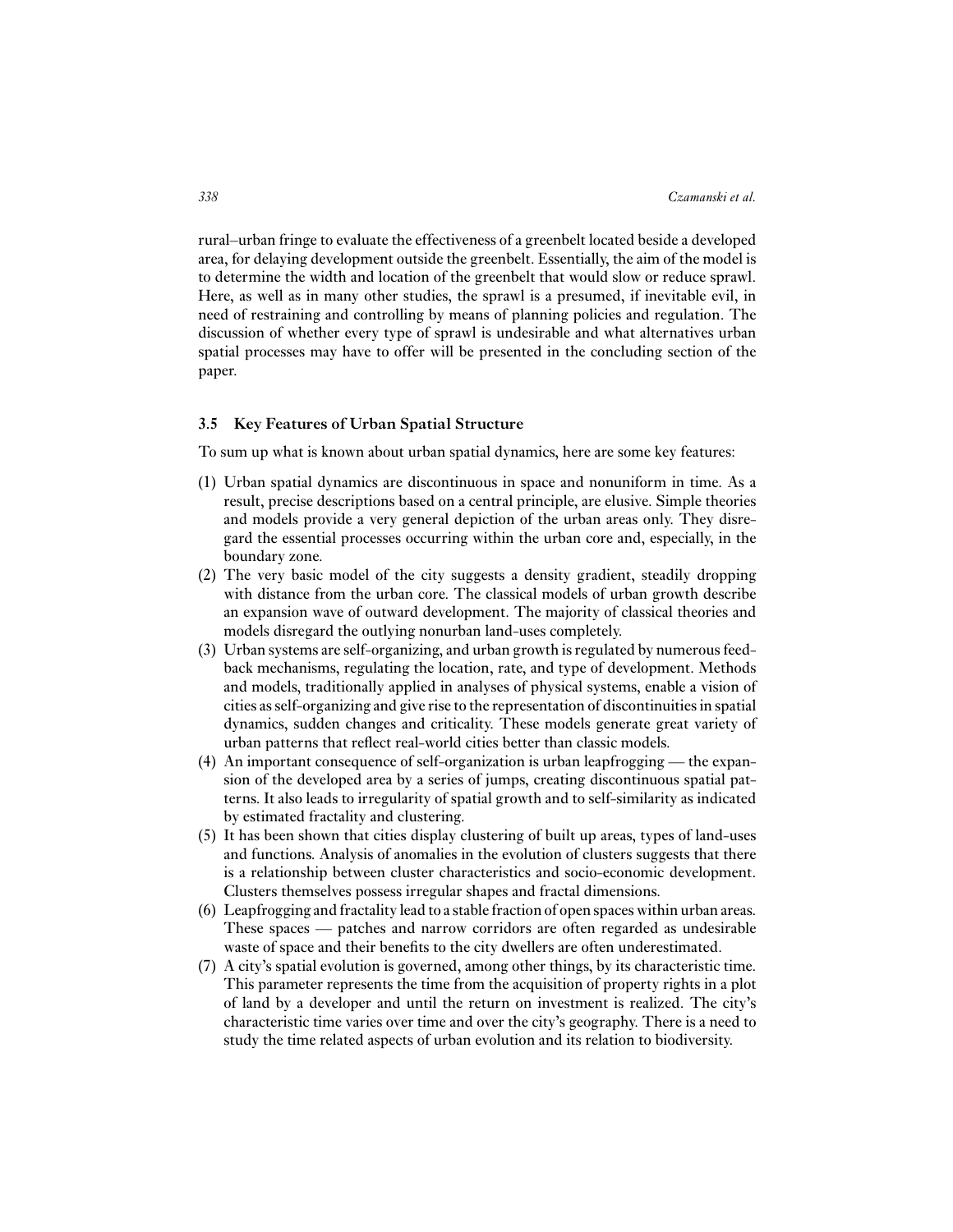rural–urban fringe to evaluate the effectiveness of a greenbelt located beside a developed area, for delaying development outside the greenbelt. Essentially, the aim of the model is to determine the width and location of the greenbelt that would slow or reduce sprawl. Here, as well as in many other studies, the sprawl is a presumed, if inevitable evil, in need of restraining and controlling by means of planning policies and regulation. The discussion of whether every type of sprawl is undesirable and what alternatives urban spatial processes may have to offer will be presented in the concluding section of the paper.

### 3.5 Key Features of Urban Spatial Structure

To sum up what is known about urban spatial dynamics, here are some key features:

(1) Urban spatial dynamics are discontinuous in space and nonuniform in time. As a result, precise descriptions based on a central principle, are elusive. Simple theories and models provide a very general depiction of the urban areas only. They disregard the essential processes occurring within the urban core and, especially, in the boundary zone.
(2) The very basic model of the city suggests a density gradient, steadily dropping with distance from the urban core. The classical models of urban growth describe an expansion wave of outward development. The majority of classical theories and models disregard the outlying nonurban land-uses completely.
(3) Urban systems are self-organizing, and urban growth is regulated by numerous feedback mechanisms, regulating the location, rate, and type of development. Methods and models, traditionally applied in analyses of physical systems, enable a vision of cities as self-organizing and give rise to the representation of discontinuities in spatial dynamics, sudden changes and criticality. These models generate great variety of urban patterns that reflect real-world cities better than classic models.
(4) An important consequence of self-organization is urban leapfrogging — the expansion of the developed area by a series of jumps, creating discontinuous spatial patterns. It also leads to irregularity of spatial growth and to self-similarity as indicated by estimated fractality and clustering.
(5) It has been shown that cities display clustering of built up areas, types of land-uses and functions. Analysis of anomalies in the evolution of clusters suggests that there is a relationship between cluster characteristics and socio-economic development. Clusters themselves possess irregular shapes and fractal dimensions.
(6) Leapfrogging and fractality lead to a stable fraction of open spaces within urban areas. These spaces — patches and narrow corridors are often regarded as undesirable waste of space and their benefits to the city dwellers are often underestimated.
(7) A city's spatial evolution is governed, among other things, by its characteristic time. This parameter represents the time from the acquisition of property rights in a plot of land by a developer and until the return on investment is realized. The city's characteristic time varies over time and over the city's geography. There is a need to study the time related aspects of urban evolution and its relation to biodiversity.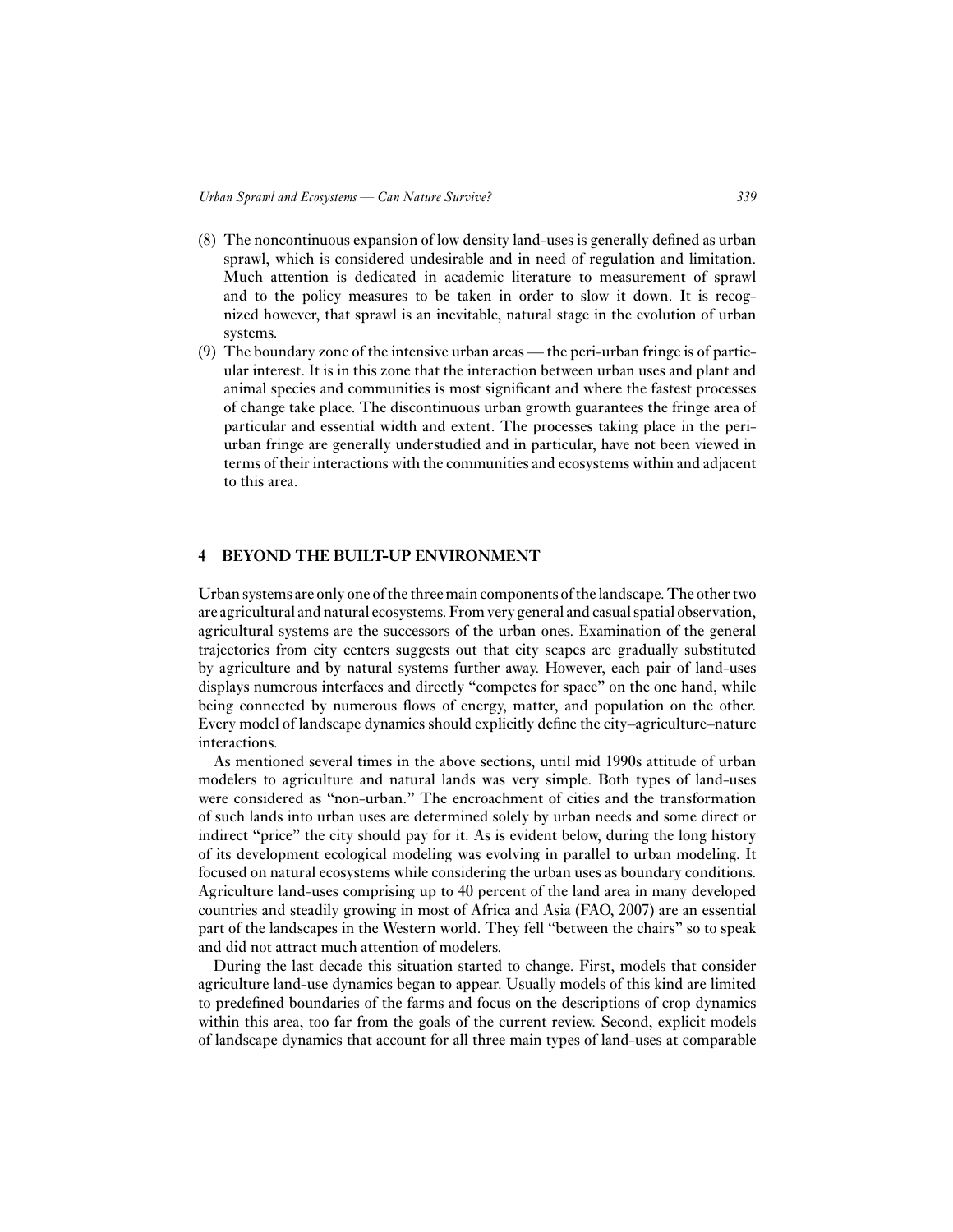(8) The noncontinuous expansion of low density land-uses is generally defined as urban sprawl, which is considered undesirable and in need of regulation and limitation. Much attention is dedicated in academic literature to measurement of sprawl and to the policy measures to be taken in order to slow it down. It is recognized however, that sprawl is an inevitable, natural stage in the evolution of urban systems.

(9) The boundary zone of the intensive urban areas — the peri-urban fringe is of particular interest. It is in this zone that the interaction between urban uses and plant and animal species and communities is most significant and where the fastest processes of change take place. The discontinuous urban growth guarantees the fringe area of particular and essential width and extent. The processes taking place in the peri-urban fringe are generally understudied and in particular, have not been viewed in terms of their interactions with the communities and ecosystems within and adjacent to this area.

## 4 BEYOND THE BUILT-UP ENVIRONMENT

Urban systems are only one of the three main components of the landscape. The other two are agricultural and natural ecosystems. From very general and casual spatial observation, agricultural systems are the successors of the urban ones. Examination of the general trajectories from city centers suggests out that city scapes are gradually substituted by agriculture and by natural systems further away. However, each pair of land-uses displays numerous interfaces and directly "competes for space" on the one hand, while being connected by numerous flows of energy, matter, and population on the other. Every model of landscape dynamics should explicitly define the city–agriculture–nature interactions.

As mentioned several times in the above sections, until mid 1990s attitude of urban modelers to agriculture and natural lands was very simple. Both types of land-uses were considered as "non-urban." The encroachment of cities and the transformation of such lands into urban uses are determined solely by urban needs and some direct or indirect "price" the city should pay for it. As is evident below, during the long history of its development ecological modeling was evolving in parallel to urban modeling. It focused on natural ecosystems while considering the urban uses as boundary conditions. Agriculture land-uses comprising up to 40 percent of the land area in many developed countries and steadily growing in most of Africa and Asia (FAO, 2007) are an essential part of the landscapes in the Western world. They fell "between the chairs" so to speak and did not attract much attention of modelers.

During the last decade this situation started to change. First, models that consider agriculture land-use dynamics began to appear. Usually models of this kind are limited to predefined boundaries of the farms and focus on the descriptions of crop dynamics within this area, too far from the goals of the current review. Second, explicit models of landscape dynamics that account for all three main types of land-uses at comparable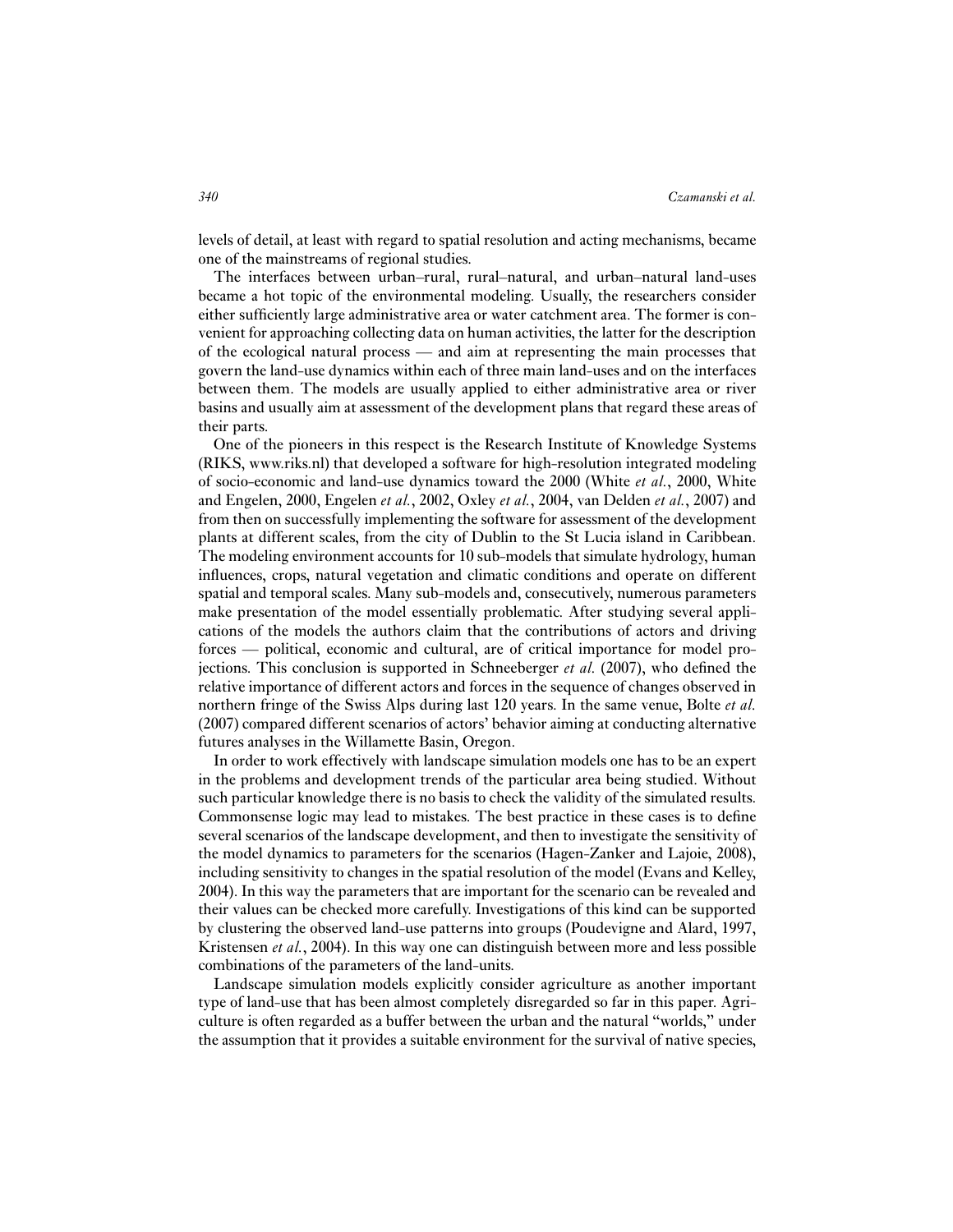levels of detail, at least with regard to spatial resolution and acting mechanisms, became one of the mainstreams of regional studies.

The interfaces between urban–rural, rural–natural, and urban–natural land-uses became a hot topic of the environmental modeling. Usually, the researchers consider either sufficiently large administrative area or water catchment area. The former is convenient for approaching collecting data on human activities, the latter for the description of the ecological natural process — and aim at representing the main processes that govern the land-use dynamics within each of three main land-uses and on the interfaces between them. The models are usually applied to either administrative area or river basins and usually aim at assessment of the development plans that regard these areas of their parts.

One of the pioneers in this respect is the Research Institute of Knowledge Systems (RIKS, www.riks.nl) that developed a software for high-resolution integrated modeling of socio-economic and land-use dynamics toward the 2000 (White *et al.*, 2000, White and Engelen, 2000, Engelen *et al.*, 2002, Oxley *et al.*, 2004, van Delden *et al.*, 2007) and from then on successfully implementing the software for assessment of the development plants at different scales, from the city of Dublin to the St Lucia island in Caribbean. The modeling environment accounts for 10 sub-models that simulate hydrology, human influences, crops, natural vegetation and climatic conditions and operate on different spatial and temporal scales. Many sub-models and, consecutively, numerous parameters make presentation of the model essentially problematic. After studying several applications of the models the authors claim that the contributions of actors and driving forces — political, economic and cultural, are of critical importance for model projections. This conclusion is supported in Schneeberger *et al.* (2007), who defined the relative importance of different actors and forces in the sequence of changes observed in northern fringe of the Swiss Alps during last 120 years. In the same venue, Bolte *et al.* (2007) compared different scenarios of actors' behavior aiming at conducting alternative futures analyses in the Willamette Basin, Oregon.

In order to work effectively with landscape simulation models one has to be an expert in the problems and development trends of the particular area being studied. Without such particular knowledge there is no basis to check the validity of the simulated results. Commonsense logic may lead to mistakes. The best practice in these cases is to define several scenarios of the landscape development, and then to investigate the sensitivity of the model dynamics to parameters for the scenarios (Hagen-Zanker and Lajoie, 2008), including sensitivity to changes in the spatial resolution of the model (Evans and Kelley, 2004). In this way the parameters that are important for the scenario can be revealed and their values can be checked more carefully. Investigations of this kind can be supported by clustering the observed land-use patterns into groups (Poudevigne and Alard, 1997, Kristensen *et al.*, 2004). In this way one can distinguish between more and less possible combinations of the parameters of the land-units.

Landscape simulation models explicitly consider agriculture as another important type of land-use that has been almost completely disregarded so far in this paper. Agriculture is often regarded as a buffer between the urban and the natural "worlds," under the assumption that it provides a suitable environment for the survival of native species,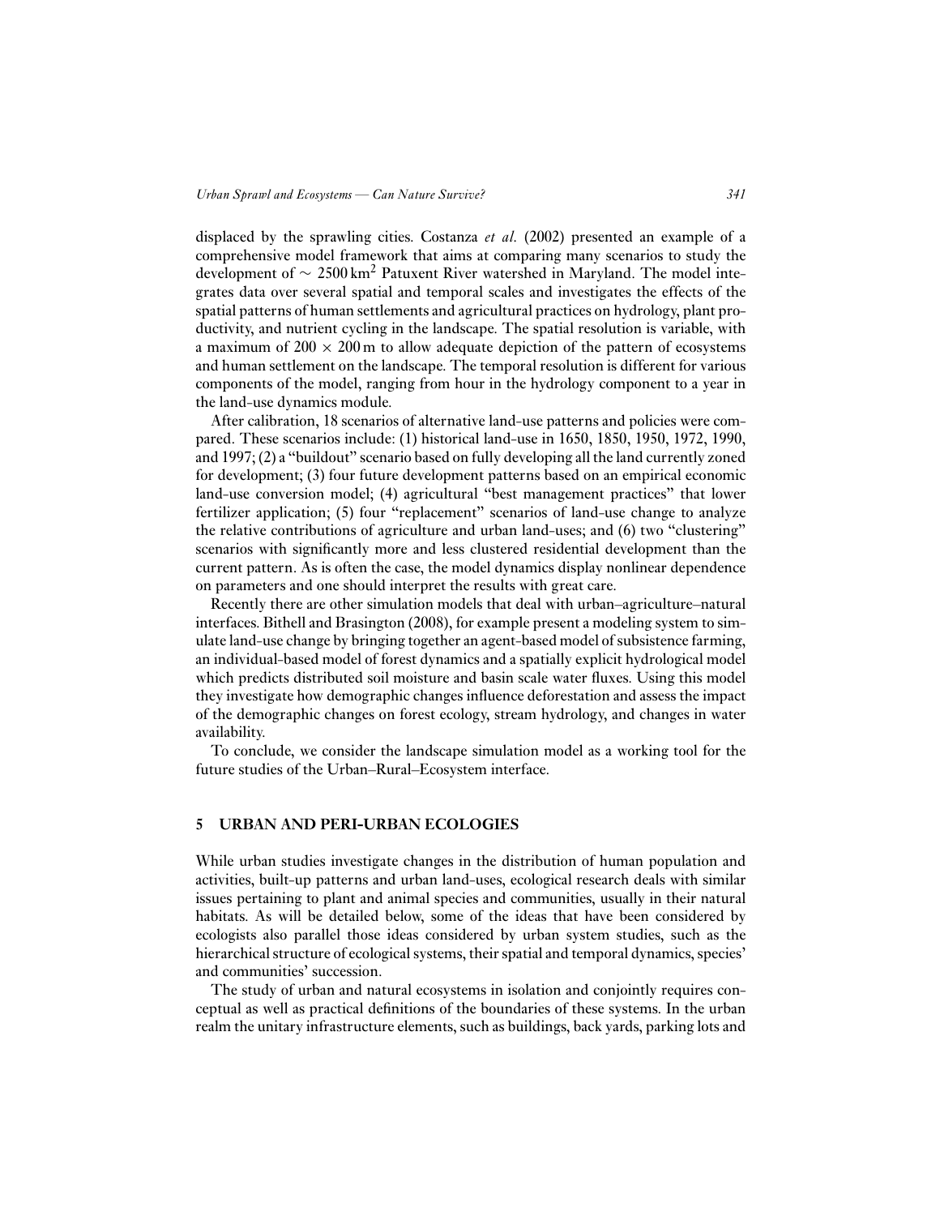displaced by the sprawling cities. Costanza *et al.* (2002) presented an example of a comprehensive model framework that aims at comparing many scenarios to study the development of $\sim 2500\,\text{km}^2$ Patuxent River watershed in Maryland. The model integrates data over several spatial and temporal scales and investigates the effects of the spatial patterns of human settlements and agricultural practices on hydrology, plant productivity, and nutrient cycling in the landscape. The spatial resolution is variable, with a maximum of $200 \times 200\,\text{m}$ to allow adequate depiction of the pattern of ecosystems and human settlement on the landscape. The temporal resolution is different for various components of the model, ranging from hour in the hydrology component to a year in the land-use dynamics module.

After calibration, 18 scenarios of alternative land-use patterns and policies were compared. These scenarios include: (1) historical land-use in 1650, 1850, 1950, 1972, 1990, and 1997; (2) a "buildout" scenario based on fully developing all the land currently zoned for development; (3) four future development patterns based on an empirical economic land-use conversion model; (4) agricultural "best management practices" that lower fertilizer application; (5) four "replacement" scenarios of land-use change to analyze the relative contributions of agriculture and urban land-uses; and (6) two "clustering" scenarios with significantly more and less clustered residential development than the current pattern. As is often the case, the model dynamics display nonlinear dependence on parameters and one should interpret the results with great care.

Recently there are other simulation models that deal with urban–agriculture–natural interfaces. Bithell and Brasington (2008), for example present a modeling system to simulate land-use change by bringing together an agent-based model of subsistence farming, an individual-based model of forest dynamics and a spatially explicit hydrological model which predicts distributed soil moisture and basin scale water fluxes. Using this model they investigate how demographic changes influence deforestation and assess the impact of the demographic changes on forest ecology, stream hydrology, and changes in water availability.

To conclude, we consider the landscape simulation model as a working tool for the future studies of the Urban–Rural–Ecosystem interface.

## 5 URBAN AND PERI-URBAN ECOLOGIES

While urban studies investigate changes in the distribution of human population and activities, built-up patterns and urban land-uses, ecological research deals with similar issues pertaining to plant and animal species and communities, usually in their natural habitats. As will be detailed below, some of the ideas that have been considered by ecologists also parallel those ideas considered by urban system studies, such as the hierarchical structure of ecological systems, their spatial and temporal dynamics, species' and communities' succession.

The study of urban and natural ecosystems in isolation and conjointly requires conceptual as well as practical definitions of the boundaries of these systems. In the urban realm the unitary infrastructure elements, such as buildings, back yards, parking lots and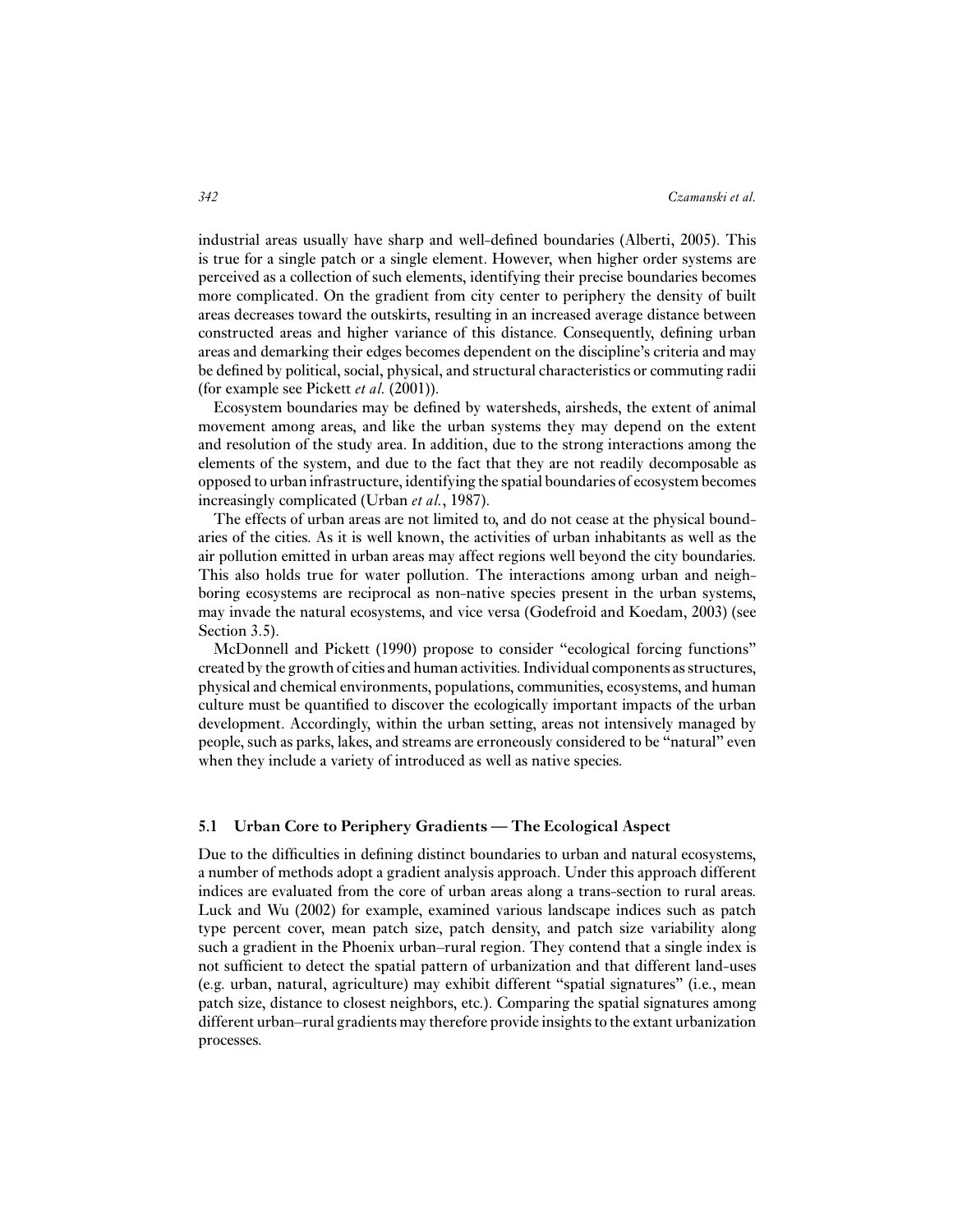industrial areas usually have sharp and well-defined boundaries (Alberti, 2005). This is true for a single patch or a single element. However, when higher order systems are perceived as a collection of such elements, identifying their precise boundaries becomes more complicated. On the gradient from city center to periphery the density of built areas decreases toward the outskirts, resulting in an increased average distance between constructed areas and higher variance of this distance. Consequently, defining urban areas and demarking their edges becomes dependent on the discipline's criteria and may be defined by political, social, physical, and structural characteristics or commuting radii (for example see Pickett *et al.* (2001)).

Ecosystem boundaries may be defined by watersheds, airsheds, the extent of animal movement among areas, and like the urban systems they may depend on the extent and resolution of the study area. In addition, due to the strong interactions among the elements of the system, and due to the fact that they are not readily decomposable as opposed to urban infrastructure, identifying the spatial boundaries of ecosystem becomes increasingly complicated (Urban *et al.*, 1987).

The effects of urban areas are not limited to, and do not cease at the physical boundaries of the cities. As it is well known, the activities of urban inhabitants as well as the air pollution emitted in urban areas may affect regions well beyond the city boundaries. This also holds true for water pollution. The interactions among urban and neighboring ecosystems are reciprocal as non-native species present in the urban systems, may invade the natural ecosystems, and vice versa (Godefroid and Koedam, 2003) (see Section 3.5).

McDonnell and Pickett (1990) propose to consider "ecological forcing functions" created by the growth of cities and human activities. Individual components as structures, physical and chemical environments, populations, communities, ecosystems, and human culture must be quantified to discover the ecologically important impacts of the urban development. Accordingly, within the urban setting, areas not intensively managed by people, such as parks, lakes, and streams are erroneously considered to be "natural" even when they include a variety of introduced as well as native species.

### 5.1 Urban Core to Periphery Gradients — The Ecological Aspect

Due to the difficulties in defining distinct boundaries to urban and natural ecosystems, a number of methods adopt a gradient analysis approach. Under this approach different indices are evaluated from the core of urban areas along a trans-section to rural areas. Luck and Wu (2002) for example, examined various landscape indices such as patch type percent cover, mean patch size, patch density, and patch size variability along such a gradient in the Phoenix urban–rural region. They contend that a single index is not sufficient to detect the spatial pattern of urbanization and that different land-uses (e.g. urban, natural, agriculture) may exhibit different "spatial signatures" (i.e., mean patch size, distance to closest neighbors, etc.). Comparing the spatial signatures among different urban–rural gradients may therefore provide insights to the extant urbanization processes.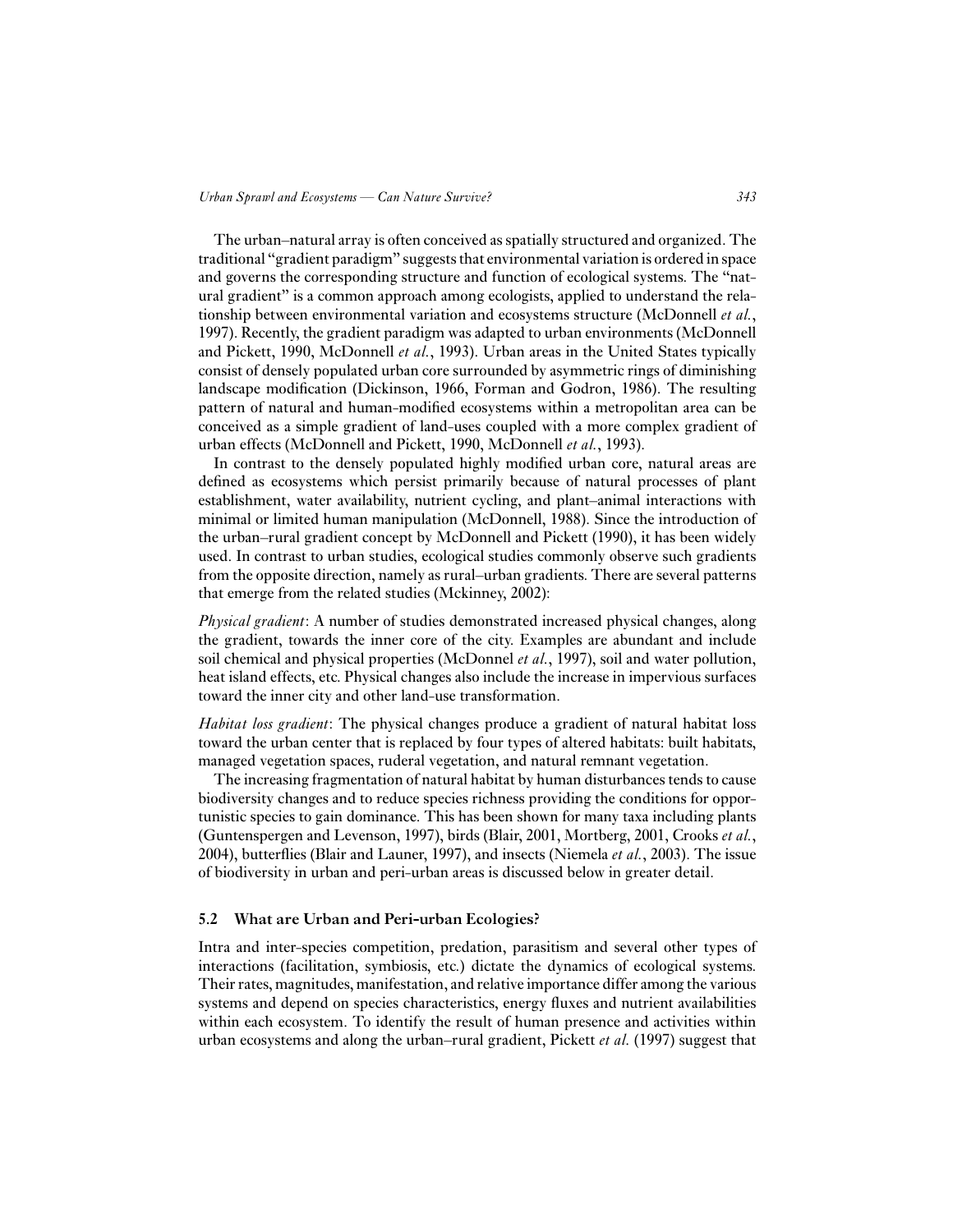The urban–natural array is often conceived as spatially structured and organized. The traditional "gradient paradigm" suggests that environmental variation is ordered in space and governs the corresponding structure and function of ecological systems. The "natural gradient" is a common approach among ecologists, applied to understand the relationship between environmental variation and ecosystems structure (McDonnell *et al.*, 1997). Recently, the gradient paradigm was adapted to urban environments (McDonnell and Pickett, 1990, McDonnell *et al.*, 1993). Urban areas in the United States typically consist of densely populated urban core surrounded by asymmetric rings of diminishing landscape modification (Dickinson, 1966, Forman and Godron, 1986). The resulting pattern of natural and human-modified ecosystems within a metropolitan area can be conceived as a simple gradient of land-uses coupled with a more complex gradient of urban effects (McDonnell and Pickett, 1990, McDonnell *et al.*, 1993).

In contrast to the densely populated highly modified urban core, natural areas are defined as ecosystems which persist primarily because of natural processes of plant establishment, water availability, nutrient cycling, and plant–animal interactions with minimal or limited human manipulation (McDonnell, 1988). Since the introduction of the urban–rural gradient concept by McDonnell and Pickett (1990), it has been widely used. In contrast to urban studies, ecological studies commonly observe such gradients from the opposite direction, namely as rural–urban gradients. There are several patterns that emerge from the related studies (Mckinney, 2002):

*Physical gradient*: A number of studies demonstrated increased physical changes, along the gradient, towards the inner core of the city. Examples are abundant and include soil chemical and physical properties (McDonnel *et al.*, 1997), soil and water pollution, heat island effects, etc. Physical changes also include the increase in impervious surfaces toward the inner city and other land-use transformation.

*Habitat loss gradient*: The physical changes produce a gradient of natural habitat loss toward the urban center that is replaced by four types of altered habitats: built habitats, managed vegetation spaces, ruderal vegetation, and natural remnant vegetation.

The increasing fragmentation of natural habitat by human disturbances tends to cause biodiversity changes and to reduce species richness providing the conditions for opportunistic species to gain dominance. This has been shown for many taxa including plants (Guntenspergen and Levenson, 1997), birds (Blair, 2001, Mortberg, 2001, Crooks *et al.*, 2004), butterflies (Blair and Launer, 1997), and insects (Niemela *et al.*, 2003). The issue of biodiversity in urban and peri-urban areas is discussed below in greater detail.

## 5.2 What are Urban and Peri-urban Ecologies?

Intra and inter-species competition, predation, parasitism and several other types of interactions (facilitation, symbiosis, etc.) dictate the dynamics of ecological systems. Their rates, magnitudes, manifestation, and relative importance differ among the various systems and depend on species characteristics, energy fluxes and nutrient availabilities within each ecosystem. To identify the result of human presence and activities within urban ecosystems and along the urban–rural gradient, Pickett *et al.* (1997) suggest that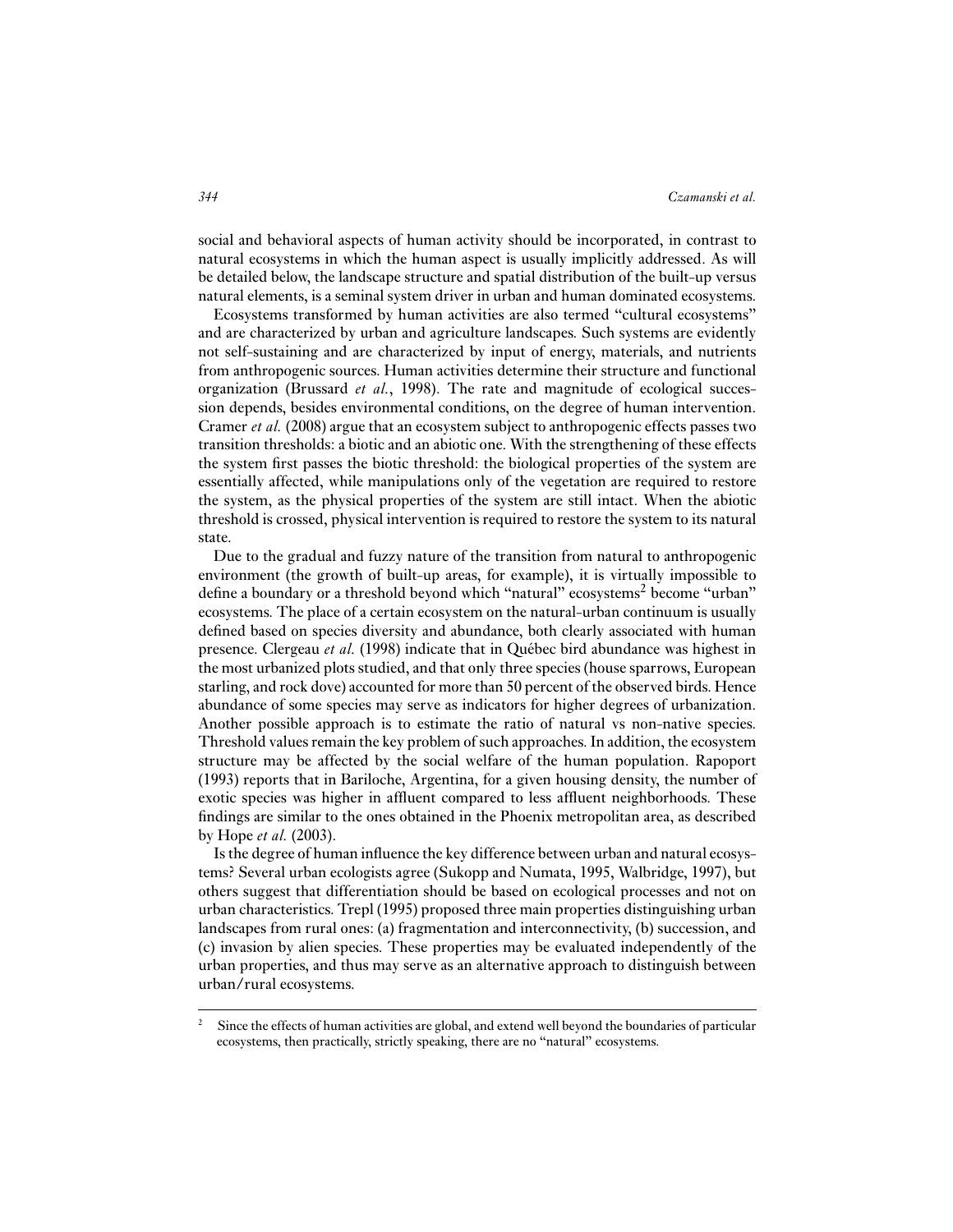social and behavioral aspects of human activity should be incorporated, in contrast to natural ecosystems in which the human aspect is usually implicitly addressed. As will be detailed below, the landscape structure and spatial distribution of the built-up versus natural elements, is a seminal system driver in urban and human dominated ecosystems.

Ecosystems transformed by human activities are also termed "cultural ecosystems" and are characterized by urban and agriculture landscapes. Such systems are evidently not self-sustaining and are characterized by input of energy, materials, and nutrients from anthropogenic sources. Human activities determine their structure and functional organization (Brussard *et al.*, 1998). The rate and magnitude of ecological succession depends, besides environmental conditions, on the degree of human intervention. Cramer *et al.* (2008) argue that an ecosystem subject to anthropogenic effects passes two transition thresholds: a biotic and an abiotic one. With the strengthening of these effects the system first passes the biotic threshold: the biological properties of the system are essentially affected, while manipulations only of the vegetation are required to restore the system, as the physical properties of the system are still intact. When the abiotic threshold is crossed, physical intervention is required to restore the system to its natural state.

Due to the gradual and fuzzy nature of the transition from natural to anthropogenic environment (the growth of built-up areas, for example), it is virtually impossible to define a boundary or a threshold beyond which "natural" ecosystems[2] become "urban" ecosystems. The place of a certain ecosystem on the natural-urban continuum is usually defined based on species diversity and abundance, both clearly associated with human presence. Clergeau *et al.* (1998) indicate that in Québec bird abundance was highest in the most urbanized plots studied, and that only three species (house sparrows, European starling, and rock dove) accounted for more than 50 percent of the observed birds. Hence abundance of some species may serve as indicators for higher degrees of urbanization. Another possible approach is to estimate the ratio of natural vs non-native species. Threshold values remain the key problem of such approaches. In addition, the ecosystem structure may be affected by the social welfare of the human population. Rapoport (1993) reports that in Bariloche, Argentina, for a given housing density, the number of exotic species was higher in affluent compared to less affluent neighborhoods. These findings are similar to the ones obtained in the Phoenix metropolitan area, as described by Hope *et al.* (2003).

Is the degree of human influence the key difference between urban and natural ecosystems? Several urban ecologists agree (Sukopp and Numata, 1995, Walbridge, 1997), but others suggest that differentiation should be based on ecological processes and not on urban characteristics. Trepl (1995) proposed three main properties distinguishing urban landscapes from rural ones: (a) fragmentation and interconnectivity, (b) succession, and (c) invasion by alien species. These properties may be evaluated independently of the urban properties, and thus may serve as an alternative approach to distinguish between urban/rural ecosystems.

---

[2] Since the effects of human activities are global, and extend well beyond the boundaries of particular ecosystems, then practically, strictly speaking, there are no "natural" ecosystems.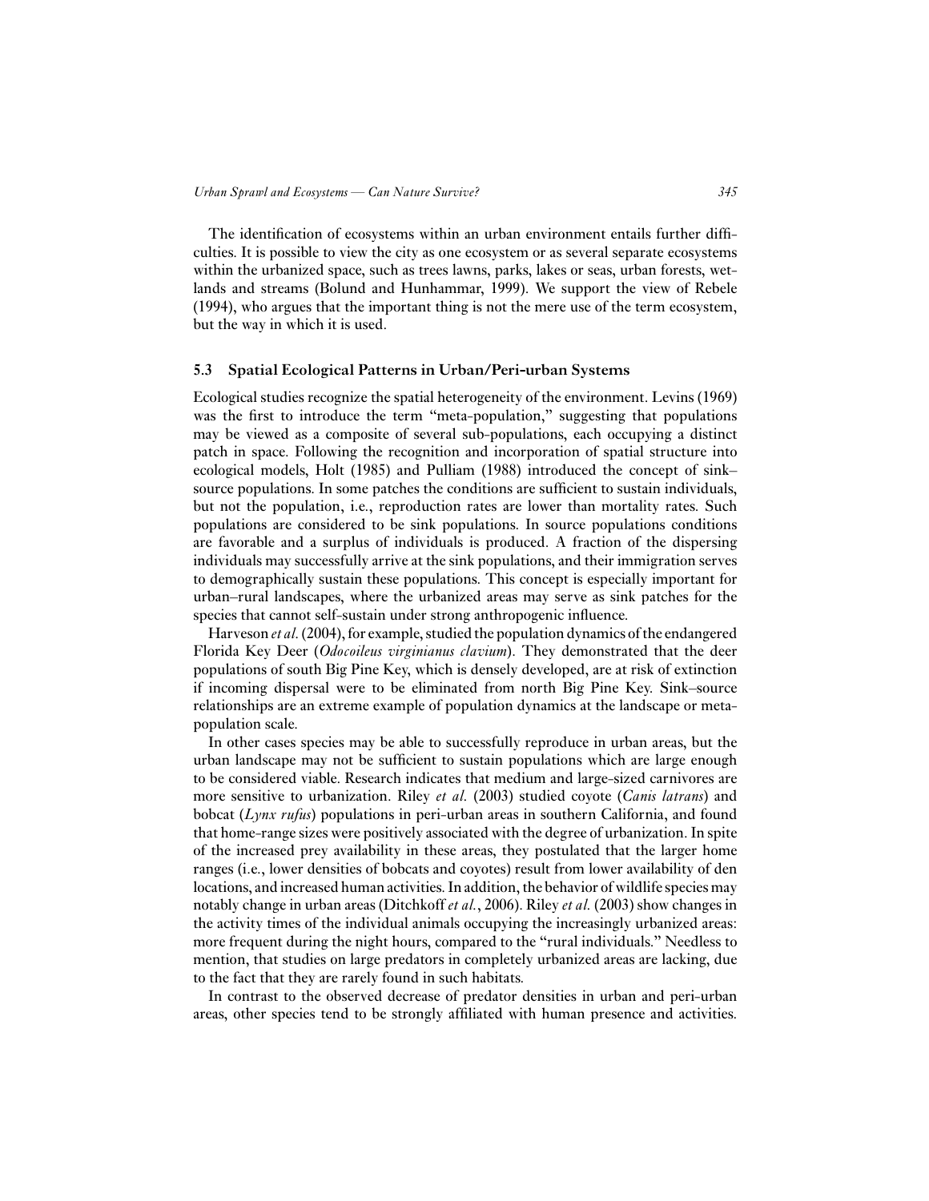The identification of ecosystems within an urban environment entails further difficulties. It is possible to view the city as one ecosystem or as several separate ecosystems within the urbanized space, such as trees lawns, parks, lakes or seas, urban forests, wetlands and streams (Bolund and Hunhammar, 1999). We support the view of Rebele (1994), who argues that the important thing is not the mere use of the term ecosystem, but the way in which it is used.

### 5.3 Spatial Ecological Patterns in Urban/Peri-urban Systems

Ecological studies recognize the spatial heterogeneity of the environment. Levins (1969) was the first to introduce the term "meta-population," suggesting that populations may be viewed as a composite of several sub-populations, each occupying a distinct patch in space. Following the recognition and incorporation of spatial structure into ecological models, Holt (1985) and Pulliam (1988) introduced the concept of sink–source populations. In some patches the conditions are sufficient to sustain individuals, but not the population, i.e., reproduction rates are lower than mortality rates. Such populations are considered to be sink populations. In source populations conditions are favorable and a surplus of individuals is produced. A fraction of the dispersing individuals may successfully arrive at the sink populations, and their immigration serves to demographically sustain these populations. This concept is especially important for urban–rural landscapes, where the urbanized areas may serve as sink patches for the species that cannot self-sustain under strong anthropogenic influence.

Harveson *et al.* (2004), for example, studied the population dynamics of the endangered Florida Key Deer (*Odocoileus virginianus clavium*). They demonstrated that the deer populations of south Big Pine Key, which is densely developed, are at risk of extinction if incoming dispersal were to be eliminated from north Big Pine Key. Sink–source relationships are an extreme example of population dynamics at the landscape or meta-population scale.

In other cases species may be able to successfully reproduce in urban areas, but the urban landscape may not be sufficient to sustain populations which are large enough to be considered viable. Research indicates that medium and large-sized carnivores are more sensitive to urbanization. Riley *et al.* (2003) studied coyote (*Canis latrans*) and bobcat (*Lynx rufus*) populations in peri-urban areas in southern California, and found that home-range sizes were positively associated with the degree of urbanization. In spite of the increased prey availability in these areas, they postulated that the larger home ranges (i.e., lower densities of bobcats and coyotes) result from lower availability of den locations, and increased human activities. In addition, the behavior of wildlife species may notably change in urban areas (Ditchkoff *et al.*, 2006). Riley *et al.* (2003) show changes in the activity times of the individual animals occupying the increasingly urbanized areas: more frequent during the night hours, compared to the "rural individuals." Needless to mention, that studies on large predators in completely urbanized areas are lacking, due to the fact that they are rarely found in such habitats.

In contrast to the observed decrease of predator densities in urban and peri-urban areas, other species tend to be strongly affiliated with human presence and activities.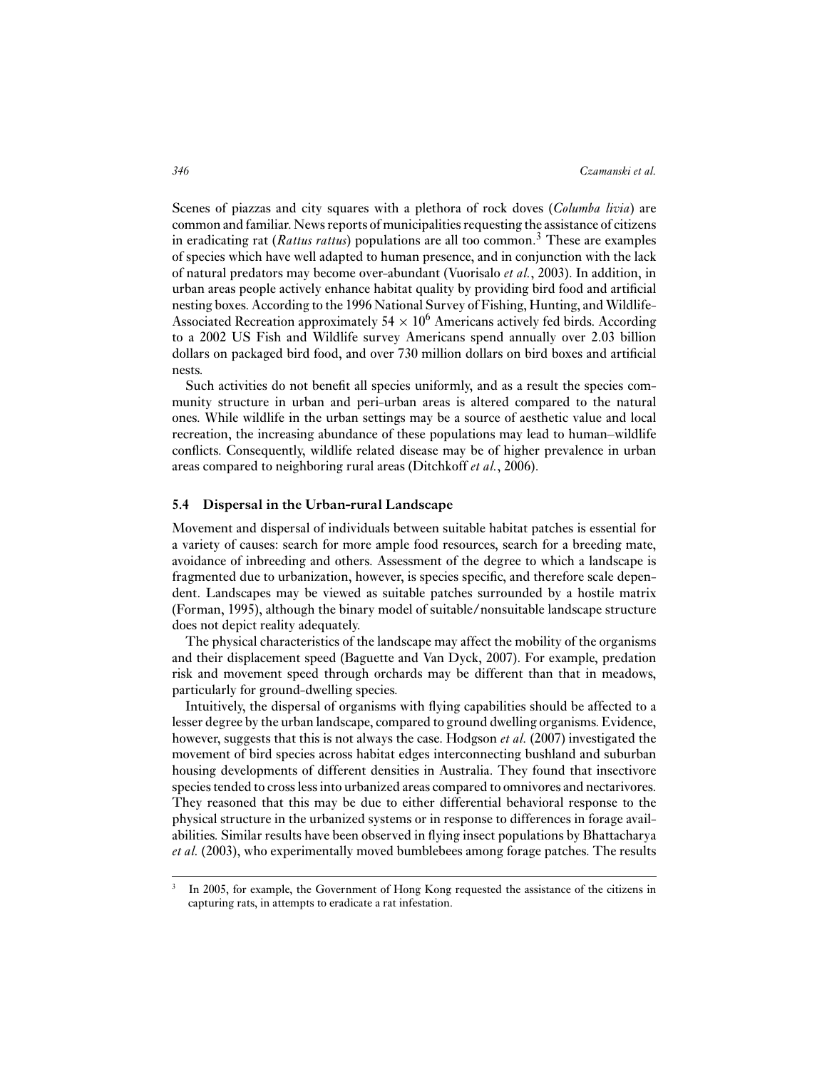Scenes of piazzas and city squares with a plethora of rock doves (*Columba livia*) are common and familiar. News reports of municipalities requesting the assistance of citizens in eradicating rat (*Rattus rattus*) populations are all too common.[3] These are examples of species which have well adapted to human presence, and in conjunction with the lack of natural predators may become over-abundant (Vuorisalo *et al.*, 2003). In addition, in urban areas people actively enhance habitat quality by providing bird food and artificial nesting boxes. According to the 1996 National Survey of Fishing, Hunting, and Wildlife-Associated Recreation approximately $54 \times 10^6$ Americans actively fed birds. According to a 2002 US Fish and Wildlife survey Americans spend annually over 2.03 billion dollars on packaged bird food, and over 730 million dollars on bird boxes and artificial nests.

Such activities do not benefit all species uniformly, and as a result the species community structure in urban and peri-urban areas is altered compared to the natural ones. While wildlife in the urban settings may be a source of aesthetic value and local recreation, the increasing abundance of these populations may lead to human–wildlife conflicts. Consequently, wildlife related disease may be of higher prevalence in urban areas compared to neighboring rural areas (Ditchkoff *et al.*, 2006).

### 5.4 Dispersal in the Urban-rural Landscape

Movement and dispersal of individuals between suitable habitat patches is essential for a variety of causes: search for more ample food resources, search for a breeding mate, avoidance of inbreeding and others. Assessment of the degree to which a landscape is fragmented due to urbanization, however, is species specific, and therefore scale dependent. Landscapes may be viewed as suitable patches surrounded by a hostile matrix (Forman, 1995), although the binary model of suitable/nonsuitable landscape structure does not depict reality adequately.

The physical characteristics of the landscape may affect the mobility of the organisms and their displacement speed (Baguette and Van Dyck, 2007). For example, predation risk and movement speed through orchards may be different than that in meadows, particularly for ground-dwelling species.

Intuitively, the dispersal of organisms with flying capabilities should be affected to a lesser degree by the urban landscape, compared to ground dwelling organisms. Evidence, however, suggests that this is not always the case. Hodgson *et al.* (2007) investigated the movement of bird species across habitat edges interconnecting bushland and suburban housing developments of different densities in Australia. They found that insectivore species tended to cross less into urbanized areas compared to omnivores and nectarivores. They reasoned that this may be due to either differential behavioral response to the physical structure in the urbanized systems or in response to differences in forage availabilities. Similar results have been observed in flying insect populations by Bhattacharya *et al.* (2003), who experimentally moved bumblebees among forage patches. The results

---

[3] In 2005, for example, the Government of Hong Kong requested the assistance of the citizens in capturing rats, in attempts to eradicate a rat infestation.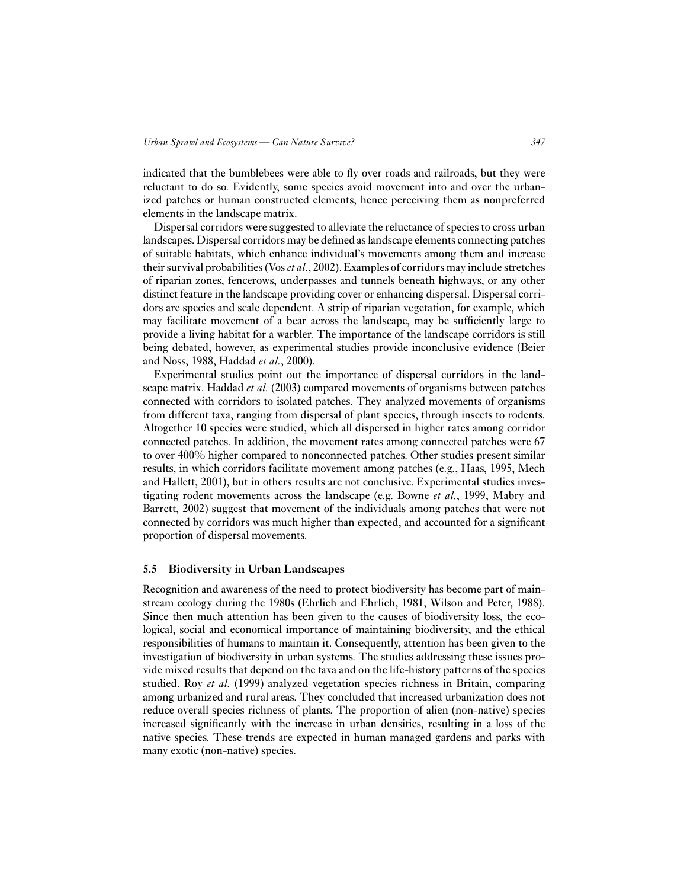indicated that the bumblebees were able to fly over roads and railroads, but they were reluctant to do so. Evidently, some species avoid movement into and over the urbanized patches or human constructed elements, hence perceiving them as nonpreferred elements in the landscape matrix.

Dispersal corridors were suggested to alleviate the reluctance of species to cross urban landscapes. Dispersal corridors may be defined as landscape elements connecting patches of suitable habitats, which enhance individual's movements among them and increase their survival probabilities (Vos *et al.*, 2002). Examples of corridors may include stretches of riparian zones, fencerows, underpasses and tunnels beneath highways, or any other distinct feature in the landscape providing cover or enhancing dispersal. Dispersal corridors are species and scale dependent. A strip of riparian vegetation, for example, which may facilitate movement of a bear across the landscape, may be sufficiently large to provide a living habitat for a warbler. The importance of the landscape corridors is still being debated, however, as experimental studies provide inconclusive evidence (Beier and Noss, 1988, Haddad *et al.*, 2000).

Experimental studies point out the importance of dispersal corridors in the landscape matrix. Haddad *et al.* (2003) compared movements of organisms between patches connected with corridors to isolated patches. They analyzed movements of organisms from different taxa, ranging from dispersal of plant species, through insects to rodents. Altogether 10 species were studied, which all dispersed in higher rates among corridor connected patches. In addition, the movement rates among connected patches were 67 to over 400% higher compared to nonconnected patches. Other studies present similar results, in which corridors facilitate movement among patches (e.g., Haas, 1995, Mech and Hallett, 2001), but in others results are not conclusive. Experimental studies investigating rodent movements across the landscape (e.g. Bowne *et al.*, 1999, Mabry and Barrett, 2002) suggest that movement of the individuals among patches that were not connected by corridors was much higher than expected, and accounted for a significant proportion of dispersal movements.

## 5.5 Biodiversity in Urban Landscapes

Recognition and awareness of the need to protect biodiversity has become part of mainstream ecology during the 1980s (Ehrlich and Ehrlich, 1981, Wilson and Peter, 1988). Since then much attention has been given to the causes of biodiversity loss, the ecological, social and economical importance of maintaining biodiversity, and the ethical responsibilities of humans to maintain it. Consequently, attention has been given to the investigation of biodiversity in urban systems. The studies addressing these issues provide mixed results that depend on the taxa and on the life-history patterns of the species studied. Roy *et al.* (1999) analyzed vegetation species richness in Britain, comparing among urbanized and rural areas. They concluded that increased urbanization does not reduce overall species richness of plants. The proportion of alien (non-native) species increased significantly with the increase in urban densities, resulting in a loss of the native species. These trends are expected in human managed gardens and parks with many exotic (non-native) species.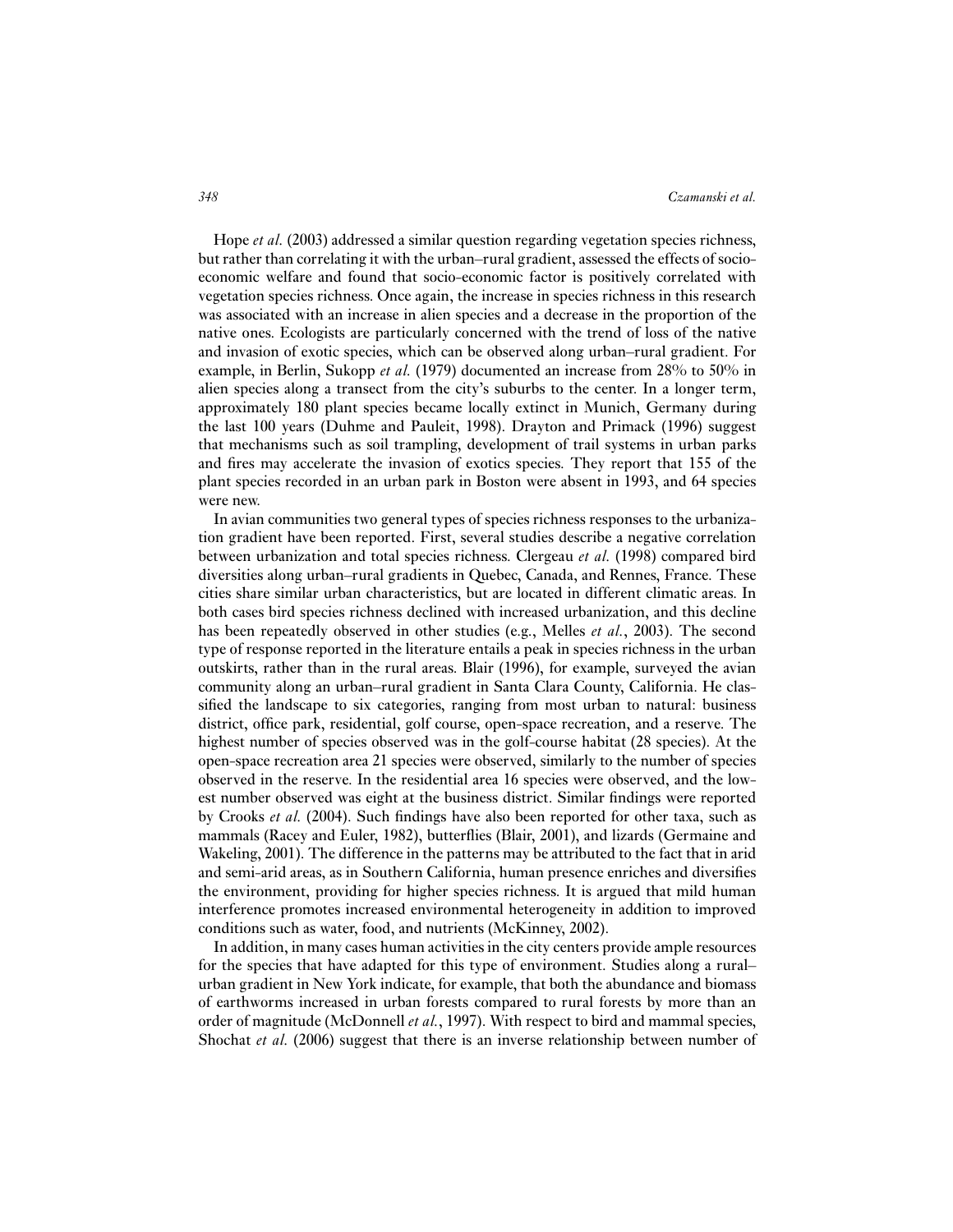Hope *et al.* (2003) addressed a similar question regarding vegetation species richness, but rather than correlating it with the urban–rural gradient, assessed the effects of socio-economic welfare and found that socio-economic factor is positively correlated with vegetation species richness. Once again, the increase in species richness in this research was associated with an increase in alien species and a decrease in the proportion of the native ones. Ecologists are particularly concerned with the trend of loss of the native and invasion of exotic species, which can be observed along urban–rural gradient. For example, in Berlin, Sukopp *et al.* (1979) documented an increase from 28% to 50% in alien species along a transect from the city's suburbs to the center. In a longer term, approximately 180 plant species became locally extinct in Munich, Germany during the last 100 years (Duhme and Pauleit, 1998). Drayton and Primack (1996) suggest that mechanisms such as soil trampling, development of trail systems in urban parks and fires may accelerate the invasion of exotics species. They report that 155 of the plant species recorded in an urban park in Boston were absent in 1993, and 64 species were new.

In avian communities two general types of species richness responses to the urbanization gradient have been reported. First, several studies describe a negative correlation between urbanization and total species richness. Clergeau *et al.* (1998) compared bird diversities along urban–rural gradients in Quebec, Canada, and Rennes, France. These cities share similar urban characteristics, but are located in different climatic areas. In both cases bird species richness declined with increased urbanization, and this decline has been repeatedly observed in other studies (e.g., Melles *et al.*, 2003). The second type of response reported in the literature entails a peak in species richness in the urban outskirts, rather than in the rural areas. Blair (1996), for example, surveyed the avian community along an urban–rural gradient in Santa Clara County, California. He classified the landscape to six categories, ranging from most urban to natural: business district, office park, residential, golf course, open-space recreation, and a reserve. The highest number of species observed was in the golf-course habitat (28 species). At the open-space recreation area 21 species were observed, similarly to the number of species observed in the reserve. In the residential area 16 species were observed, and the lowest number observed was eight at the business district. Similar findings were reported by Crooks *et al.* (2004). Such findings have also been reported for other taxa, such as mammals (Racey and Euler, 1982), butterflies (Blair, 2001), and lizards (Germaine and Wakeling, 2001). The difference in the patterns may be attributed to the fact that in arid and semi-arid areas, as in Southern California, human presence enriches and diversifies the environment, providing for higher species richness. It is argued that mild human interference promotes increased environmental heterogeneity in addition to improved conditions such as water, food, and nutrients (McKinney, 2002).

In addition, in many cases human activities in the city centers provide ample resources for the species that have adapted for this type of environment. Studies along a rural–urban gradient in New York indicate, for example, that both the abundance and biomass of earthworms increased in urban forests compared to rural forests by more than an order of magnitude (McDonnell *et al.*, 1997). With respect to bird and mammal species, Shochat *et al.* (2006) suggest that there is an inverse relationship between number of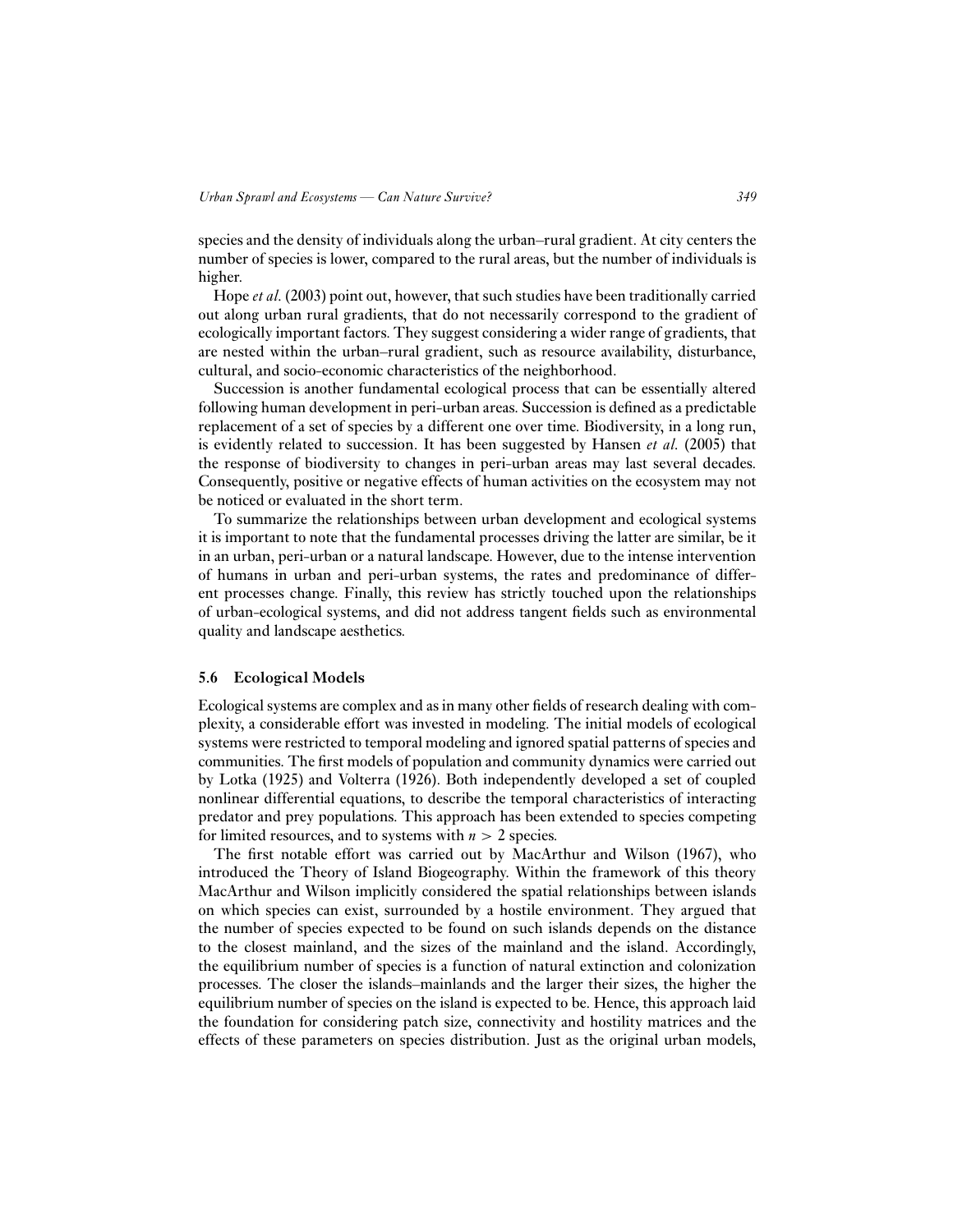species and the density of individuals along the urban–rural gradient. At city centers the number of species is lower, compared to the rural areas, but the number of individuals is higher.

Hope *et al.* (2003) point out, however, that such studies have been traditionally carried out along urban rural gradients, that do not necessarily correspond to the gradient of ecologically important factors. They suggest considering a wider range of gradients, that are nested within the urban–rural gradient, such as resource availability, disturbance, cultural, and socio-economic characteristics of the neighborhood.

Succession is another fundamental ecological process that can be essentially altered following human development in peri-urban areas. Succession is defined as a predictable replacement of a set of species by a different one over time. Biodiversity, in a long run, is evidently related to succession. It has been suggested by Hansen *et al.* (2005) that the response of biodiversity to changes in peri-urban areas may last several decades. Consequently, positive or negative effects of human activities on the ecosystem may not be noticed or evaluated in the short term.

To summarize the relationships between urban development and ecological systems it is important to note that the fundamental processes driving the latter are similar, be it in an urban, peri-urban or a natural landscape. However, due to the intense intervention of humans in urban and peri-urban systems, the rates and predominance of different processes change. Finally, this review has strictly touched upon the relationships of urban-ecological systems, and did not address tangent fields such as environmental quality and landscape aesthetics.

## 5.6 Ecological Models

Ecological systems are complex and as in many other fields of research dealing with complexity, a considerable effort was invested in modeling. The initial models of ecological systems were restricted to temporal modeling and ignored spatial patterns of species and communities. The first models of population and community dynamics were carried out by Lotka (1925) and Volterra (1926). Both independently developed a set of coupled nonlinear differential equations, to describe the temporal characteristics of interacting predator and prey populations. This approach has been extended to species competing for limited resources, and to systems with $n > 2$ species.

The first notable effort was carried out by MacArthur and Wilson (1967), who introduced the Theory of Island Biogeography. Within the framework of this theory MacArthur and Wilson implicitly considered the spatial relationships between islands on which species can exist, surrounded by a hostile environment. They argued that the number of species expected to be found on such islands depends on the distance to the closest mainland, and the sizes of the mainland and the island. Accordingly, the equilibrium number of species is a function of natural extinction and colonization processes. The closer the islands–mainlands and the larger their sizes, the higher the equilibrium number of species on the island is expected to be. Hence, this approach laid the foundation for considering patch size, connectivity and hostility matrices and the effects of these parameters on species distribution. Just as the original urban models,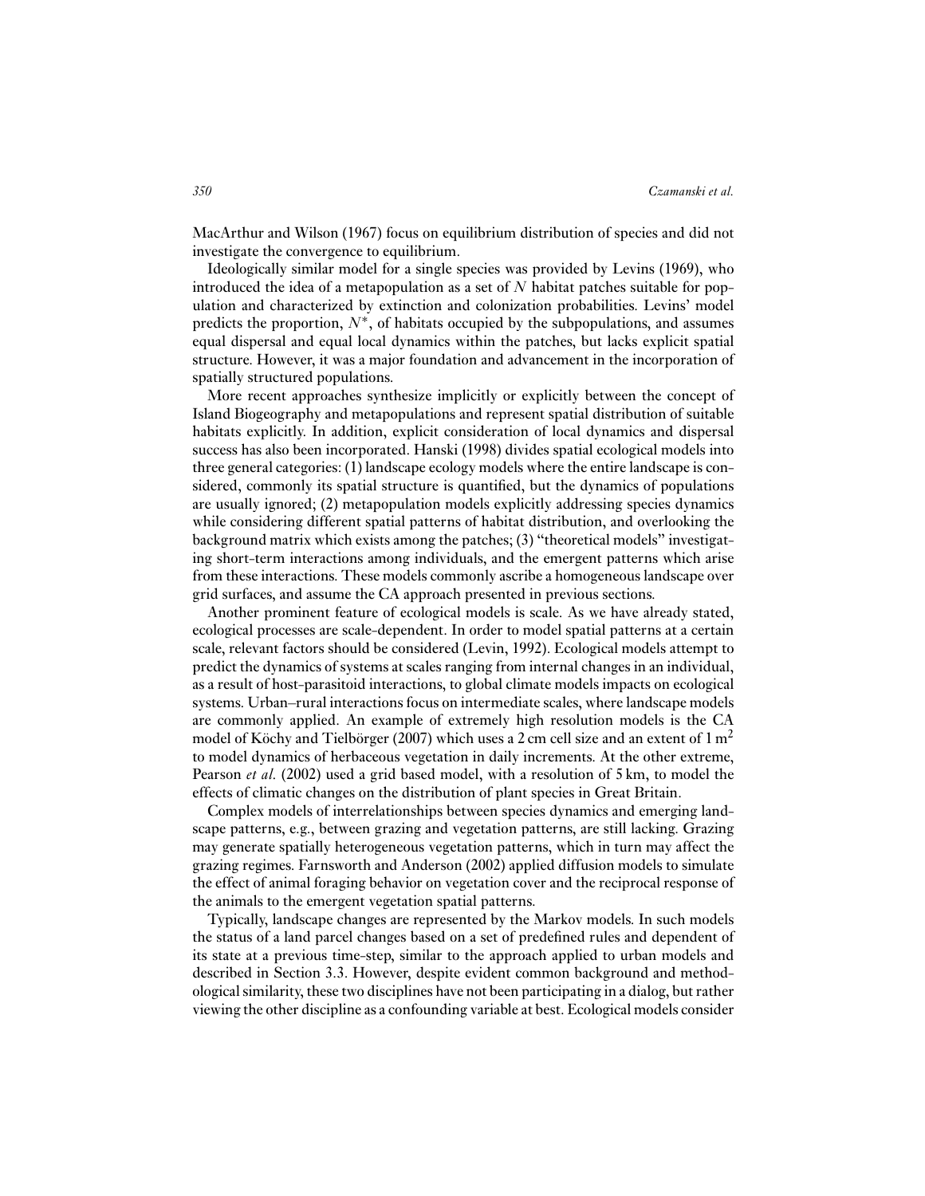MacArthur and Wilson (1967) focus on equilibrium distribution of species and did not investigate the convergence to equilibrium.

Ideologically similar model for a single species was provided by Levins (1969), who introduced the idea of a metapopulation as a set of $N$ habitat patches suitable for population and characterized by extinction and colonization probabilities. Levins' model predicts the proportion, $N^*$, of habitats occupied by the subpopulations, and assumes equal dispersal and equal local dynamics within the patches, but lacks explicit spatial structure. However, it was a major foundation and advancement in the incorporation of spatially structured populations.

More recent approaches synthesize implicitly or explicitly between the concept of Island Biogeography and metapopulations and represent spatial distribution of suitable habitats explicitly. In addition, explicit consideration of local dynamics and dispersal success has also been incorporated. Hanski (1998) divides spatial ecological models into three general categories: (1) landscape ecology models where the entire landscape is considered, commonly its spatial structure is quantified, but the dynamics of populations are usually ignored; (2) metapopulation models explicitly addressing species dynamics while considering different spatial patterns of habitat distribution, and overlooking the background matrix which exists among the patches; (3) "theoretical models" investigating short-term interactions among individuals, and the emergent patterns which arise from these interactions. These models commonly ascribe a homogeneous landscape over grid surfaces, and assume the CA approach presented in previous sections.

Another prominent feature of ecological models is scale. As we have already stated, ecological processes are scale-dependent. In order to model spatial patterns at a certain scale, relevant factors should be considered (Levin, 1992). Ecological models attempt to predict the dynamics of systems at scales ranging from internal changes in an individual, as a result of host-parasitoid interactions, to global climate models impacts on ecological systems. Urban–rural interactions focus on intermediate scales, where landscape models are commonly applied. An example of extremely high resolution models is the CA model of Köchy and Tielbörger (2007) which uses a 2 cm cell size and an extent of 1 $m^2$ to model dynamics of herbaceous vegetation in daily increments. At the other extreme, Pearson *et al*. (2002) used a grid based model, with a resolution of 5 km, to model the effects of climatic changes on the distribution of plant species in Great Britain.

Complex models of interrelationships between species dynamics and emerging landscape patterns, e.g., between grazing and vegetation patterns, are still lacking. Grazing may generate spatially heterogeneous vegetation patterns, which in turn may affect the grazing regimes. Farnsworth and Anderson (2002) applied diffusion models to simulate the effect of animal foraging behavior on vegetation cover and the reciprocal response of the animals to the emergent vegetation spatial patterns.

Typically, landscape changes are represented by the Markov models. In such models the status of a land parcel changes based on a set of predefined rules and dependent of its state at a previous time-step, similar to the approach applied to urban models and described in Section 3.3. However, despite evident common background and methodological similarity, these two disciplines have not been participating in a dialog, but rather viewing the other discipline as a confounding variable at best. Ecological models consider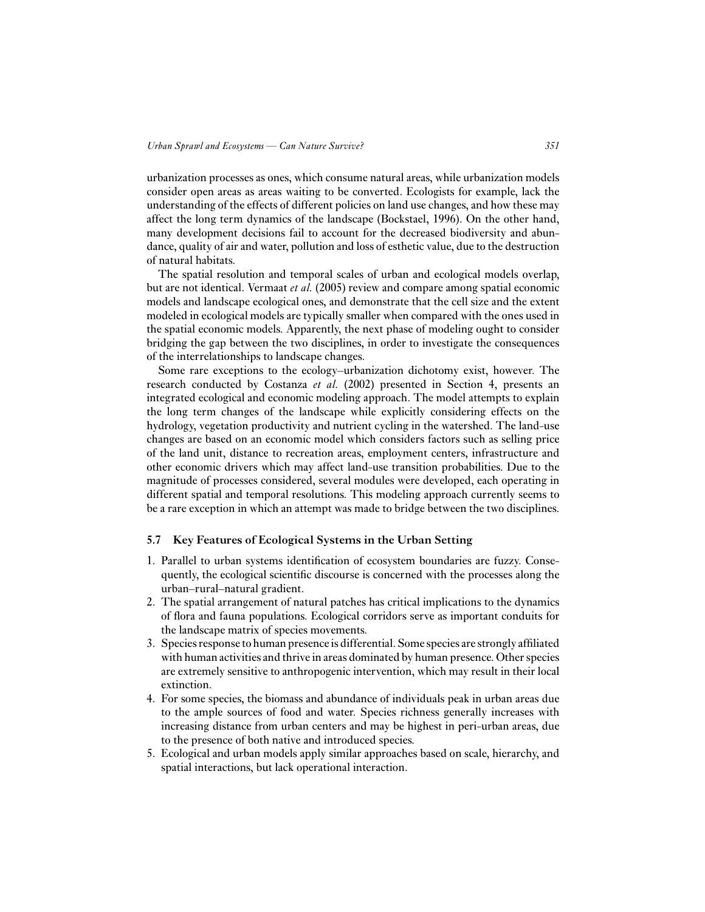urbanization processes as ones, which consume natural areas, while urbanization models consider open areas as areas waiting to be converted. Ecologists for example, lack the understanding of the effects of different policies on land use changes, and how these may affect the long term dynamics of the landscape (Bockstael, 1996). On the other hand, many development decisions fail to account for the decreased biodiversity and abundance, quality of air and water, pollution and loss of esthetic value, due to the destruction of natural habitats.

The spatial resolution and temporal scales of urban and ecological models overlap, but are not identical. Vermaat *et al.* (2005) review and compare among spatial economic models and landscape ecological ones, and demonstrate that the cell size and the extent modeled in ecological models are typically smaller when compared with the ones used in the spatial economic models. Apparently, the next phase of modeling ought to consider bridging the gap between the two disciplines, in order to investigate the consequences of the interrelationships to landscape changes.

Some rare exceptions to the ecology–urbanization dichotomy exist, however. The research conducted by Costanza *et al.* (2002) presented in Section 4, presents an integrated ecological and economic modeling approach. The model attempts to explain the long term changes of the landscape while explicitly considering effects on the hydrology, vegetation productivity and nutrient cycling in the watershed. The land-use changes are based on an economic model which considers factors such as selling price of the land unit, distance to recreation areas, employment centers, infrastructure and other economic drivers which may affect land-use transition probabilities. Due to the magnitude of processes considered, several modules were developed, each operating in different spatial and temporal resolutions. This modeling approach currently seems to be a rare exception in which an attempt was made to bridge between the two disciplines.

### 5.7 Key Features of Ecological Systems in the Urban Setting

1. Parallel to urban systems identification of ecosystem boundaries are fuzzy. Consequently, the ecological scientific discourse is concerned with the processes along the urban–rural–natural gradient.
2. The spatial arrangement of natural patches has critical implications to the dynamics of flora and fauna populations. Ecological corridors serve as important conduits for the landscape matrix of species movements.
3. Species response to human presence is differential. Some species are strongly affiliated with human activities and thrive in areas dominated by human presence. Other species are extremely sensitive to anthropogenic intervention, which may result in their local extinction.
4. For some species, the biomass and abundance of individuals peak in urban areas due to the ample sources of food and water. Species richness generally increases with increasing distance from urban centers and may be highest in peri-urban areas, due to the presence of both native and introduced species.
5. Ecological and urban models apply similar approaches based on scale, hierarchy, and spatial interactions, but lack operational interaction.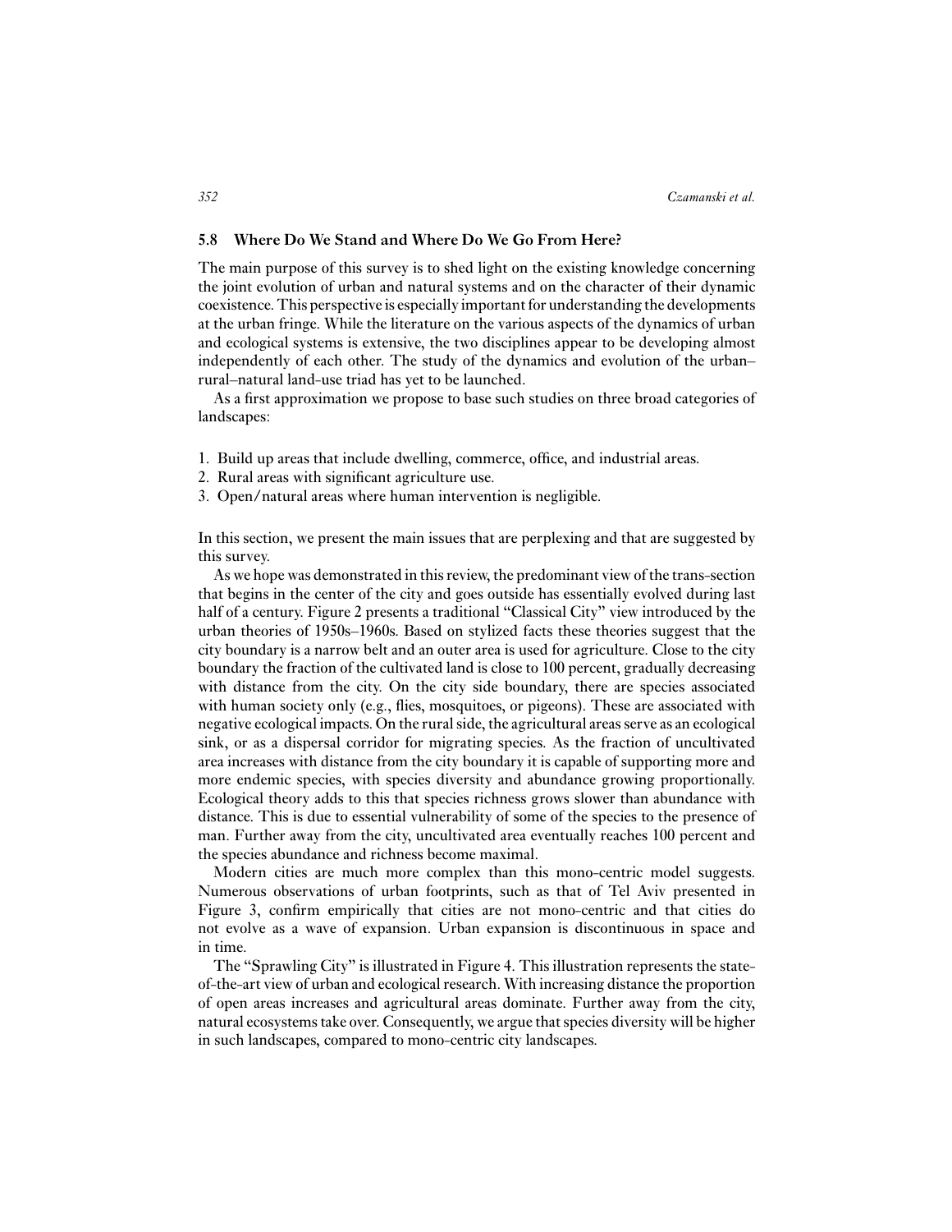## 5.8 Where Do We Stand and Where Do We Go From Here?

The main purpose of this survey is to shed light on the existing knowledge concerning the joint evolution of urban and natural systems and on the character of their dynamic coexistence. This perspective is especially important for understanding the developments at the urban fringe. While the literature on the various aspects of the dynamics of urban and ecological systems is extensive, the two disciplines appear to be developing almost independently of each other. The study of the dynamics and evolution of the urban–rural–natural land-use triad has yet to be launched.

As a first approximation we propose to base such studies on three broad categories of landscapes:

1. Build up areas that include dwelling, commerce, office, and industrial areas.
2. Rural areas with significant agriculture use.
3. Open/natural areas where human intervention is negligible.

In this section, we present the main issues that are perplexing and that are suggested by this survey.

As we hope was demonstrated in this review, the predominant view of the trans-section that begins in the center of the city and goes outside has essentially evolved during last half of a century. Figure 2 presents a traditional "Classical City" view introduced by the urban theories of 1950s–1960s. Based on stylized facts these theories suggest that the city boundary is a narrow belt and an outer area is used for agriculture. Close to the city boundary the fraction of the cultivated land is close to 100 percent, gradually decreasing with distance from the city. On the city side boundary, there are species associated with human society only (e.g., flies, mosquitoes, or pigeons). These are associated with negative ecological impacts. On the rural side, the agricultural areas serve as an ecological sink, or as a dispersal corridor for migrating species. As the fraction of uncultivated area increases with distance from the city boundary it is capable of supporting more and more endemic species, with species diversity and abundance growing proportionally. Ecological theory adds to this that species richness grows slower than abundance with distance. This is due to essential vulnerability of some of the species to the presence of man. Further away from the city, uncultivated area eventually reaches 100 percent and the species abundance and richness become maximal.

Modern cities are much more complex than this mono-centric model suggests. Numerous observations of urban footprints, such as that of Tel Aviv presented in Figure 3, confirm empirically that cities are not mono-centric and that cities do not evolve as a wave of expansion. Urban expansion is discontinuous in space and in time.

The "Sprawling City" is illustrated in Figure 4. This illustration represents the state-of-the-art view of urban and ecological research. With increasing distance the proportion of open areas increases and agricultural areas dominate. Further away from the city, natural ecosystems take over. Consequently, we argue that species diversity will be higher in such landscapes, compared to mono-centric city landscapes.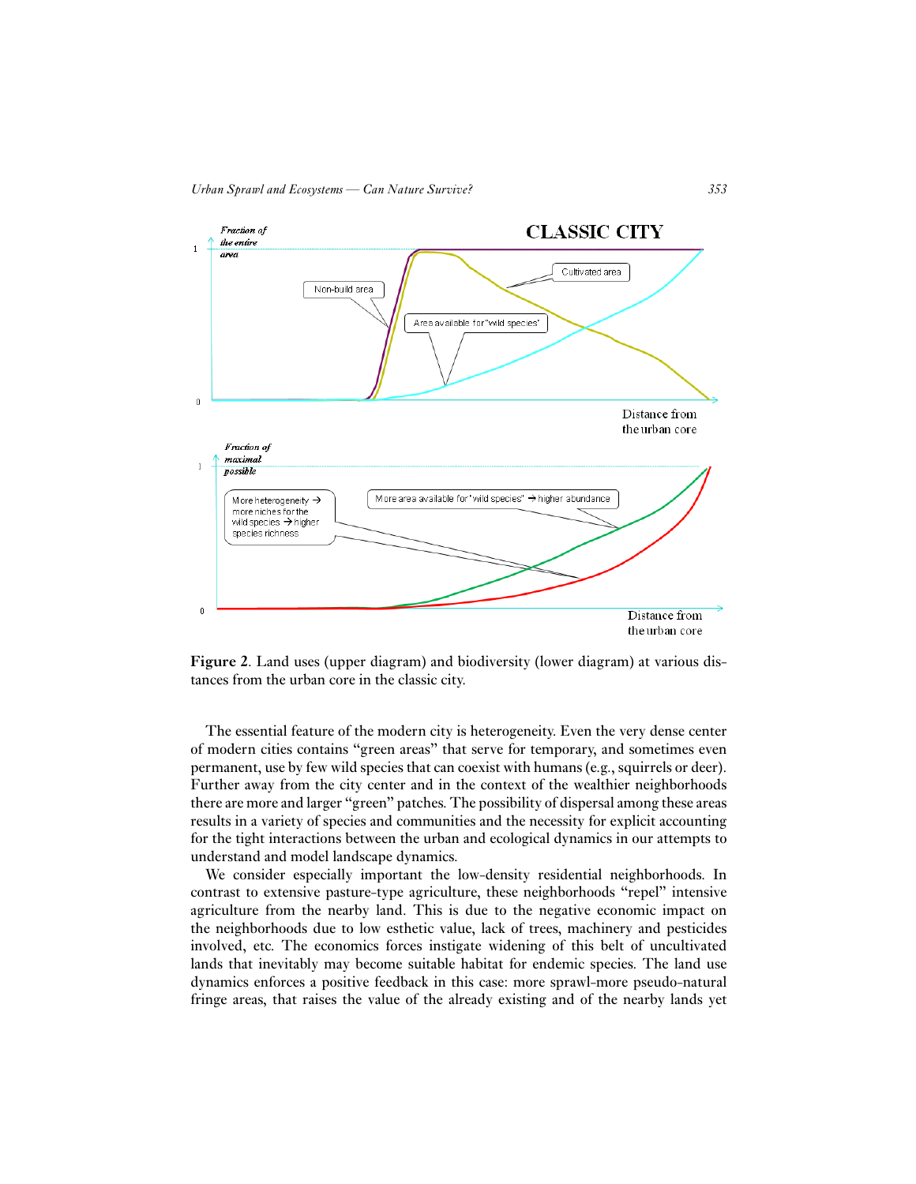Figure 2. Land uses (upper diagram) and biodiversity (lower diagram) at various distances from the urban core in the classic city.

The essential feature of the modern city is heterogeneity. Even the very dense center of modern cities contains “green areas” that serve for temporary, and sometimes even permanent, use by few wild species that can coexist with humans (e.g., squirrels or deer). Further away from the city center and in the context of the wealthier neighborhoods there are more and larger “green” patches. The possibility of dispersal among these areas results in a variety of species and communities and the necessity for explicit accounting for the tight interactions between the urban and ecological dynamics in our attempts to understand and model landscape dynamics.

We consider especially important the low-density residential neighborhoods. In contrast to extensive pasture-type agriculture, these neighborhoods “repel” intensive agriculture from the nearby land. This is due to the negative economic impact on the neighborhoods due to low esthetic value, lack of trees, machinery and pesticides involved, etc. The economics forces instigate widening of this belt of uncultivated lands that inevitably may become suitable habitat for endemic species. The land use dynamics enforces a positive feedback in this case: more sprawl-more pseudo-natural fringe areas, that raises the value of the already existing and of the nearby lands yet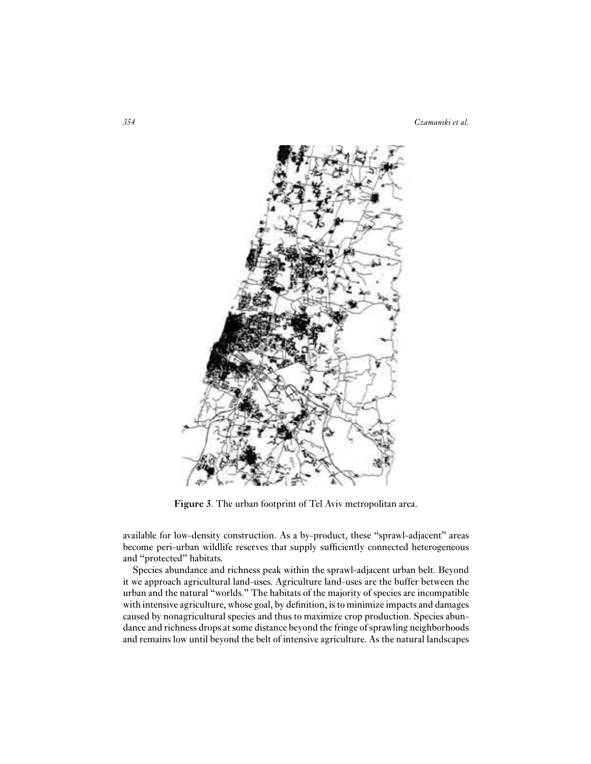Figure 3. The urban footprint of Tel Aviv metropolitan area.

available for low-density construction. As a by-product, these "sprawl-adjacent" areas become peri-urban wildlife reserves that supply sufficiently connected heterogeneous and "protected" habitats.

Species abundance and richness peak within the sprawl-adjacent urban belt. Beyond it we approach agricultural land-uses. Agriculture land-uses are the buffer between the urban and the natural "worlds." The habitats of the majority of species are incompatible with intensive agriculture, whose goal, by definition, is to minimize impacts and damages caused by nonagricultural species and thus to maximize crop production. Species abundance and richness drops at some distance beyond the fringe of sprawling neighborhoods and remains low until beyond the belt of intensive agriculture. As the natural landscapes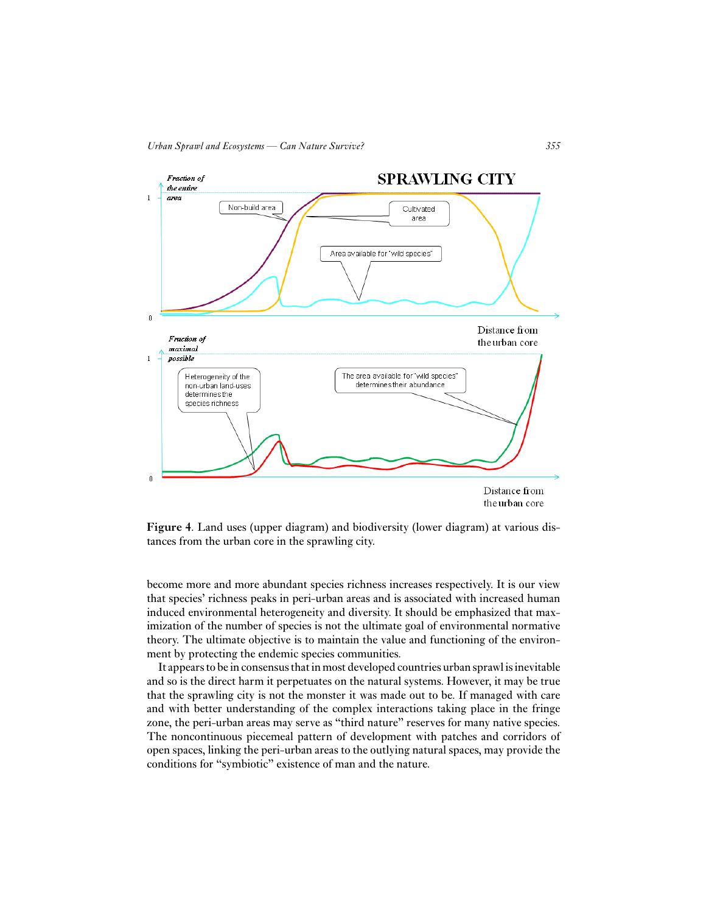**Figure 4**. Land uses (upper diagram) and biodiversity (lower diagram) at various distances from the urban core in the sprawling city.

become more and more abundant species richness increases respectively. It is our view that species' richness peaks in peri-urban areas and is associated with increased human induced environmental heterogeneity and diversity. It should be emphasized that maximization of the number of species is not the ultimate goal of environmental normative theory. The ultimate objective is to maintain the value and functioning of the environment by protecting the endemic species communities.

It appears to be in consensus that in most developed countries urban sprawl is inevitable and so is the direct harm it perpetuates on the natural systems. However, it may be true that the sprawling city is not the monster it was made out to be. If managed with care and with better understanding of the complex interactions taking place in the fringe zone, the peri-urban areas may serve as "third nature" reserves for many native species. The noncontinuous piecemeal pattern of development with patches and corridors of open spaces, linking the peri-urban areas to the outlying natural spaces, may provide the conditions for "symbiotic" existence of man and the nature.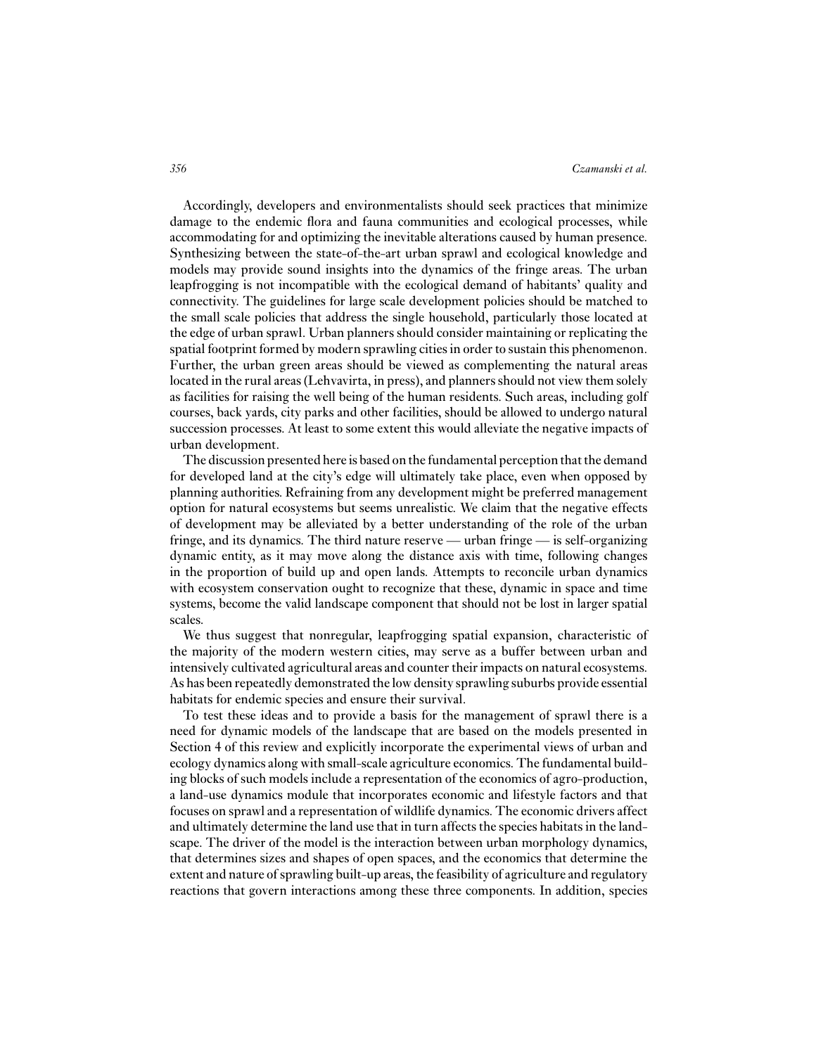Accordingly, developers and environmentalists should seek practices that minimize damage to the endemic flora and fauna communities and ecological processes, while accommodating for and optimizing the inevitable alterations caused by human presence. Synthesizing between the state-of-the-art urban sprawl and ecological knowledge and models may provide sound insights into the dynamics of the fringe areas. The urban leapfrogging is not incompatible with the ecological demand of habitants' quality and connectivity. The guidelines for large scale development policies should be matched to the small scale policies that address the single household, particularly those located at the edge of urban sprawl. Urban planners should consider maintaining or replicating the spatial footprint formed by modern sprawling cities in order to sustain this phenomenon. Further, the urban green areas should be viewed as complementing the natural areas located in the rural areas (Lehvavirta, in press), and planners should not view them solely as facilities for raising the well being of the human residents. Such areas, including golf courses, back yards, city parks and other facilities, should be allowed to undergo natural succession processes. At least to some extent this would alleviate the negative impacts of urban development.

The discussion presented here is based on the fundamental perception that the demand for developed land at the city's edge will ultimately take place, even when opposed by planning authorities. Refraining from any development might be preferred management option for natural ecosystems but seems unrealistic. We claim that the negative effects of development may be alleviated by a better understanding of the role of the urban fringe, and its dynamics. The third nature reserve — urban fringe — is self-organizing dynamic entity, as it may move along the distance axis with time, following changes in the proportion of build up and open lands. Attempts to reconcile urban dynamics with ecosystem conservation ought to recognize that these, dynamic in space and time systems, become the valid landscape component that should not be lost in larger spatial scales.

We thus suggest that nonregular, leapfrogging spatial expansion, characteristic of the majority of the modern western cities, may serve as a buffer between urban and intensively cultivated agricultural areas and counter their impacts on natural ecosystems. As has been repeatedly demonstrated the low density sprawling suburbs provide essential habitats for endemic species and ensure their survival.

To test these ideas and to provide a basis for the management of sprawl there is a need for dynamic models of the landscape that are based on the models presented in Section 4 of this review and explicitly incorporate the experimental views of urban and ecology dynamics along with small-scale agriculture economics. The fundamental building blocks of such models include a representation of the economics of agro-production, a land-use dynamics module that incorporates economic and lifestyle factors and that focuses on sprawl and a representation of wildlife dynamics. The economic drivers affect and ultimately determine the land use that in turn affects the species habitats in the landscape. The driver of the model is the interaction between urban morphology dynamics, that determines sizes and shapes of open spaces, and the economics that determine the extent and nature of sprawling built-up areas, the feasibility of agriculture and regulatory reactions that govern interactions among these three components. In addition, species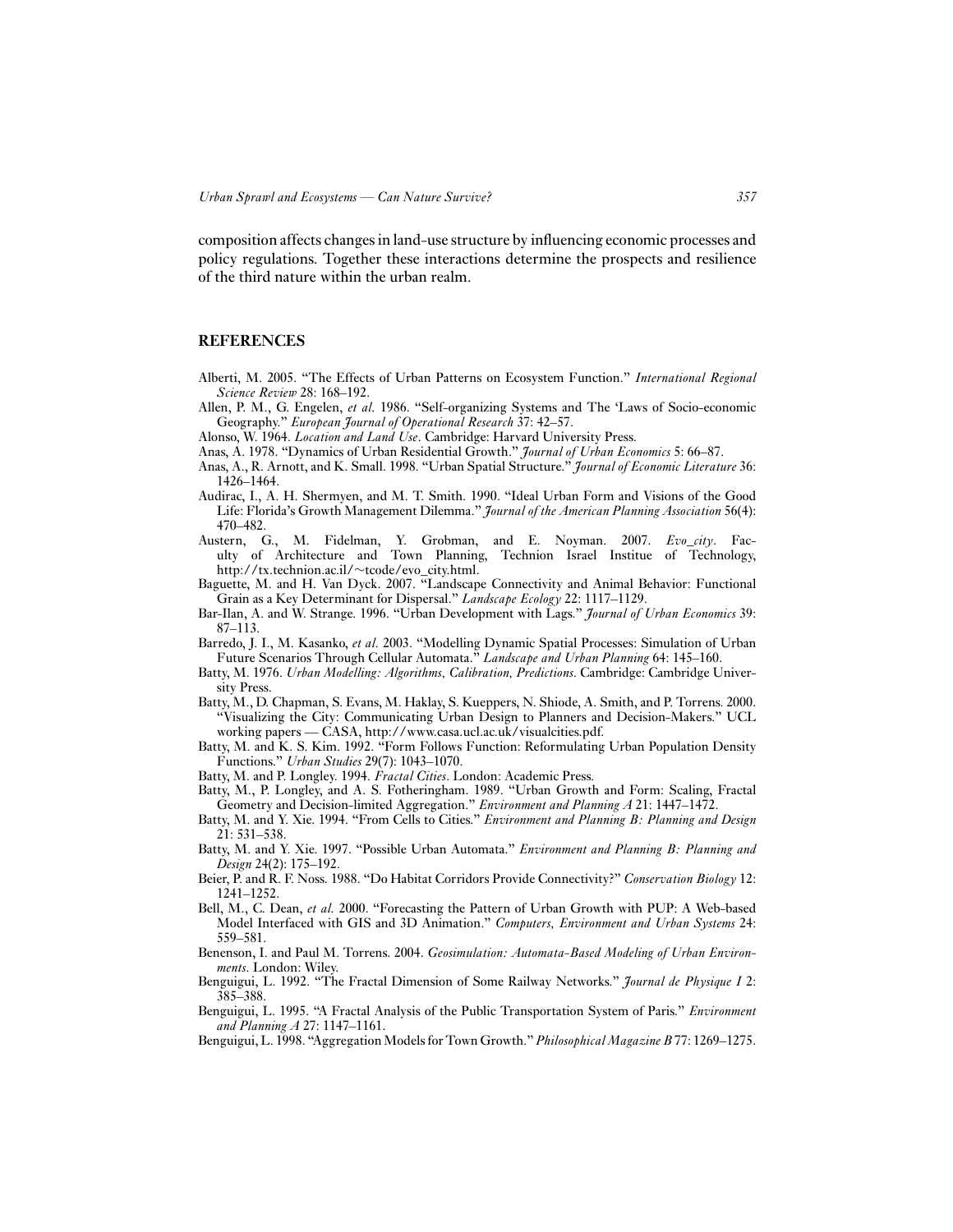composition affects changes in land-use structure by influencing economic processes and policy regulations. Together these interactions determine the prospects and resilience of the third nature within the urban realm.

## REFERENCES

Alberti, M. 2005. "The Effects of Urban Patterns on Ecosystem Function." *International Regional Science Review* 28: 168–192.

Allen, P. M., G. Engelen, *et al.* 1986. "Self-organizing Systems and The 'Laws of Socio-economic Geography." *European Journal of Operational Research* 37: 42–57.

Alonso, W. 1964. *Location and Land Use*. Cambridge: Harvard University Press.

Anas, A. 1978. "Dynamics of Urban Residential Growth." *Journal of Urban Economics* 5: 66–87.

Anas, A., R. Arnott, and K. Small. 1998. "Urban Spatial Structure." *Journal of Economic Literature* 36: 1426–1464.

Audirac, I., A. H. Shermyen, and M. T. Smith. 1990. "Ideal Urban Form and Visions of the Good Life: Florida's Growth Management Dilemma." *Journal of the American Planning Association* 56(4): 470–482.

Austern, G., M. Fidelman, Y. Grobman, and E. Noyman. 2007. *Evo_city*. Faculty of Architecture and Town Planning, Technion Israel Institue of Technology, http://tx.technion.ac.il/∼tcode/evo_city.html.

Baguette, M. and H. Van Dyck. 2007. "Landscape Connectivity and Animal Behavior: Functional Grain as a Key Determinant for Dispersal." *Landscape Ecology* 22: 1117–1129.

Bar-Ilan, A. and W. Strange. 1996. "Urban Development with Lags." *Journal of Urban Economics* 39: 87–113.

Barredo, J. I., M. Kasanko, *et al.* 2003. "Modelling Dynamic Spatial Processes: Simulation of Urban Future Scenarios Through Cellular Automata." *Landscape and Urban Planning* 64: 145–160.

Batty, M. 1976. *Urban Modelling: Algorithms, Calibration, Predictions*. Cambridge: Cambridge University Press.

Batty, M., D. Chapman, S. Evans, M. Haklay, S. Kueppers, N. Shiode, A. Smith, and P. Torrens. 2000. "Visualizing the City: Communicating Urban Design to Planners and Decision-Makers." UCL working papers — CASA, http://www.casa.ucl.ac.uk/visualcities.pdf.

Batty, M. and K. S. Kim. 1992. "Form Follows Function: Reformulating Urban Population Density Functions." *Urban Studies* 29(7): 1043–1070.

Batty, M. and P. Longley. 1994. *Fractal Cities*. London: Academic Press.

Batty, M., P. Longley, and A. S. Fotheringham. 1989. "Urban Growth and Form: Scaling, Fractal Geometry and Decision-limited Aggregation." *Environment and Planning A* 21: 1447–1472.

Batty, M. and Y. Xie. 1994. "From Cells to Cities." *Environment and Planning B: Planning and Design* 21: 531–538.

Batty, M. and Y. Xie. 1997. "Possible Urban Automata." *Environment and Planning B: Planning and Design* 24(2): 175–192.

Beier, P. and R. F. Noss. 1988. "Do Habitat Corridors Provide Connectivity?" *Conservation Biology* 12: 1241–1252.

Bell, M., C. Dean, *et al.* 2000. "Forecasting the Pattern of Urban Growth with PUP: A Web-based Model Interfaced with GIS and 3D Animation." *Computers, Environment and Urban Systems* 24: 559–581.

Benenson, I. and Paul M. Torrens. 2004. *Geosimulation: Automata-Based Modeling of Urban Environments*. London: Wiley.

Benguigui, L. 1992. "The Fractal Dimension of Some Railway Networks." *Journal de Physique I* 2: 385–388.

Benguigui, L. 1995. "A Fractal Analysis of the Public Transportation System of Paris." *Environment and Planning A* 27: 1147–1161.

Benguigui, L. 1998. "Aggregation Models for Town Growth." *Philosophical Magazine B* 77: 1269–1275.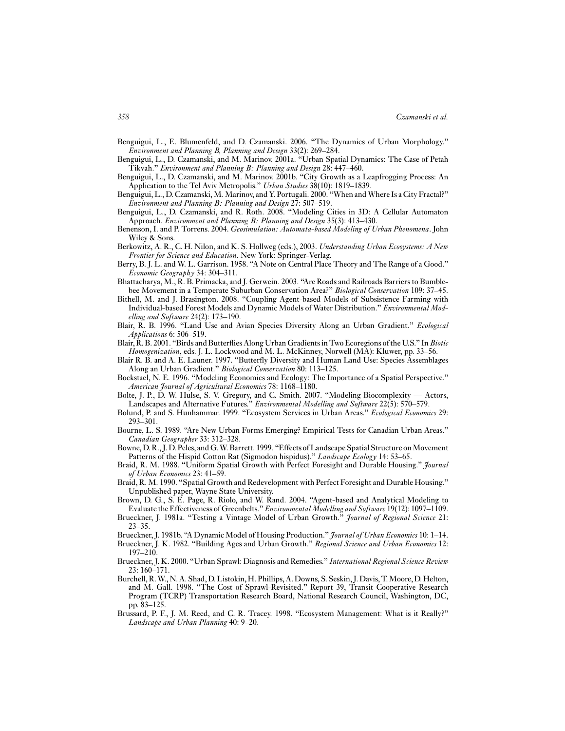Benguigui, L., E. Blumenfeld, and D. Czamanski. 2006. "The Dynamics of Urban Morphology." *Environment and Planning B, Planning and Design* 33(2): 269–284.

Benguigui, L., D. Czamanski, and M. Marinov. 2001a. "Urban Spatial Dynamics: The Case of Petah Tikvah." *Environment and Planning B: Planning and Design* 28: 447–460.

Benguigui, L., D. Czamanski, and M. Marinov. 2001b. "City Growth as a Leapfrogging Process: An Application to the Tel Aviv Metropolis." *Urban Studies* 38(10): 1819–1839.

Benguigui, L., D. Czamanski, M. Marinov, and Y. Portugali. 2000. "When and Where Is a City Fractal?" *Environment and Planning B: Planning and Design* 27: 507–519.

Benguigui, L., D. Czamanski, and R. Roth. 2008. "Modeling Cities in 3D: A Cellular Automaton Approach. *Environment and Planning B: Planning and Design* 35(3): 413–430.

Benenson, I. and P. Torrens. 2004. *Geosimulation: Automata-based Modeling of Urban Phenomena*. John Wiley & Sons.

Berkowitz, A. R., C. H. Nilon, and K. S. Hollweg (eds.), 2003. *Understanding Urban Ecosystems: A New Frontier for Science and Education*. New York: Springer-Verlag.

Berry, B. J. L. and W. L. Garrison. 1958. "A Note on Central Place Theory and The Range of a Good." *Economic Geography* 34: 304–311.

Bhattacharya, M., R. B. Primacka, and J. Gerwein. 2003. "Are Roads and Railroads Barriers to Bumblebee Movement in a Temperate Suburban Conservation Area?" *Biological Conservation* 109: 37–45.

Bithell, M. and J. Brasington. 2008. "Coupling Agent-based Models of Subsistence Farming with Individual-based Forest Models and Dynamic Models of Water Distribution." *Environmental Modelling and Software* 24(2): 173–190.

Blair, R. B. 1996. "Land Use and Avian Species Diversity Along an Urban Gradient." *Ecological Applications* 6: 506–519.

Blair, R. B. 2001. "Birds and Butterflies Along Urban Gradients in Two Ecoregions of the U.S." In *Biotic Homogenization*, eds. J. L. Lockwood and M. L. McKinney, Norwell (MA): Kluwer, pp. 33–56.

Blair R. B. and A. E. Launer. 1997. "Butterfly Diversity and Human Land Use: Species Assemblages Along an Urban Gradient." *Biological Conservation* 80: 113–125.

Bockstael, N. E. 1996. "Modeling Economics and Ecology: The Importance of a Spatial Perspective." *American Journal of Agricultural Economics* 78: 1168–1180.

Bolte, J. P., D. W. Hulse, S. V. Gregory, and C. Smith. 2007. "Modeling Biocomplexity — Actors, Landscapes and Alternative Futures." *Environmental Modelling and Software* 22(5): 570–579.

Bolund, P. and S. Hunhammar. 1999. "Ecosystem Services in Urban Areas." *Ecological Economics* 29: 293–301.

Bourne, L. S. 1989. "Are New Urban Forms Emerging? Empirical Tests for Canadian Urban Areas." *Canadian Geographer* 33: 312–328.

Bowne, D. R., J. D. Peles, and G. W. Barrett. 1999. "Effects of Landscape Spatial Structure on Movement Patterns of the Hispid Cotton Rat (Sigmodon hispidus)." *Landscape Ecology* 14: 53–65.

Braid, R. M. 1988. "Uniform Spatial Growth with Perfect Foresight and Durable Housing." *Journal of Urban Economics* 23: 41–59.

Braid, R. M. 1990. "Spatial Growth and Redevelopment with Perfect Foresight and Durable Housing." Unpublished paper, Wayne State University.

Brown, D. G., S. E. Page, R. Riolo, and W. Rand. 2004. "Agent-based and Analytical Modeling to Evaluate the Effectiveness of Greenbelts." *Environmental Modelling and Software* 19(12): 1097–1109.

Brueckner, J. 1981a. "Testing a Vintage Model of Urban Growth." *Journal of Regional Science* 21: 23–35.

Brueckner, J. 1981b. "A Dynamic Model of Housing Production." *Journal of Urban Economics* 10: 1–14.

Brueckner, J. K. 1982. "Building Ages and Urban Growth." *Regional Science and Urban Economics* 12: 197–210.

Brueckner, J. K. 2000. "Urban Sprawl: Diagnosis and Remedies." *International Regional Science Review* 23: 160–171.

Burchell, R. W., N. A. Shad, D. Listokin, H. Phillips, A. Downs, S. Seskin, J. Davis, T. Moore, D. Helton, and M. Gall. 1998. "The Cost of Sprawl-Revisited." Report 39, Transit Cooperative Research Program (TCRP) Transportation Research Board, National Research Council, Washington, DC, pp. 83–125.

Brussard, P. F., J. M. Reed, and C. R. Tracey. 1998. "Ecosystem Management: What is it Really?" *Landscape and Urban Planning* 40: 9–20.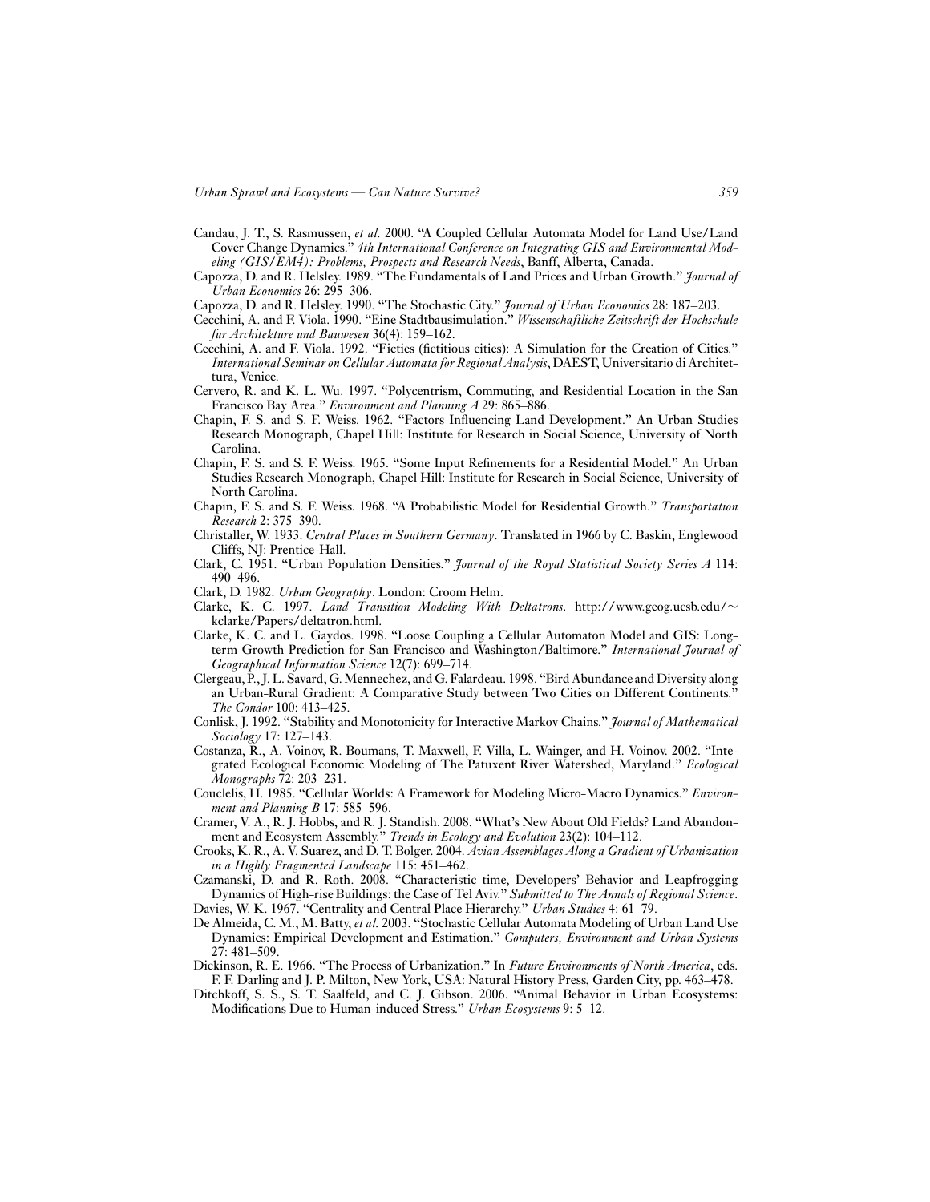Candau, J. T., S. Rasmussen, *et al*. 2000. "A Coupled Cellular Automata Model for Land Use/Land Cover Change Dynamics." *4th International Conference on Integrating GIS and Environmental Modeling (GIS/EM4): Problems, Prospects and Research Needs*, Banff, Alberta, Canada.

Capozza, D. and R. Helsley. 1989. "The Fundamentals of Land Prices and Urban Growth." *Journal of Urban Economics* 26: 295–306.

Capozza, D. and R. Helsley. 1990. "The Stochastic City." *Journal of Urban Economics* 28: 187–203.

Cecchini, A. and F. Viola. 1990. "Eine Stadtbausimulation." *Wissenschaftliche Zeitschrift der Hochschule fur Architekture und Bauwesen* 36(4): 159–162.

Cecchini, A. and F. Viola. 1992. "Ficties (fictitious cities): A Simulation for the Creation of Cities." *International Seminar on Cellular Automata for Regional Analysis*, DAEST, Universitario di Architettura, Venice.

Cervero, R. and K. L. Wu. 1997. "Polycentrism, Commuting, and Residential Location in the San Francisco Bay Area." *Environment and Planning A* 29: 865–886.

Chapin, F. S. and S. F. Weiss. 1962. "Factors Influencing Land Development." An Urban Studies Research Monograph, Chapel Hill: Institute for Research in Social Science, University of North Carolina.

Chapin, F. S. and S. F. Weiss. 1965. "Some Input Refinements for a Residential Model." An Urban Studies Research Monograph, Chapel Hill: Institute for Research in Social Science, University of North Carolina.

Chapin, F. S. and S. F. Weiss. 1968. "A Probabilistic Model for Residential Growth." *Transportation Research* 2: 375–390.

Christaller, W. 1933. *Central Places in Southern Germany*. Translated in 1966 by C. Baskin, Englewood Cliffs, NJ: Prentice-Hall.

Clark, C. 1951. "Urban Population Densities." *Journal of the Royal Statistical Society Series A* 114: 490–496.

Clark, D. 1982. *Urban Geography*. London: Croom Helm.

Clarke, K. C. 1997. *Land Transition Modeling With Deltatrons*. http://www.geog.ucsb.edu/~kclarke/Papers/deltatron.html.

Clarke, K. C. and L. Gaydos. 1998. "Loose Coupling a Cellular Automaton Model and GIS: Long-term Growth Prediction for San Francisco and Washington/Baltimore." *International Journal of Geographical Information Science* 12(7): 699–714.

Clergeau, P., J. L. Savard, G. Mennechez, and G. Falardeau. 1998. "Bird Abundance and Diversity along an Urban-Rural Gradient: A Comparative Study between Two Cities on Different Continents." *The Condor* 100: 413–425.

Conlisk, J. 1992. "Stability and Monotonicity for Interactive Markov Chains." *Journal of Mathematical Sociology* 17: 127–143.

Costanza, R., A. Voinov, R. Boumans, T. Maxwell, F. Villa, L. Wainger, and H. Voinov. 2002. "Integrated Ecological Economic Modeling of The Patuxent River Watershed, Maryland." *Ecological Monographs* 72: 203–231.

Couclelis, H. 1985. "Cellular Worlds: A Framework for Modeling Micro-Macro Dynamics." *Environment and Planning B* 17: 585–596.

Cramer, V. A., R. J. Hobbs, and R. J. Standish. 2008. "What's New About Old Fields? Land Abandonment and Ecosystem Assembly." *Trends in Ecology and Evolution* 23(2): 104–112.

Crooks, K. R., A. V. Suarez, and D. T. Bolger. 2004. *Avian Assemblages Along a Gradient of Urbanization in a Highly Fragmented Landscape* 115: 451–462.

Czamanski, D. and R. Roth. 2008. "Characteristic time, Developers' Behavior and Leapfrogging Dynamics of High-rise Buildings: the Case of Tel Aviv." *Submitted to The Annals of Regional Science*.

Davies, W. K. 1967. "Centrality and Central Place Hierarchy." *Urban Studies* 4: 61–79.

De Almeida, C. M., M. Batty, *et al.* 2003. "Stochastic Cellular Automata Modeling of Urban Land Use Dynamics: Empirical Development and Estimation." *Computers, Environment and Urban Systems* 27: 481–509.

Dickinson, R. E. 1966. "The Process of Urbanization." In *Future Environments of North America*, eds. F. F. Darling and J. P. Milton, New York, USA: Natural History Press, Garden City, pp. 463–478.

Ditchkoff, S. S., S. T. Saalfeld, and C. J. Gibson. 2006. "Animal Behavior in Urban Ecosystems: Modifications Due to Human-induced Stress." *Urban Ecosystems* 9: 5–12.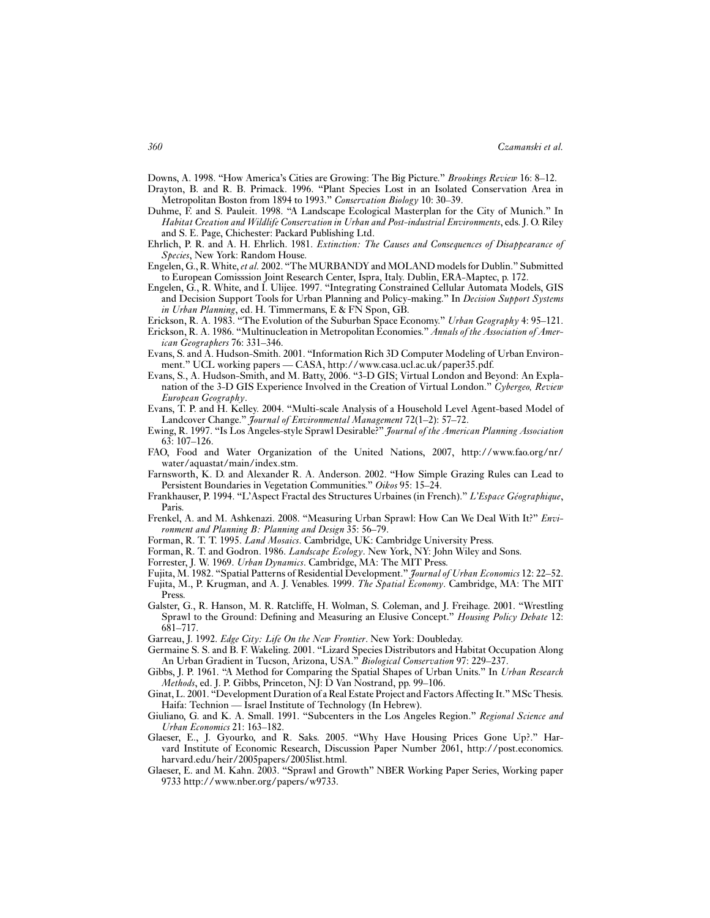Downs, A. 1998. "How America's Cities are Growing: The Big Picture." *Brookings Review* 16: 8–12.

Drayton, B. and R. B. Primack. 1996. "Plant Species Lost in an Isolated Conservation Area in Metropolitan Boston from 1894 to 1993." *Conservation Biology* 10: 30–39.

Duhme, F. and S. Pauleit. 1998. "A Landscape Ecological Masterplan for the City of Munich." In *Habitat Creation and Wildlife Conservation in Urban and Post-industrial Environments*, eds. J. O. Riley and S. E. Page, Chichester: Packard Publishing Ltd.

Ehrlich, P. R. and A. H. Ehrlich. 1981. *Extinction: The Causes and Consequences of Disappearance of Species*, New York: Random House.

Engelen, G., R. White, *et al.* 2002. "The MURBANDY and MOLAND models for Dublin." Submitted to European Comisssion Joint Research Center, Ispra, Italy. Dublin, ERA-Maptec, p. 172.

Engelen, G., R. White, and I. Ulijee. 1997. "Integrating Constrained Cellular Automata Models, GIS and Decision Support Tools for Urban Planning and Policy-making." In *Decision Support Systems in Urban Planning*, ed. H. Timmermans, E & FN Spon, GB.

Erickson, R. A. 1983. "The Evolution of the Suburban Space Economy." *Urban Geography* 4: 95–121.

Erickson, R. A. 1986. "Multinucleation in Metropolitan Economies." *Annals of the Association of American Geographers* 76: 331–346.

Evans, S. and A. Hudson-Smith. 2001. "Information Rich 3D Computer Modeling of Urban Environment." UCL working papers — CASA, http://www.casa.ucl.ac.uk/paper35.pdf.

Evans, S., A. Hudson-Smith, and M. Batty, 2006. "3-D GIS; Virtual London and Beyond: An Explanation of the 3-D GIS Experience Involved in the Creation of Virtual London." *Cybergeo, Review European Geography*.

Evans, T. P. and H. Kelley. 2004. "Multi-scale Analysis of a Household Level Agent-based Model of Landcover Change." *Journal of Environmental Management* 72(1–2): 57–72.

Ewing, R. 1997. "Is Los Angeles-style Sprawl Desirable?" *Journal of the American Planning Association* 63: 107–126.

FAO, Food and Water Organization of the United Nations, 2007, http://www.fao.org/nr/water/aquastat/main/index.stm.

Farnsworth, K. D. and Alexander R. A. Anderson. 2002. "How Simple Grazing Rules can Lead to Persistent Boundaries in Vegetation Communities." *Oikos* 95: 15–24.

Frankhauser, P. 1994. "L'Aspect Fractal des Structures Urbaines (in French)." *L'Espace Géographique*, Paris.

Frenkel, A. and M. Ashkenazi. 2008. "Measuring Urban Sprawl: How Can We Deal With It?" *Environment and Planning B: Planning and Design* 35: 56–79.

Forman, R. T. T. 1995. *Land Mosaics*. Cambridge, UK: Cambridge University Press.

Forman, R. T. and Godron. 1986. *Landscape Ecology*. New York, NY: John Wiley and Sons.

Forrester, J. W. 1969. *Urban Dynamics*. Cambridge, MA: The MIT Press.

Fujita, M. 1982. "Spatial Patterns of Residential Development." *Journal of Urban Economics* 12: 22–52.

Fujita, M., P. Krugman, and A. J. Venables. 1999. *The Spatial Economy*. Cambridge, MA: The MIT Press.

Galster, G., R. Hanson, M. R. Ratcliffe, H. Wolman, S. Coleman, and J. Freihage. 2001. "Wrestling Sprawl to the Ground: Defining and Measuring an Elusive Concept." *Housing Policy Debate* 12: 681–717.

Garreau, J. 1992. *Edge City: Life On the New Frontier*. New York: Doubleday.

Germaine S. S. and B. F. Wakeling. 2001. "Lizard Species Distributors and Habitat Occupation Along An Urban Gradient in Tucson, Arizona, USA." *Biological Conservation* 97: 229–237.

Gibbs, J. P. 1961. "A Method for Comparing the Spatial Shapes of Urban Units." In *Urban Research Methods*, ed. J. P. Gibbs, Princeton, NJ: D Van Nostrand, pp. 99–106.

Ginat, L. 2001. "Development Duration of a Real Estate Project and Factors Affecting It." MSc Thesis. Haifa: Technion — Israel Institute of Technology (In Hebrew).

Giuliano, G. and K. A. Small. 1991. "Subcenters in the Los Angeles Region." *Regional Science and Urban Economics* 21: 163–182.

Glaeser, E., J. Gyourko, and R. Saks. 2005. "Why Have Housing Prices Gone Up?." Harvard Institute of Economic Research, Discussion Paper Number 2061, http://post.economics.harvard.edu/heir/2005papers/2005list.html.

Glaeser, E. and M. Kahn. 2003. "Sprawl and Growth" NBER Working Paper Series, Working paper 9733 http://www.nber.org/papers/w9733.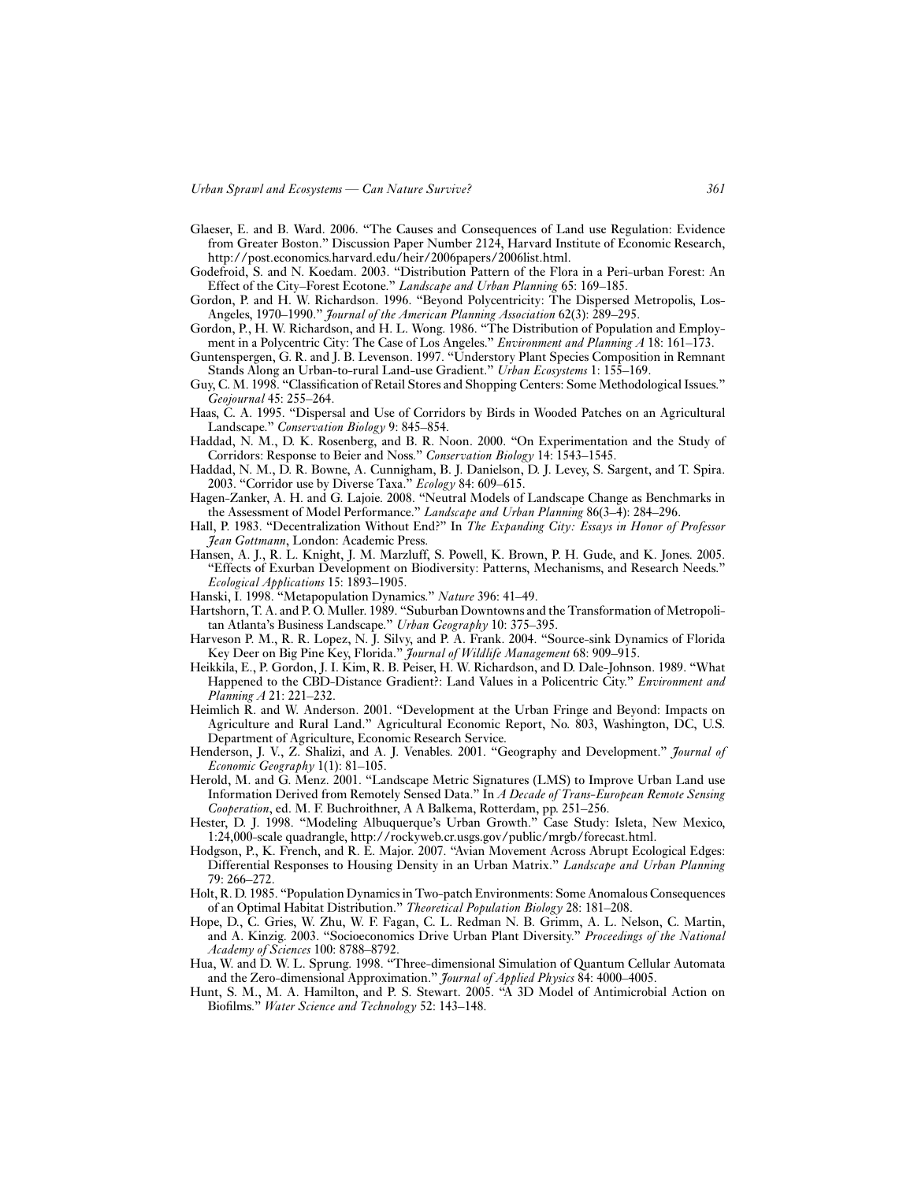Glaeser, E. and B. Ward. 2006. "The Causes and Consequences of Land use Regulation: Evidence from Greater Boston." Discussion Paper Number 2124, Harvard Institute of Economic Research, http://post.economics.harvard.edu/heir/2006papers/2006list.html.

Godefroid, S. and N. Koedam. 2003. "Distribution Pattern of the Flora in a Peri-urban Forest: An Effect of the City–Forest Ecotone." *Landscape and Urban Planning* 65: 169–185.

Gordon, P. and H. W. Richardson. 1996. "Beyond Polycentricity: The Dispersed Metropolis, Los-Angeles, 1970–1990." *Journal of the American Planning Association* 62(3): 289–295.

Gordon, P., H. W. Richardson, and H. L. Wong. 1986. "The Distribution of Population and Employment in a Polycentric City: The Case of Los Angeles." *Environment and Planning A* 18: 161–173.

Guntenspergen, G. R. and J. B. Levenson. 1997. "Understory Plant Species Composition in Remnant Stands Along an Urban-to-rural Land-use Gradient." *Urban Ecosystems* 1: 155–169.

Guy, C. M. 1998. "Classification of Retail Stores and Shopping Centers: Some Methodological Issues." *Geojournal* 45: 255–264.

Haas, C. A. 1995. "Dispersal and Use of Corridors by Birds in Wooded Patches on an Agricultural Landscape." *Conservation Biology* 9: 845–854.

Haddad, N. M., D. K. Rosenberg, and B. R. Noon. 2000. "On Experimentation and the Study of Corridors: Response to Beier and Noss." *Conservation Biology* 14: 1543–1545.

Haddad, N. M., D. R. Bowne, A. Cunnigham, B. J. Danielson, D. J. Levey, S. Sargent, and T. Spira. 2003. "Corridor use by Diverse Taxa." *Ecology* 84: 609–615.

Hagen-Zanker, A. H. and G. Lajoie. 2008. "Neutral Models of Landscape Change as Benchmarks in the Assessment of Model Performance." *Landscape and Urban Planning* 86(3–4): 284–296.

Hall, P. 1983. "Decentralization Without End?" In *The Expanding City: Essays in Honor of Professor Jean Gottmann*, London: Academic Press.

Hansen, A. J., R. L. Knight, J. M. Marzluff, S. Powell, K. Brown, P. H. Gude, and K. Jones. 2005. "Effects of Exurban Development on Biodiversity: Patterns, Mechanisms, and Research Needs." *Ecological Applications* 15: 1893–1905.

Hanski, I. 1998. "Metapopulation Dynamics." *Nature* 396: 41–49.

Hartshorn, T. A. and P. O. Muller. 1989. "Suburban Downtowns and the Transformation of Metropolitan Atlanta's Business Landscape." *Urban Geography* 10: 375–395.

Harveson P. M., R. R. Lopez, N. J. Silvy, and P. A. Frank. 2004. "Source-sink Dynamics of Florida Key Deer on Big Pine Key, Florida." *Journal of Wildlife Management* 68: 909–915.

Heikkila, E., P. Gordon, J. I. Kim, R. B. Peiser, H. W. Richardson, and D. Dale-Johnson. 1989. "What Happened to the CBD-Distance Gradient?: Land Values in a Policentric City." *Environment and Planning A* 21: 221–232.

Heimlich R. and W. Anderson. 2001. "Development at the Urban Fringe and Beyond: Impacts on Agriculture and Rural Land." Agricultural Economic Report, No. 803, Washington, DC, U.S. Department of Agriculture, Economic Research Service.

Henderson, J. V., Z. Shalizi, and A. J. Venables. 2001. "Geography and Development." *Journal of Economic Geography* 1(1): 81–105.

Herold, M. and G. Menz. 2001. "Landscape Metric Signatures (LMS) to Improve Urban Land use Information Derived from Remotely Sensed Data." In *A Decade of Trans-European Remote Sensing Cooperation*, ed. M. F. Buchroithner, A A Balkema, Rotterdam, pp. 251–256.

Hester, D. J. 1998. "Modeling Albuquerque's Urban Growth." Case Study: Isleta, New Mexico, 1:24,000-scale quadrangle, http://rockyweb.cr.usgs.gov/public/mrgb/forecast.html.

Hodgson, P., K. French, and R. E. Major. 2007. "Avian Movement Across Abrupt Ecological Edges: Differential Responses to Housing Density in an Urban Matrix." *Landscape and Urban Planning* 79: 266–272.

Holt, R. D. 1985. "Population Dynamics in Two-patch Environments: Some Anomalous Consequences of an Optimal Habitat Distribution." *Theoretical Population Biology* 28: 181–208.

Hope, D., C. Gries, W. Zhu, W. F. Fagan, C. L. Redman N. B. Grimm, A. L. Nelson, C. Martin, and A. Kinzig. 2003. "Socioeconomics Drive Urban Plant Diversity." *Proceedings of the National Academy of Sciences* 100: 8788–8792.

Hua, W. and D. W. L. Sprung. 1998. "Three-dimensional Simulation of Quantum Cellular Automata and the Zero-dimensional Approximation." *Journal of Applied Physics* 84: 4000–4005.

Hunt, S. M., M. A. Hamilton, and P. S. Stewart. 2005. "A 3D Model of Antimicrobial Action on Biofilms." *Water Science and Technology* 52: 143–148.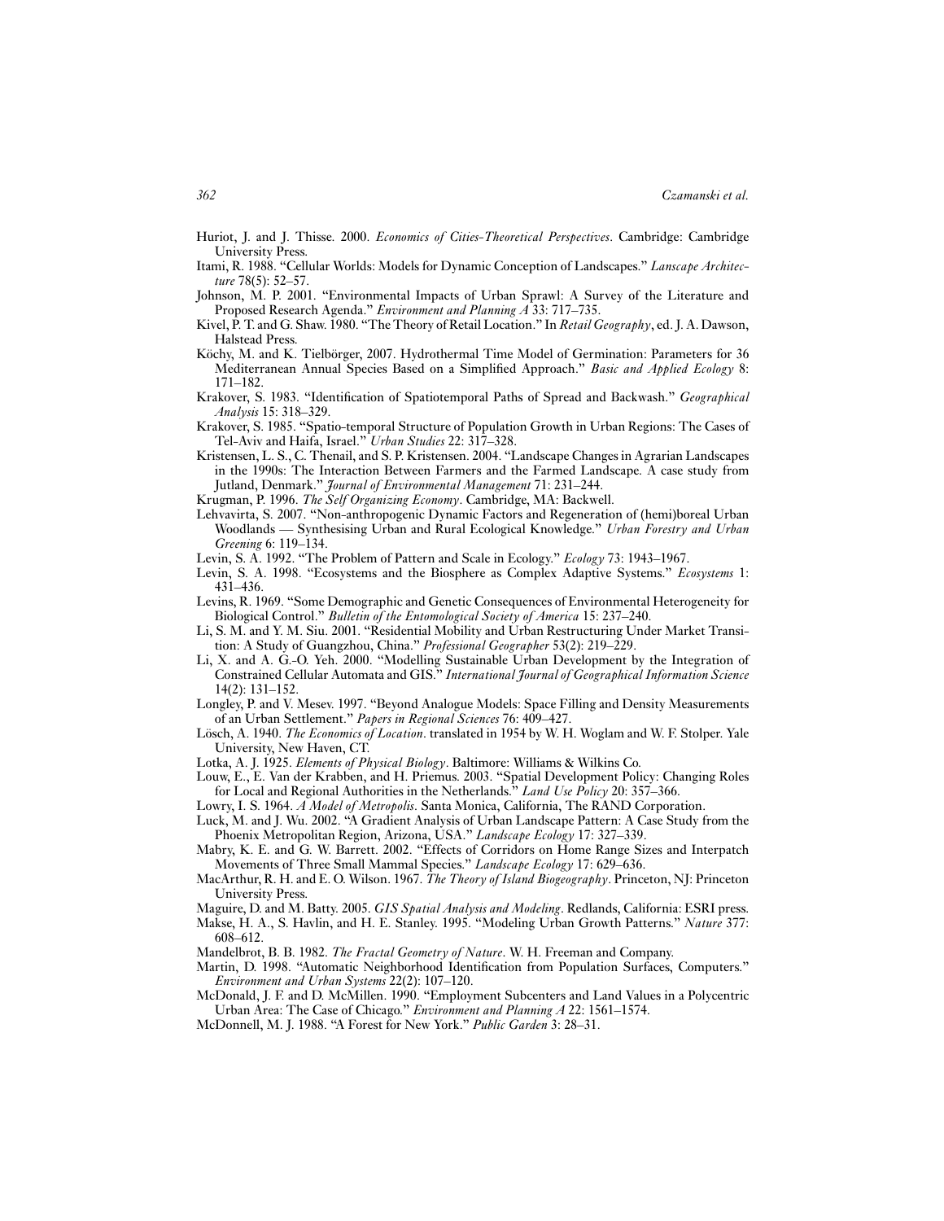Huriot, J. and J. Thisse. 2000. *Economics of Cities-Theoretical Perspectives*. Cambridge: Cambridge University Press.

Itami, R. 1988. "Cellular Worlds: Models for Dynamic Conception of Landscapes." *Lanscape Architecture* 78(5): 52–57.

Johnson, M. P. 2001. "Environmental Impacts of Urban Sprawl: A Survey of the Literature and Proposed Research Agenda." *Environment and Planning A* 33: 717–735.

Kivel, P. T. and G. Shaw. 1980. "The Theory of Retail Location." In *Retail Geography*, ed. J. A. Dawson, Halstead Press.

Köchy, M. and K. Tielbörger, 2007. Hydrothermal Time Model of Germination: Parameters for 36 Mediterranean Annual Species Based on a Simplified Approach." *Basic and Applied Ecology* 8: 171–182.

Krakover, S. 1983. "Identification of Spatiotemporal Paths of Spread and Backwash." *Geographical Analysis* 15: 318–329.

Krakover, S. 1985. "Spatio-temporal Structure of Population Growth in Urban Regions: The Cases of Tel-Aviv and Haifa, Israel." *Urban Studies* 22: 317–328.

Kristensen, L. S., C. Thenail, and S. P. Kristensen. 2004. "Landscape Changes in Agrarian Landscapes in the 1990s: The Interaction Between Farmers and the Farmed Landscape. A case study from Jutland, Denmark." *Journal of Environmental Management* 71: 231–244.

Krugman, P. 1996. *The Self Organizing Economy*. Cambridge, MA: Backwell.

Lehvavirta, S. 2007. "Non-anthropogenic Dynamic Factors and Regeneration of (hemi)boreal Urban Woodlands — Synthesising Urban and Rural Ecological Knowledge." *Urban Forestry and Urban Greening* 6: 119–134.

Levin, S. A. 1992. "The Problem of Pattern and Scale in Ecology." *Ecology* 73: 1943–1967.

Levin, S. A. 1998. "Ecosystems and the Biosphere as Complex Adaptive Systems." *Ecosystems* 1: 431–436.

Levins, R. 1969. "Some Demographic and Genetic Consequences of Environmental Heterogeneity for Biological Control." *Bulletin of the Entomological Society of America* 15: 237–240.

Li, S. M. and Y. M. Siu. 2001. "Residential Mobility and Urban Restructuring Under Market Transition: A Study of Guangzhou, China." *Professional Geographer* 53(2): 219–229.

Li, X. and A. G.-O. Yeh. 2000. "Modelling Sustainable Urban Development by the Integration of Constrained Cellular Automata and GIS." *International Journal of Geographical Information Science* 14(2): 131–152.

Longley, P. and V. Mesev. 1997. "Beyond Analogue Models: Space Filling and Density Measurements of an Urban Settlement." *Papers in Regional Sciences* 76: 409–427.

Lösch, A. 1940. *The Economics of Location*. translated in 1954 by W. H. Woglam and W. F. Stolper. Yale University, New Haven, CT.

Lotka, A. J. 1925. *Elements of Physical Biology*. Baltimore: Williams & Wilkins Co.

Louw, E., E. Van der Krabben, and H. Priemus. 2003. "Spatial Development Policy: Changing Roles for Local and Regional Authorities in the Netherlands." *Land Use Policy* 20: 357–366.

Lowry, I. S. 1964. *A Model of Metropolis*. Santa Monica, California, The RAND Corporation.

Luck, M. and J. Wu. 2002. "A Gradient Analysis of Urban Landscape Pattern: A Case Study from the Phoenix Metropolitan Region, Arizona, USA." *Landscape Ecology* 17: 327–339.

Mabry, K. E. and G. W. Barrett. 2002. "Effects of Corridors on Home Range Sizes and Interpatch Movements of Three Small Mammal Species." *Landscape Ecology* 17: 629–636.

MacArthur, R. H. and E. O. Wilson. 1967. *The Theory of Island Biogeography*. Princeton, NJ: Princeton University Press.

Maguire, D. and M. Batty. 2005. *GIS Spatial Analysis and Modeling*. Redlands, California: ESRI press.

Makse, H. A., S. Havlin, and H. E. Stanley. 1995. "Modeling Urban Growth Patterns." *Nature* 377: 608–612.

Mandelbrot, B. B. 1982. *The Fractal Geometry of Nature*. W. H. Freeman and Company.

Martin, D. 1998. "Automatic Neighborhood Identification from Population Surfaces, Computers." *Environment and Urban Systems* 22(2): 107–120.

McDonald, J. F. and D. McMillen. 1990. "Employment Subcenters and Land Values in a Polycentric Urban Area: The Case of Chicago." *Environment and Planning A* 22: 1561–1574.

McDonnell, M. J. 1988. "A Forest for New York." *Public Garden* 3: 28–31.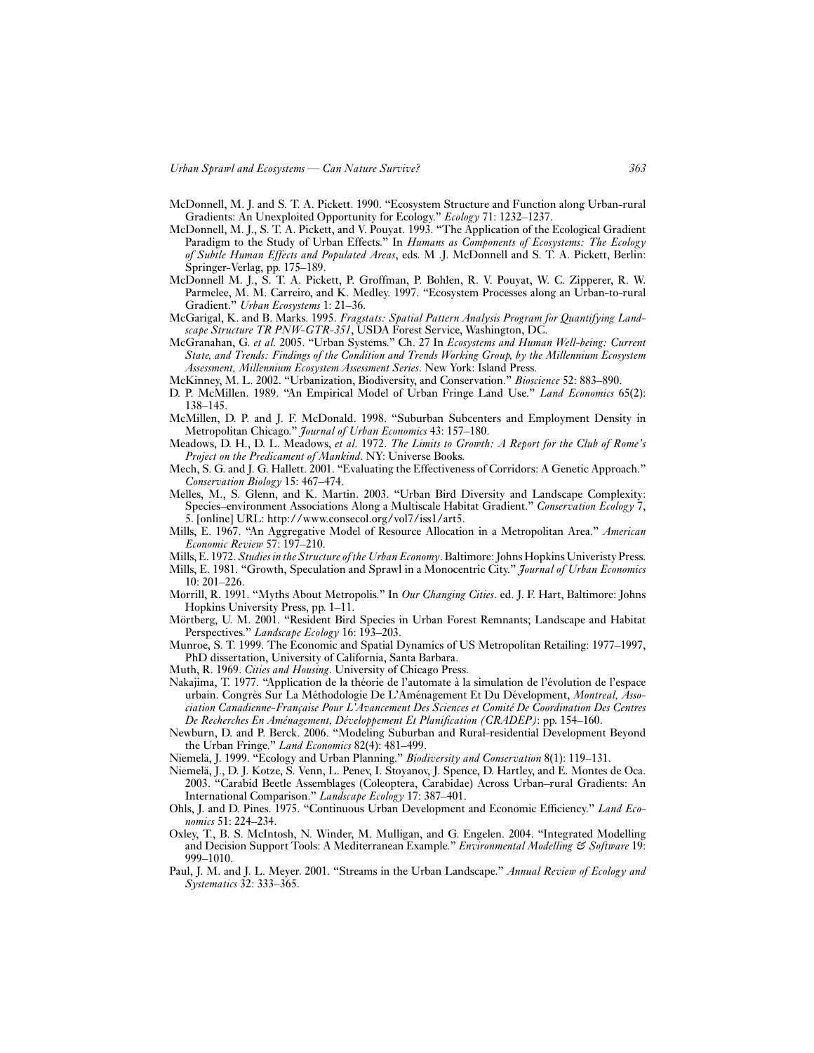McDonnell, M. J. and S. T. A. Pickett. 1990. "Ecosystem Structure and Function along Urban-rural Gradients: An Unexploited Opportunity for Ecology." *Ecology* 71: 1232–1237.

McDonnell, M. J., S. T. A. Pickett, and V. Pouyat. 1993. "The Application of the Ecological Gradient Paradigm to the Study of Urban Effects." In *Humans as Components of Ecosystems: The Ecology of Subtle Human Effects and Populated Areas*, eds. M .J. McDonnell and S. T. A. Pickett, Berlin: Springer-Verlag, pp. 175–189.

McDonnell M. J., S. T. A. Pickett, P. Groffman, P. Bohlen, R. V. Pouyat, W. C. Zipperer, R. W. Parmelee, M. M. Carreiro, and K. Medley. 1997. "Ecosystem Processes along an Urban-to-rural Gradient." *Urban Ecosystems* 1: 21–36.

McGarigal, K. and B. Marks. 1995. *Fragstats: Spatial Pattern Analysis Program for Quantifying Landscape Structure TR PNW-GTR-351*, USDA Forest Service, Washington, DC.

McGranahan, G. *et al.* 2005. "Urban Systems." Ch. 27 In *Ecosystems and Human Well-being: Current State, and Trends: Findings of the Condition and Trends Working Group, by the Millennium Ecosystem Assessment, Millennium Ecosystem Assessment Series*. New York: Island Press.

McKinney, M. L. 2002. "Urbanization, Biodiversity, and Conservation." *Bioscience* 52: 883–890.

D. P. McMillen. 1989. "An Empirical Model of Urban Fringe Land Use." *Land Economics* 65(2): 138–145.

McMillen, D. P. and J. F. McDonald. 1998. "Suburban Subcenters and Employment Density in Metropolitan Chicago." *Journal of Urban Economics* 43: 157–180.

Meadows, D. H., D. L. Meadows, *et al*. 1972. *The Limits to Growth: A Report for the Club of Rome's Project on the Predicament of Mankind*. NY: Universe Books.

Mech, S. G. and J. G. Hallett. 2001. "Evaluating the Effectiveness of Corridors: A Genetic Approach." *Conservation Biology* 15: 467–474.

Melles, M., S. Glenn, and K. Martin. 2003. "Urban Bird Diversity and Landscape Complexity: Species–environment Associations Along a Multiscale Habitat Gradient." *Conservation Ecology* 7, 5. [online] URL: http://www.consecol.org/vol7/iss1/art5.

Mills, E. 1967. "An Aggregative Model of Resource Allocation in a Metropolitan Area." *American Economic Review* 57: 197–210.

Mills, E. 1972. *Studies in the Structure of the Urban Economy*. Baltimore: Johns Hopkins Univeristy Press.

Mills, E. 1981. "Growth, Speculation and Sprawl in a Monocentric City." *Journal of Urban Economics* 10: 201–226.

Morrill, R. 1991. "Myths About Metropolis." In *Our Changing Cities*. ed. J. F. Hart, Baltimore: Johns Hopkins University Press, pp. 1–11.

Mörtberg, U. M. 2001. "Resident Bird Species in Urban Forest Remnants; Landscape and Habitat Perspectives." *Landscape Ecology* 16: 193–203.

Munroe, S. T. 1999. The Economic and Spatial Dynamics of US Metropolitan Retailing: 1977–1997, PhD dissertation, University of California, Santa Barbara.

Muth, R. 1969. *Cities and Housing*. University of Chicago Press.

Nakajima, T. 1977. "Application de la théorie de l'automate à la simulation de l'évolution de l'espace urbain. Congrès Sur La Méthodologie De L'Aménagement Et Du Dévelopment, *Montreal, Association Canadienne-Française Pour L'Avancement Des Sciences et Comité De Coordination Des Centres De Recherches En Aménagement, Développement Et Planification (CRADEP)*: pp. 154–160.

Newburn, D. and P. Berck. 2006. "Modeling Suburban and Rural-residential Development Beyond the Urban Fringe." *Land Economics* 82(4): 481–499.

Niemelä, J. 1999. "Ecology and Urban Planning." *Biodiversity and Conservation* 8(1): 119–131.

Niemelä, J., D. J. Kotze, S. Venn, L. Penev, I. Stoyanov, J. Spence, D. Hartley, and E. Montes de Oca. 2003. "Carabid Beetle Assemblages (Coleoptera, Carabidae) Across Urban–rural Gradients: An International Comparison." *Landscape Ecology* 17: 387–401.

Ohls, J. and D. Pines. 1975. "Continuous Urban Development and Economic Efficiency." *Land Economics* 51: 224–234.

Oxley, T., B. S. McIntosh, N. Winder, M. Mulligan, and G. Engelen. 2004. "Integrated Modelling and Decision Support Tools: A Mediterranean Example." *Environmental Modelling & Software* 19: 999–1010.

Paul, J. M. and J. L. Meyer. 2001. "Streams in the Urban Landscape." *Annual Review of Ecology and Systematics* 32: 333–365.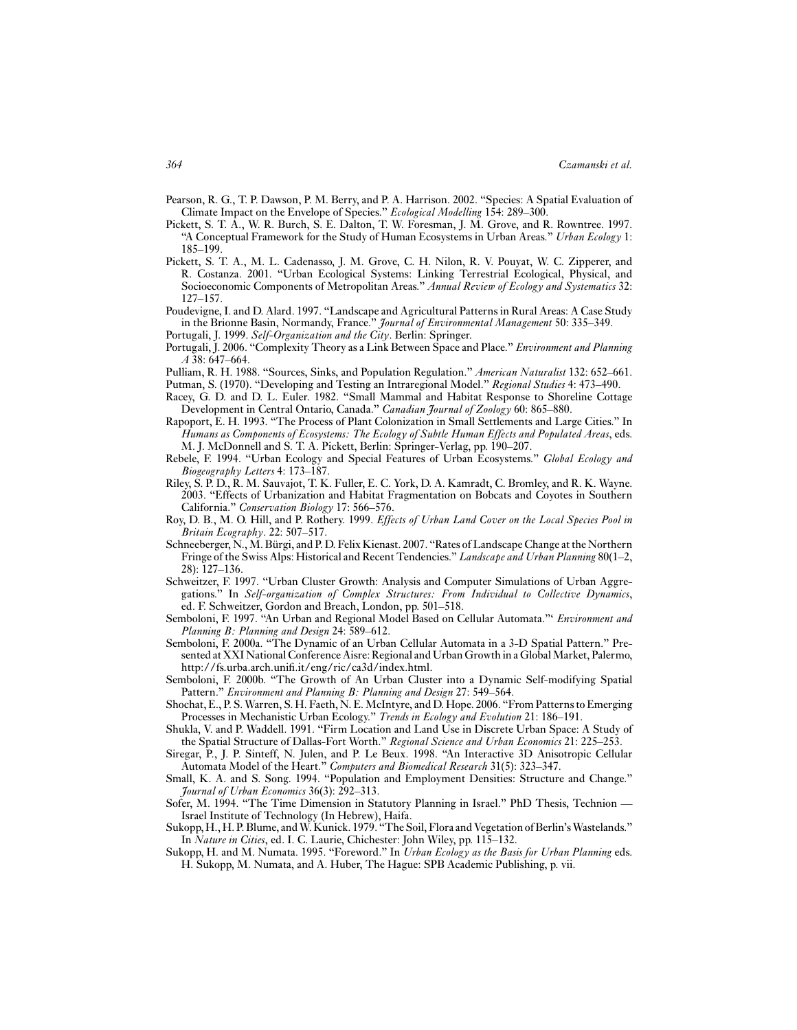Pearson, R. G., T. P. Dawson, P. M. Berry, and P. A. Harrison. 2002. "Species: A Spatial Evaluation of Climate Impact on the Envelope of Species." *Ecological Modelling* 154: 289–300.

Pickett, S. T. A., W. R. Burch, S. E. Dalton, T. W. Foresman, J. M. Grove, and R. Rowntree. 1997. "A Conceptual Framework for the Study of Human Ecosystems in Urban Areas." *Urban Ecology* 1: 185–199.

Pickett, S. T. A., M. L. Cadenasso, J. M. Grove, C. H. Nilon, R. V. Pouyat, W. C. Zipperer, and R. Costanza. 2001. "Urban Ecological Systems: Linking Terrestrial Ecological, Physical, and Socioeconomic Components of Metropolitan Areas." *Annual Review of Ecology and Systematics* 32: 127–157.

Poudevigne, I. and D. Alard. 1997. "Landscape and Agricultural Patterns in Rural Areas: A Case Study in the Brionne Basin, Normandy, France." *Journal of Environmental Management* 50: 335–349.

Portugali, J. 1999. *Self-Organization and the City*. Berlin: Springer.

Portugali, J. 2006. "Complexity Theory as a Link Between Space and Place." *Environment and Planning A* 38: 647–664.

Pulliam, R. H. 1988. "Sources, Sinks, and Population Regulation." *American Naturalist* 132: 652–661.

Putman, S. (1970). "Developing and Testing an Intraregional Model." *Regional Studies* 4: 473–490.

Racey, G. D. and D. L. Euler. 1982. "Small Mammal and Habitat Response to Shoreline Cottage Development in Central Ontario, Canada." *Canadian Journal of Zoology* 60: 865–880.

Rapoport, E. H. 1993. "The Process of Plant Colonization in Small Settlements and Large Cities." In *Humans as Components of Ecosystems: The Ecology of Subtle Human Effects and Populated Areas*, eds. M. J. McDonnell and S. T. A. Pickett, Berlin: Springer-Verlag, pp. 190–207.

Rebele, F. 1994. "Urban Ecology and Special Features of Urban Ecosystems." *Global Ecology and Biogeography Letters* 4: 173–187.

Riley, S. P. D., R. M. Sauvajot, T. K. Fuller, E. C. York, D. A. Kamradt, C. Bromley, and R. K. Wayne. 2003. "Effects of Urbanization and Habitat Fragmentation on Bobcats and Coyotes in Southern California." *Conservation Biology* 17: 566–576.

Roy, D. B., M. O. Hill, and P. Rothery. 1999. *Effects of Urban Land Cover on the Local Species Pool in Britain Ecography*. 22: 507–517.

Schneeberger, N., M. Bürgi, and P. D. Felix Kienast. 2007. "Rates of Landscape Change at the Northern Fringe of the Swiss Alps: Historical and Recent Tendencies." *Landscape and Urban Planning* 80(1–2, 28): 127–136.

Schweitzer, F. 1997. "Urban Cluster Growth: Analysis and Computer Simulations of Urban Aggregations." In *Self-organization of Complex Structures: From Individual to Collective Dynamics*, ed. F. Schweitzer, Gordon and Breach, London, pp. 501–518.

Semboloni, F. 1997. "An Urban and Regional Model Based on Cellular Automata."' *Environment and Planning B: Planning and Design* 24: 589–612.

Semboloni, F. 2000a. "The Dynamic of an Urban Cellular Automata in a 3-D Spatial Pattern." Presented at XXI National Conference Aisre: Regional and Urban Growth in a Global Market, Palermo, http://fs.urba.arch.unifi.it/eng/ric/ca3d/index.html.

Semboloni, F. 2000b. "The Growth of An Urban Cluster into a Dynamic Self-modifying Spatial Pattern." *Environment and Planning B: Planning and Design* 27: 549–564.

Shochat, E., P. S. Warren, S. H. Faeth, N. E. McIntyre, and D. Hope. 2006. "From Patterns to Emerging Processes in Mechanistic Urban Ecology." *Trends in Ecology and Evolution* 21: 186–191.

Shukla, V. and P. Waddell. 1991. "Firm Location and Land Use in Discrete Urban Space: A Study of the Spatial Structure of Dallas-Fort Worth." *Regional Science and Urban Economics* 21: 225–253.

Siregar, P., J. P. Sinteff, N. Julen, and P. Le Beux. 1998. "An Interactive 3D Anisotropic Cellular Automata Model of the Heart." *Computers and Biomedical Research* 31(5): 323–347.

Small, K. A. and S. Song. 1994. "Population and Employment Densities: Structure and Change." *Journal of Urban Economics* 36(3): 292–313.

Sofer, M. 1994. "The Time Dimension in Statutory Planning in Israel." PhD Thesis, Technion — Israel Institute of Technology (In Hebrew), Haifa.

Sukopp, H., H. P. Blume, and W. Kunick. 1979. "The Soil, Flora and Vegetation of Berlin's Wastelands." In *Nature in Cities*, ed. I. C. Laurie, Chichester: John Wiley, pp. 115–132.

Sukopp, H. and M. Numata. 1995. "Foreword." In *Urban Ecology as the Basis for Urban Planning* eds. H. Sukopp, M. Numata, and A. Huber, The Hague: SPB Academic Publishing, p. vii.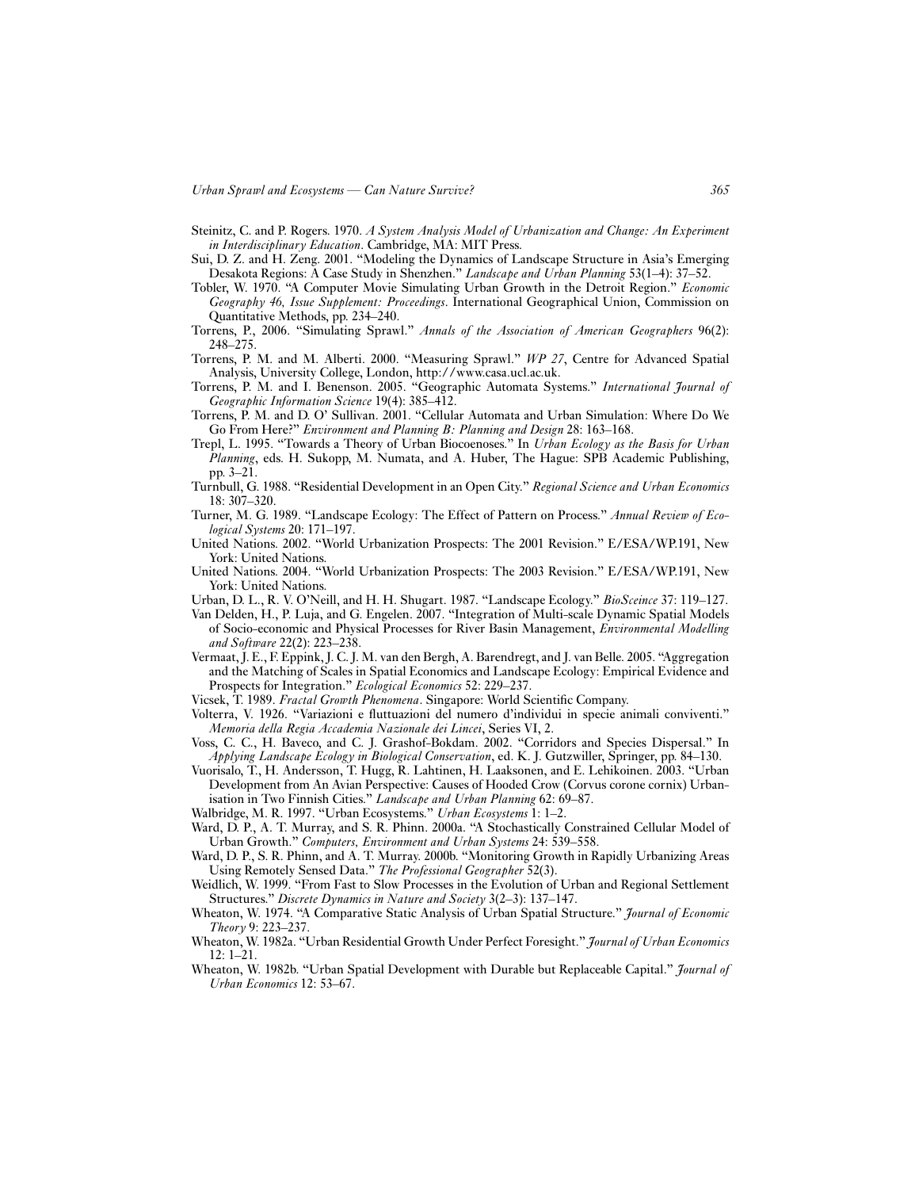Steinitz, C. and P. Rogers. 1970. *A System Analysis Model of Urbanization and Change: An Experiment in Interdisciplinary Education*. Cambridge, MA: MIT Press.

Sui, D. Z. and H. Zeng. 2001. "Modeling the Dynamics of Landscape Structure in Asia's Emerging Desakota Regions: A Case Study in Shenzhen." *Landscape and Urban Planning* 53(1–4): 37–52.

Tobler, W. 1970. "A Computer Movie Simulating Urban Growth in the Detroit Region." *Economic Geography 46, Issue Supplement: Proceedings*. International Geographical Union, Commission on Quantitative Methods, pp. 234–240.

Torrens, P., 2006. "Simulating Sprawl." *Annals of the Association of American Geographers* 96(2): 248–275.

Torrens, P. M. and M. Alberti. 2000. "Measuring Sprawl." *WP 27*, Centre for Advanced Spatial Analysis, University College, London, http://www.casa.ucl.ac.uk.

Torrens, P. M. and I. Benenson. 2005. "Geographic Automata Systems." *International Journal of Geographic Information Science* 19(4): 385–412.

Torrens, P. M. and D. O' Sullivan. 2001. "Cellular Automata and Urban Simulation: Where Do We Go From Here?" *Environment and Planning B: Planning and Design* 28: 163–168.

Trepl, L. 1995. "Towards a Theory of Urban Biocoenoses." In *Urban Ecology as the Basis for Urban Planning*, eds. H. Sukopp, M. Numata, and A. Huber, The Hague: SPB Academic Publishing, pp. 3–21.

Turnbull, G. 1988. "Residential Development in an Open City." *Regional Science and Urban Economics* 18: 307–320.

Turner, M. G. 1989. "Landscape Ecology: The Effect of Pattern on Process." *Annual Review of Ecological Systems* 20: 171–197.

United Nations. 2002. "World Urbanization Prospects: The 2001 Revision." E/ESA/WP.191, New York: United Nations.

United Nations. 2004. "World Urbanization Prospects: The 2003 Revision." E/ESA/WP.191, New York: United Nations.

Urban, D. L., R. V. O'Neill, and H. H. Shugart. 1987. "Landscape Ecology." *BioSceince* 37: 119–127.

Van Delden, H., P. Luja, and G. Engelen. 2007. "Integration of Multi-scale Dynamic Spatial Models of Socio-economic and Physical Processes for River Basin Management, *Environmental Modelling and Software* 22(2): 223–238.

Vermaat, J. E., F. Eppink, J. C. J. M. van den Bergh, A. Barendregt, and J. van Belle. 2005. "Aggregation and the Matching of Scales in Spatial Economics and Landscape Ecology: Empirical Evidence and Prospects for Integration." *Ecological Economics* 52: 229–237.

Vicsek, T. 1989. *Fractal Growth Phenomena*. Singapore: World Scientific Company.

Volterra, V. 1926. "Variazioni e fluttuazioni del numero d'individui in specie animali conviventi." *Memoria della Regia Accademia Nazionale dei Lincei*, Series VI, 2.

Voss, C. C., H. Baveco, and C. J. Grashof-Bokdam. 2002. "Corridors and Species Dispersal." In *Applying Landscape Ecology in Biological Conservation*, ed. K. J. Gutzwiller, Springer, pp. 84–130.

Vuorisalo, T., H. Andersson, T. Hugg, R. Lahtinen, H. Laaksonen, and E. Lehikoinen. 2003. "Urban Development from An Avian Perspective: Causes of Hooded Crow (Corvus corone cornix) Urbanisation in Two Finnish Cities." *Landscape and Urban Planning* 62: 69–87.

Walbridge, M. R. 1997. "Urban Ecosystems." *Urban Ecosystems* 1: 1–2.

Ward, D. P., A. T. Murray, and S. R. Phinn. 2000a. "A Stochastically Constrained Cellular Model of Urban Growth." *Computers, Environment and Urban Systems* 24: 539–558.

Ward, D. P., S. R. Phinn, and A. T. Murray. 2000b. "Monitoring Growth in Rapidly Urbanizing Areas Using Remotely Sensed Data." *The Professional Geographer* 52(3).

Weidlich, W. 1999. "From Fast to Slow Processes in the Evolution of Urban and Regional Settlement Structures." *Discrete Dynamics in Nature and Society* 3(2–3): 137–147.

Wheaton, W. 1974. "A Comparative Static Analysis of Urban Spatial Structure." *Journal of Economic Theory* 9: 223–237.

Wheaton, W. 1982a. "Urban Residential Growth Under Perfect Foresight." *Journal of Urban Economics* 12: 1–21.

Wheaton, W. 1982b. "Urban Spatial Development with Durable but Replaceable Capital." *Journal of Urban Economics* 12: 53–67.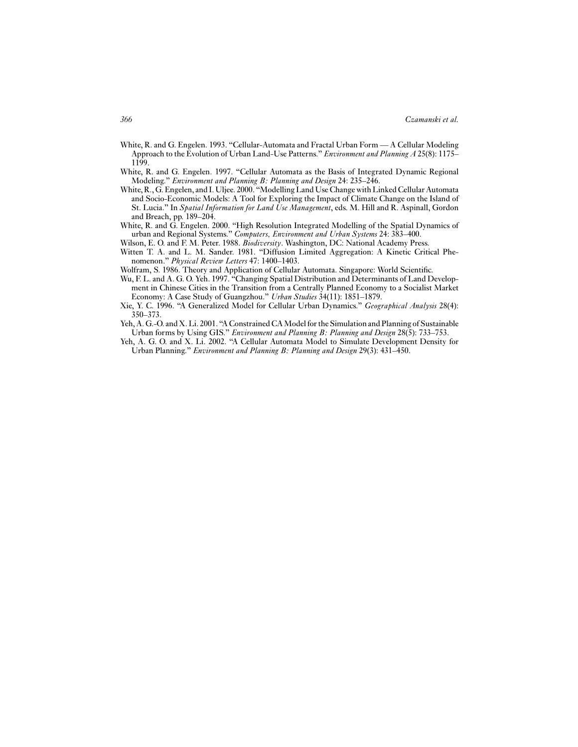White, R. and G. Engelen. 1993. "Cellular-Automata and Fractal Urban Form — A Cellular Modeling Approach to the Evolution of Urban Land-Use Patterns." *Environment and Planning A* 25(8): 1175–1199.

White, R. and G. Engelen. 1997. "Cellular Automata as the Basis of Integrated Dynamic Regional Modeling." *Environment and Planning B: Planning and Design* 24: 235–246.

White, R., G. Engelen, and I. Uljee. 2000. "Modelling Land Use Change with Linked Cellular Automata and Socio-Economic Models: A Tool for Exploring the Impact of Climate Change on the Island of St. Lucia." In *Spatial Information for Land Use Management*, eds. M. Hill and R. Aspinall, Gordon and Breach, pp. 189–204.

White, R. and G. Engelen. 2000. "High Resolution Integrated Modelling of the Spatial Dynamics of urban and Regional Systems." *Computers, Environment and Urban Systems* 24: 383–400.

Wilson, E. O. and F. M. Peter. 1988. *Biodiversity*. Washington, DC: National Academy Press.

Witten T. A. and L. M. Sander. 1981. "Diffusion Limited Aggregation: A Kinetic Critical Phenomenon." *Physical Review Letters* 47: 1400–1403.

Wolfram, S. 1986. Theory and Application of Cellular Automata. Singapore: World Scientific.

Wu, F. L. and A. G. O. Yeh. 1997. "Changing Spatial Distribution and Determinants of Land Development in Chinese Cities in the Transition from a Centrally Planned Economy to a Socialist Market Economy: A Case Study of Guangzhou." *Urban Studies* 34(11): 1851–1879.

Xie, Y. C. 1996. "A Generalized Model for Cellular Urban Dynamics." *Geographical Analysis* 28(4): 350–373.

Yeh, A. G.-O. and X. Li. 2001. "A Constrained CA Model for the Simulation and Planning of Sustainable Urban forms by Using GIS." *Environment and Planning B: Planning and Design* 28(5): 733–753.

Yeh, A. G. O. and X. Li. 2002. "A Cellular Automata Model to Simulate Development Density for Urban Planning." *Environment and Planning B: Planning and Design* 29(3): 431–450.